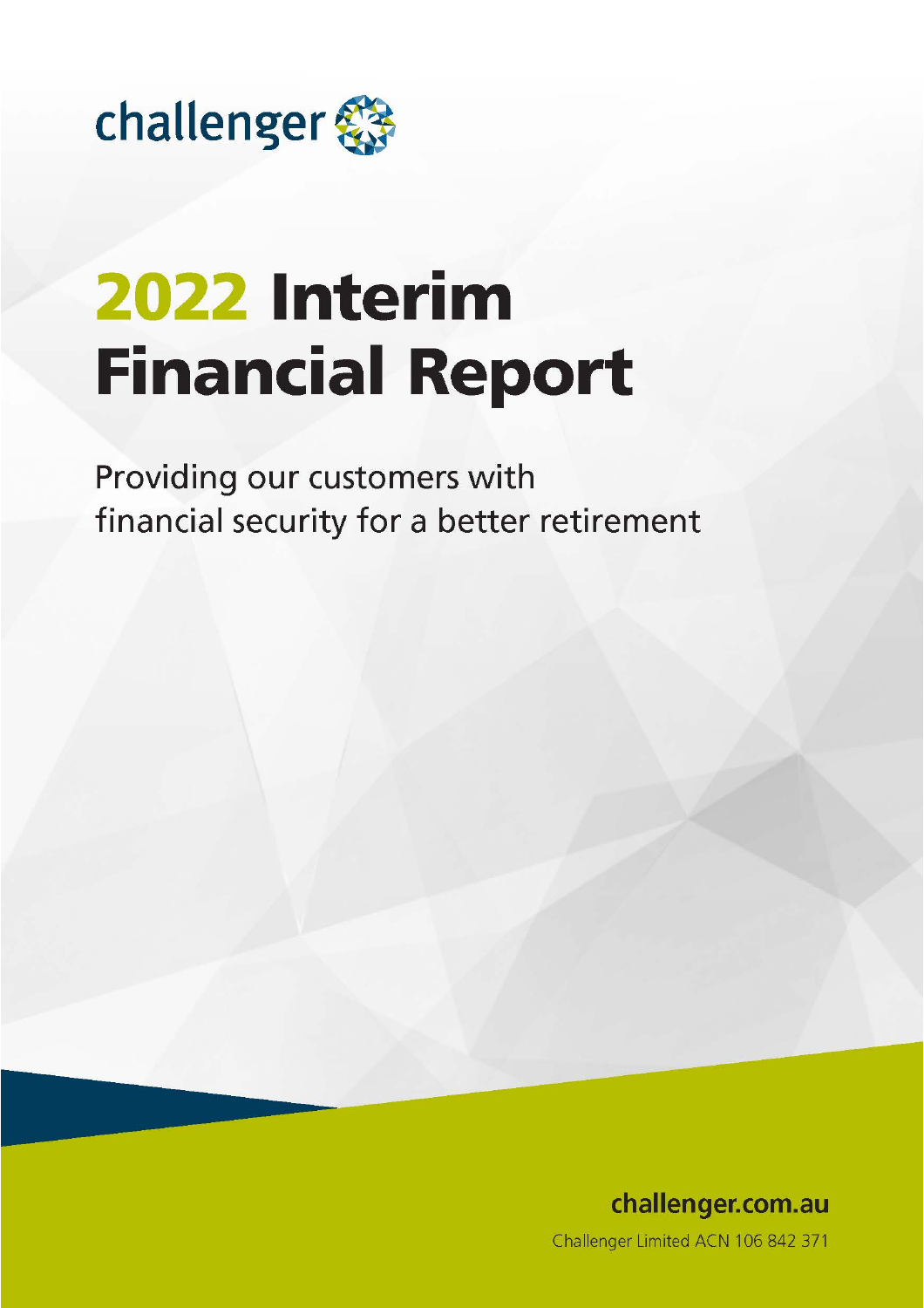challenger

# 2022 Interim Financial Report

Providing our customers with financial security for a better retirement

challenger.com.au

Challenger Limited ACN 106 842 371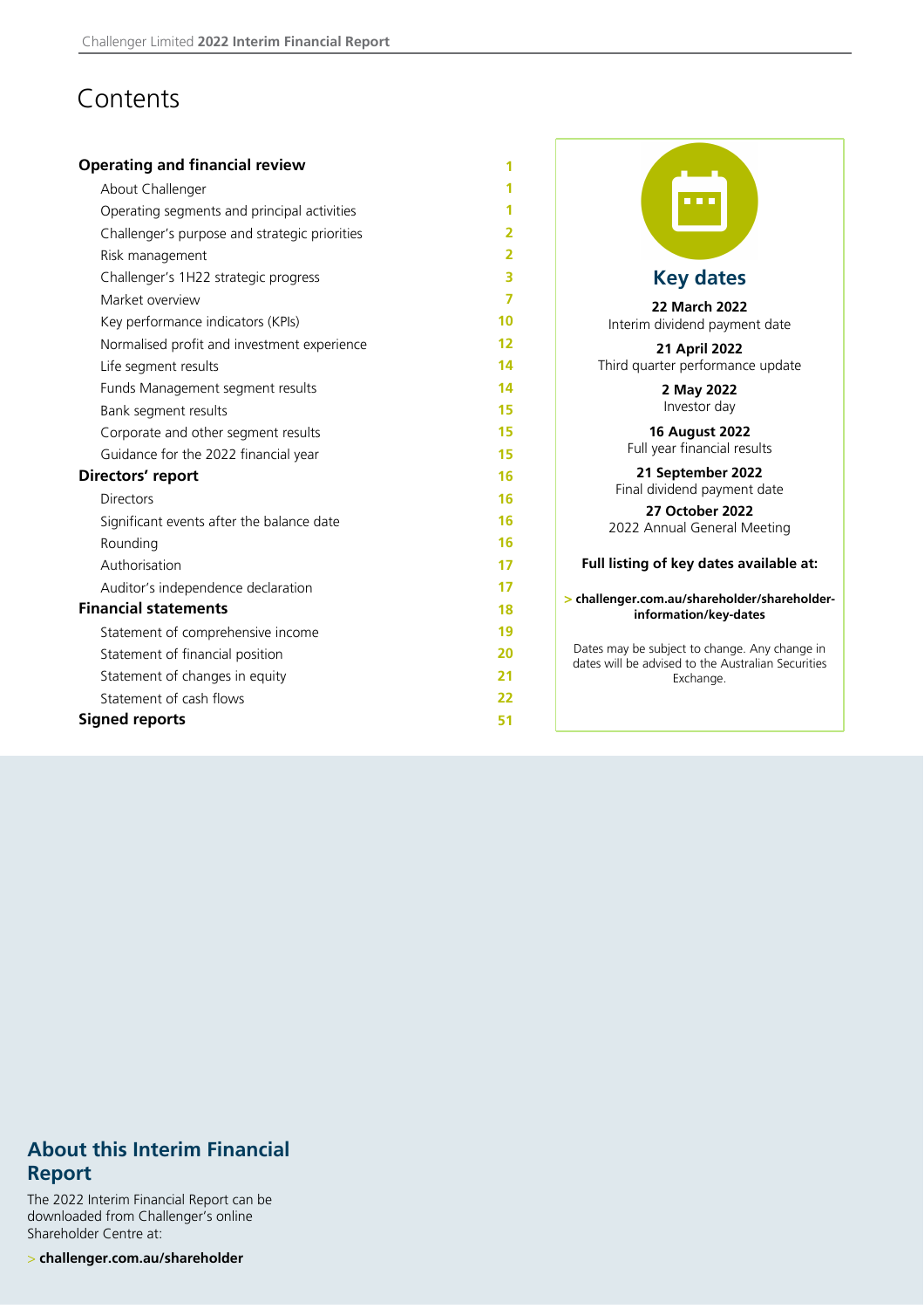# Contents

| | |
|---|---|
| **Operating and financial review** | **1** |
| About Challenger | 1 |
| Operating segments and principal activities | 1 |
| Challenger's purpose and strategic priorities | 2 |
| Risk management | 2 |
| Challenger's 1H22 strategic progress | 3 |
| Market overview | 7 |
| Key performance indicators (KPIs) | 10 |
| Normalised profit and investment experience | 12 |
| Life segment results | 14 |
| Funds Management segment results | 14 |
| Bank segment results | 15 |
| Corporate and other segment results | 15 |
| Guidance for the 2022 financial year | 15 |
| **Directors' report** | **16** |
| Directors | 16 |
| Significant events after the balance date | 16 |
| Rounding | 16 |
| Authorisation | 17 |
| Auditor's independence declaration | 17 |
| **Financial statements** | **18** |
| Statement of comprehensive income | 19 |
| Statement of financial position | 20 |
| Statement of changes in equity | 21 |
| Statement of cash flows | 22 |
| **Signed reports** | **51** |

## Key dates

**22 March 2022**
Interim dividend payment date

**21 April 2022**
Third quarter performance update

**2 May 2022**
Investor day

**16 August 2022**
Full year financial results

**21 September 2022**
Final dividend payment date

**27 October 2022**
2022 Annual General Meeting

**Full listing of key dates available at:**

> **challenger.com.au/shareholder/shareholder-information/key-dates**

Dates may be subject to change. Any change in dates will be advised to the Australian Securities Exchange.

## About this Interim Financial Report

The 2022 Interim Financial Report can be downloaded from Challenger's online Shareholder Centre at:

> **challenger.com.au/shareholder**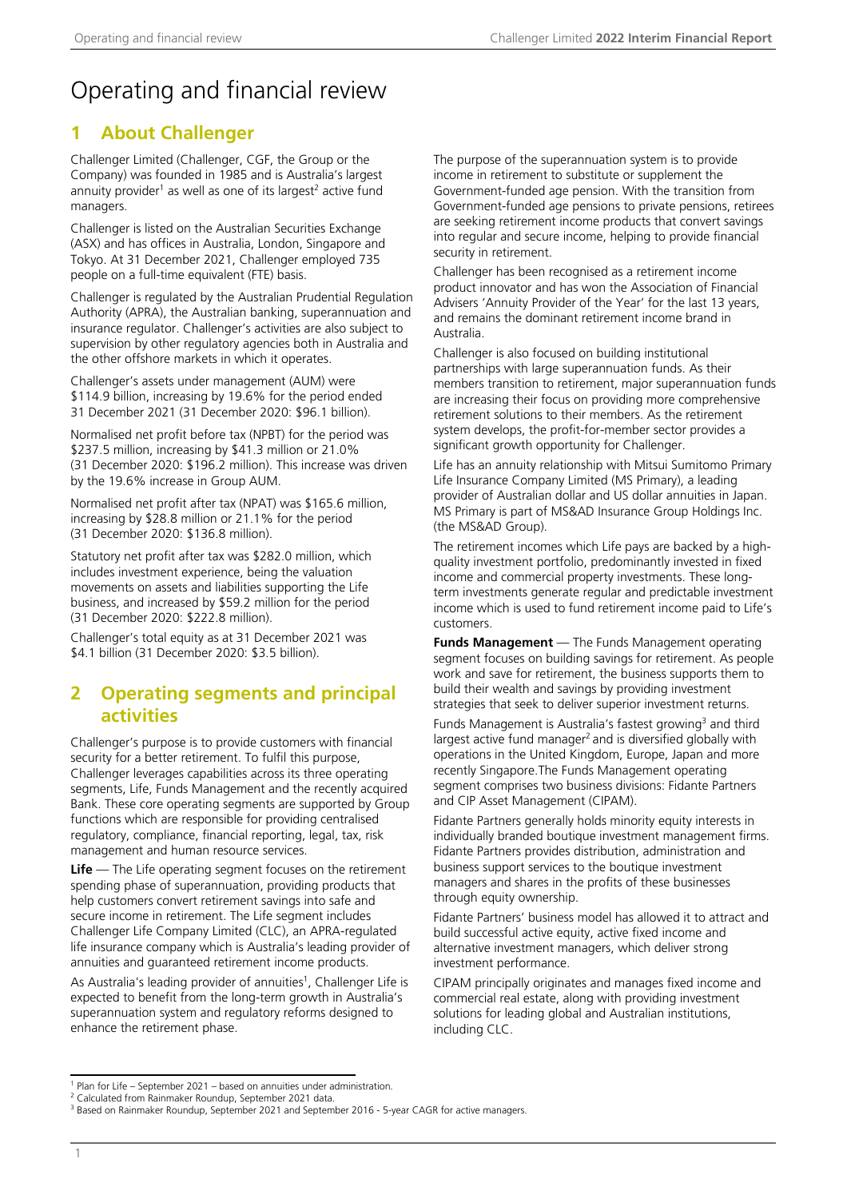# Operating and financial review

## 1 About Challenger

Challenger Limited (Challenger, CGF, the Group or the Company) was founded in 1985 and is Australia's largest annuity provider[1] as well as one of its largest[2] active fund managers.

Challenger is listed on the Australian Securities Exchange (ASX) and has offices in Australia, London, Singapore and Tokyo. At 31 December 2021, Challenger employed 735 people on a full-time equivalent (FTE) basis.

Challenger is regulated by the Australian Prudential Regulation Authority (APRA), the Australian banking, superannuation and insurance regulator. Challenger's activities are also subject to supervision by other regulatory agencies both in Australia and the other offshore markets in which it operates.

Challenger's assets under management (AUM) were $114.9 billion, increasing by 19.6% for the period ended 31 December 2021 (31 December 2020: $96.1 billion).

Normalised net profit before tax (NPBT) for the period was $237.5 million, increasing by $41.3 million or 21.0% (31 December 2020: $196.2 million). This increase was driven by the 19.6% increase in Group AUM.

Normalised net profit after tax (NPAT) was $165.6 million, increasing by $28.8 million or 21.1% for the period (31 December 2020: $136.8 million).

Statutory net profit after tax was $282.0 million, which includes investment experience, being the valuation movements on assets and liabilities supporting the Life business, and increased by $59.2 million for the period (31 December 2020: $222.8 million).

Challenger's total equity as at 31 December 2021 was $4.1 billion (31 December 2020: $3.5 billion).

## 2 Operating segments and principal activities

Challenger's purpose is to provide customers with financial security for a better retirement. To fulfil this purpose, Challenger leverages capabilities across its three operating segments, Life, Funds Management and the recently acquired Bank. These core operating segments are supported by Group functions which are responsible for providing centralised regulatory, compliance, financial reporting, legal, tax, risk management and human resource services.

**Life** — The Life operating segment focuses on the retirement spending phase of superannuation, providing products that help customers convert retirement savings into safe and secure income in retirement. The Life segment includes Challenger Life Company Limited (CLC), an APRA-regulated life insurance company which is Australia's leading provider of annuities and guaranteed retirement income products.

As Australia's leading provider of annuities[1], Challenger Life is expected to benefit from the long-term growth in Australia's superannuation system and regulatory reforms designed to enhance the retirement phase.

The purpose of the superannuation system is to provide income in retirement to substitute or supplement the Government-funded age pension. With the transition from Government-funded age pensions to private pensions, retirees are seeking retirement income products that convert savings into regular and secure income, helping to provide financial security in retirement.

Challenger has been recognised as a retirement income product innovator and has won the Association of Financial Advisers 'Annuity Provider of the Year' for the last 13 years, and remains the dominant retirement income brand in Australia.

Challenger is also focused on building institutional partnerships with large superannuation funds. As their members transition to retirement, major superannuation funds are increasing their focus on providing more comprehensive retirement solutions to their members. As the retirement system develops, the profit-for-member sector provides a significant growth opportunity for Challenger.

Life has an annuity relationship with Mitsui Sumitomo Primary Life Insurance Company Limited (MS Primary), a leading provider of Australian dollar and US dollar annuities in Japan. MS Primary is part of MS&AD Insurance Group Holdings Inc. (the MS&AD Group).

The retirement incomes which Life pays are backed by a high-quality investment portfolio, predominantly invested in fixed income and commercial property investments. These long-term investments generate regular and predictable investment income which is used to fund retirement income paid to Life's customers.

**Funds Management** — The Funds Management operating segment focuses on building savings for retirement. As people work and save for retirement, the business supports them to build their wealth and savings by providing investment strategies that seek to deliver superior investment returns.

Funds Management is Australia's fastest growing[3] and third largest active fund manager[2] and is diversified globally with operations in the United Kingdom, Europe, Japan and more recently Singapore.The Funds Management operating segment comprises two business divisions: Fidante Partners and CIP Asset Management (CIPAM).

Fidante Partners generally holds minority equity interests in individually branded boutique investment management firms. Fidante Partners provides distribution, administration and business support services to the boutique investment managers and shares in the profits of these businesses through equity ownership.

Fidante Partners' business model has allowed it to attract and build successful active equity, active fixed income and alternative investment managers, which deliver strong investment performance.

CIPAM principally originates and manages fixed income and commercial real estate, along with providing investment solutions for leading global and Australian institutions, including CLC.

[1] Plan for Life – September 2021 – based on annuities under administration.
[2] Calculated from Rainmaker Roundup, September 2021 data.
[3] Based on Rainmaker Roundup, September 2021 and September 2016 - 5-year CAGR for active managers.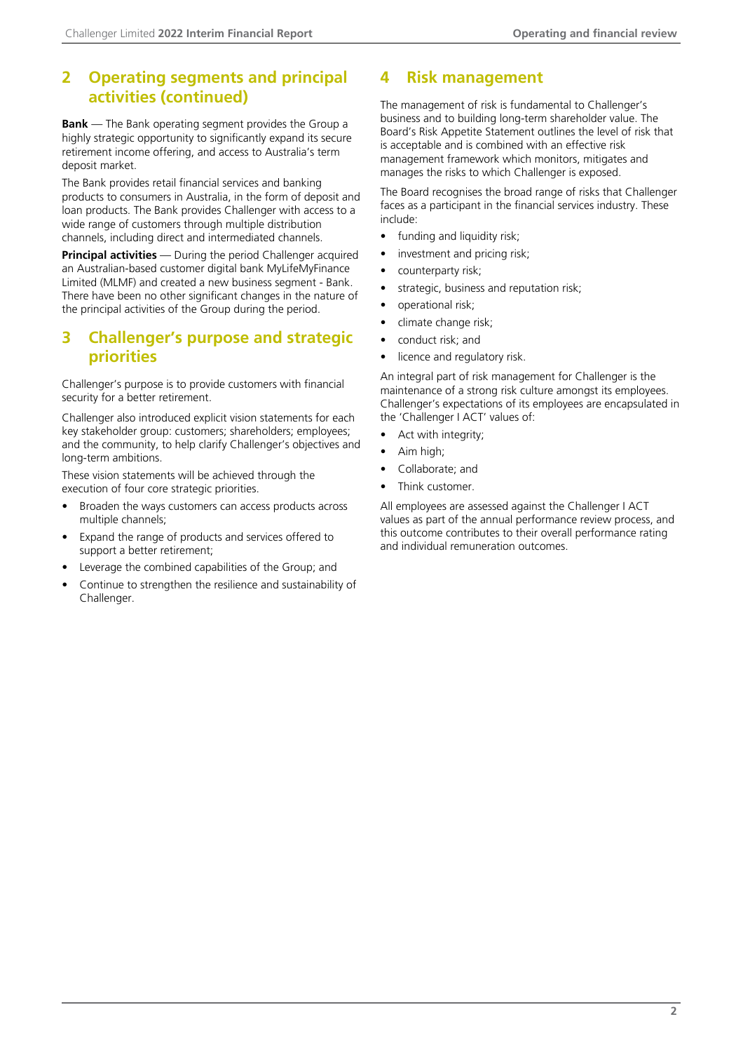## 2 Operating segments and principal activities (continued)

**Bank** — The Bank operating segment provides the Group a highly strategic opportunity to significantly expand its secure retirement income offering, and access to Australia's term deposit market.

The Bank provides retail financial services and banking products to consumers in Australia, in the form of deposit and loan products. The Bank provides Challenger with access to a wide range of customers through multiple distribution channels, including direct and intermediated channels.

**Principal activities** — During the period Challenger acquired an Australian-based customer digital bank MyLifeMyFinance Limited (MLMF) and created a new business segment - Bank. There have been no other significant changes in the nature of the principal activities of the Group during the period.

## 3 Challenger's purpose and strategic priorities

Challenger's purpose is to provide customers with financial security for a better retirement.

Challenger also introduced explicit vision statements for each key stakeholder group: customers; shareholders; employees; and the community, to help clarify Challenger's objectives and long-term ambitions.

These vision statements will be achieved through the execution of four core strategic priorities.

- Broaden the ways customers can access products across multiple channels;
- Expand the range of products and services offered to support a better retirement;
- Leverage the combined capabilities of the Group; and
- Continue to strengthen the resilience and sustainability of Challenger.

## 4 Risk management

The management of risk is fundamental to Challenger's business and to building long-term shareholder value. The Board's Risk Appetite Statement outlines the level of risk that is acceptable and is combined with an effective risk management framework which monitors, mitigates and manages the risks to which Challenger is exposed.

The Board recognises the broad range of risks that Challenger faces as a participant in the financial services industry. These include:

- funding and liquidity risk;
- investment and pricing risk;
- counterparty risk;
- strategic, business and reputation risk;
- operational risk;
- climate change risk;
- conduct risk; and
- licence and regulatory risk.

An integral part of risk management for Challenger is the maintenance of a strong risk culture amongst its employees. Challenger's expectations of its employees are encapsulated in the 'Challenger I ACT' values of:

- Act with integrity;
- Aim high;
- Collaborate; and
- Think customer.

All employees are assessed against the Challenger I ACT values as part of the annual performance review process, and this outcome contributes to their overall performance rating and individual remuneration outcomes.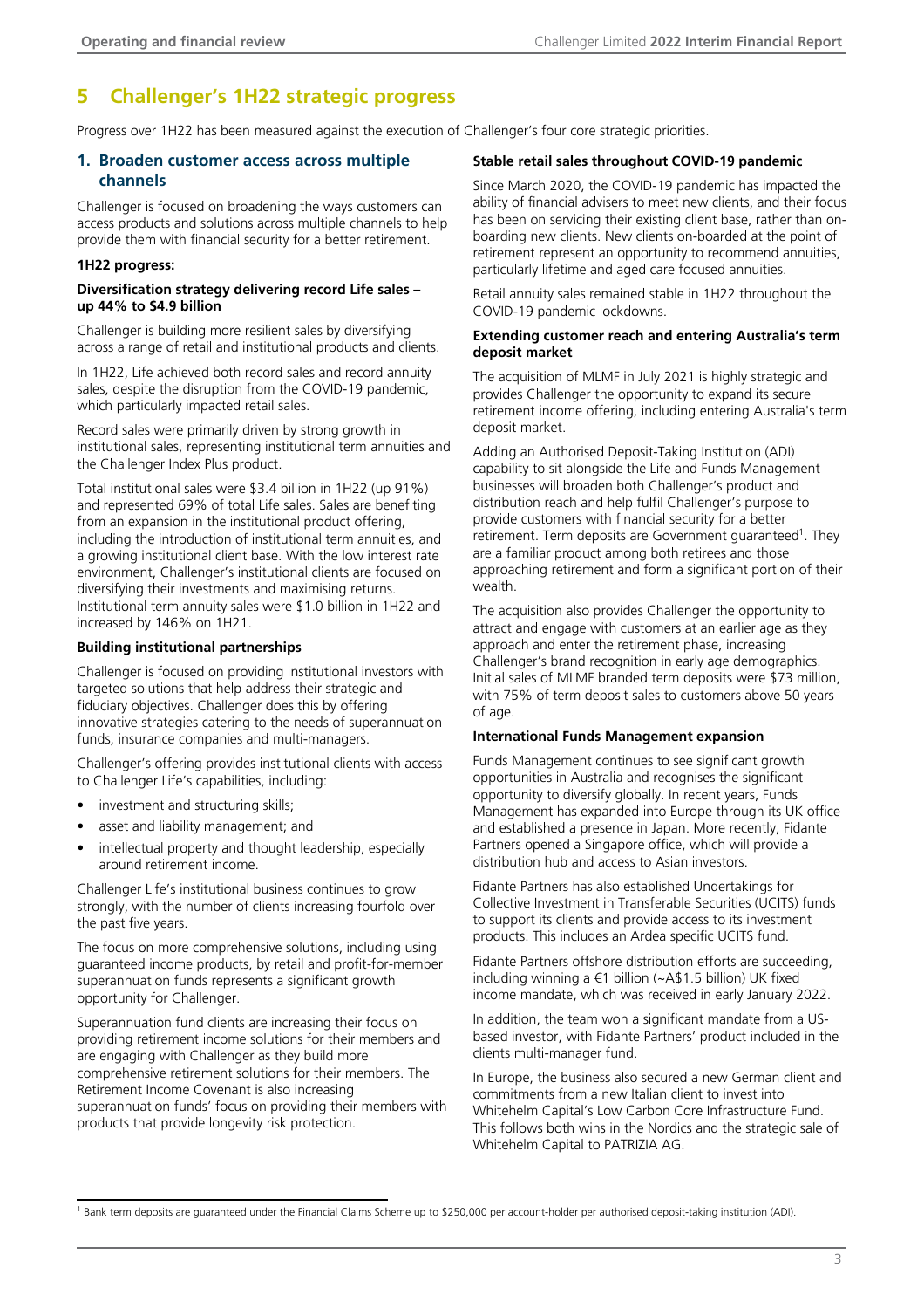# 5 Challenger's 1H22 strategic progress

Progress over 1H22 has been measured against the execution of Challenger's four core strategic priorities.

## 1. Broaden customer access across multiple channels

Challenger is focused on broadening the ways customers can access products and solutions across multiple channels to help provide them with financial security for a better retirement.

**1H22 progress:**

**Diversification strategy delivering record Life sales – up 44% to $4.9 billion**

Challenger is building more resilient sales by diversifying across a range of retail and institutional products and clients.

In 1H22, Life achieved both record sales and record annuity sales, despite the disruption from the COVID-19 pandemic, which particularly impacted retail sales.

Record sales were primarily driven by strong growth in institutional sales, representing institutional term annuities and the Challenger Index Plus product.

Total institutional sales were $3.4 billion in 1H22 (up 91%) and represented 69% of total Life sales. Sales are benefiting from an expansion in the institutional product offering, including the introduction of institutional term annuities, and a growing institutional client base. With the low interest rate environment, Challenger's institutional clients are focused on diversifying their investments and maximising returns. Institutional term annuity sales were $1.0 billion in 1H22 and increased by 146% on 1H21.

**Building institutional partnerships**

Challenger is focused on providing institutional investors with targeted solutions that help address their strategic and fiduciary objectives. Challenger does this by offering innovative strategies catering to the needs of superannuation funds, insurance companies and multi-managers.

Challenger's offering provides institutional clients with access to Challenger Life's capabilities, including:

- investment and structuring skills;
- asset and liability management; and
- intellectual property and thought leadership, especially around retirement income.

Challenger Life's institutional business continues to grow strongly, with the number of clients increasing fourfold over the past five years.

The focus on more comprehensive solutions, including using guaranteed income products, by retail and profit-for-member superannuation funds represents a significant growth opportunity for Challenger.

Superannuation fund clients are increasing their focus on providing retirement income solutions for their members and are engaging with Challenger as they build more comprehensive retirement solutions for their members. The Retirement Income Covenant is also increasing superannuation funds' focus on providing their members with products that provide longevity risk protection.

**Stable retail sales throughout COVID-19 pandemic**

Since March 2020, the COVID-19 pandemic has impacted the ability of financial advisers to meet new clients, and their focus has been on servicing their existing client base, rather than on-boarding new clients. New clients on-boarded at the point of retirement represent an opportunity to recommend annuities, particularly lifetime and aged care focused annuities.

Retail annuity sales remained stable in 1H22 throughout the COVID-19 pandemic lockdowns.

**Extending customer reach and entering Australia's term deposit market**

The acquisition of MLMF in July 2021 is highly strategic and provides Challenger the opportunity to expand its secure retirement income offering, including entering Australia's term deposit market.

Adding an Authorised Deposit-Taking Institution (ADI) capability to sit alongside the Life and Funds Management businesses will broaden both Challenger's product and distribution reach and help fulfil Challenger's purpose to provide customers with financial security for a better retirement. Term deposits are Government guaranteed[1]. They are a familiar product among both retirees and those approaching retirement and form a significant portion of their wealth.

The acquisition also provides Challenger the opportunity to attract and engage with customers at an earlier age as they approach and enter the retirement phase, increasing Challenger's brand recognition in early age demographics. Initial sales of MLMF branded term deposits were $73 million, with 75% of term deposit sales to customers above 50 years of age.

**International Funds Management expansion**

Funds Management continues to see significant growth opportunities in Australia and recognises the significant opportunity to diversify globally. In recent years, Funds Management has expanded into Europe through its UK office and established a presence in Japan. More recently, Fidante Partners opened a Singapore office, which will provide a distribution hub and access to Asian investors.

Fidante Partners has also established Undertakings for Collective Investment in Transferable Securities (UCITS) funds to support its clients and provide access to its investment products. This includes an Ardea specific UCITS fund.

Fidante Partners offshore distribution efforts are succeeding, including winning a €1 billion (~A$1.5 billion) UK fixed income mandate, which was received in early January 2022.

In addition, the team won a significant mandate from a US-based investor, with Fidante Partners' product included in the clients multi-manager fund.

In Europe, the business also secured a new German client and commitments from a new Italian client to invest into Whitehelm Capital's Low Carbon Core Infrastructure Fund. This follows both wins in the Nordics and the strategic sale of Whitehelm Capital to PATRIZIA AG.

[1] Bank term deposits are guaranteed under the Financial Claims Scheme up to $250,000 per account-holder per authorised deposit-taking institution (ADI).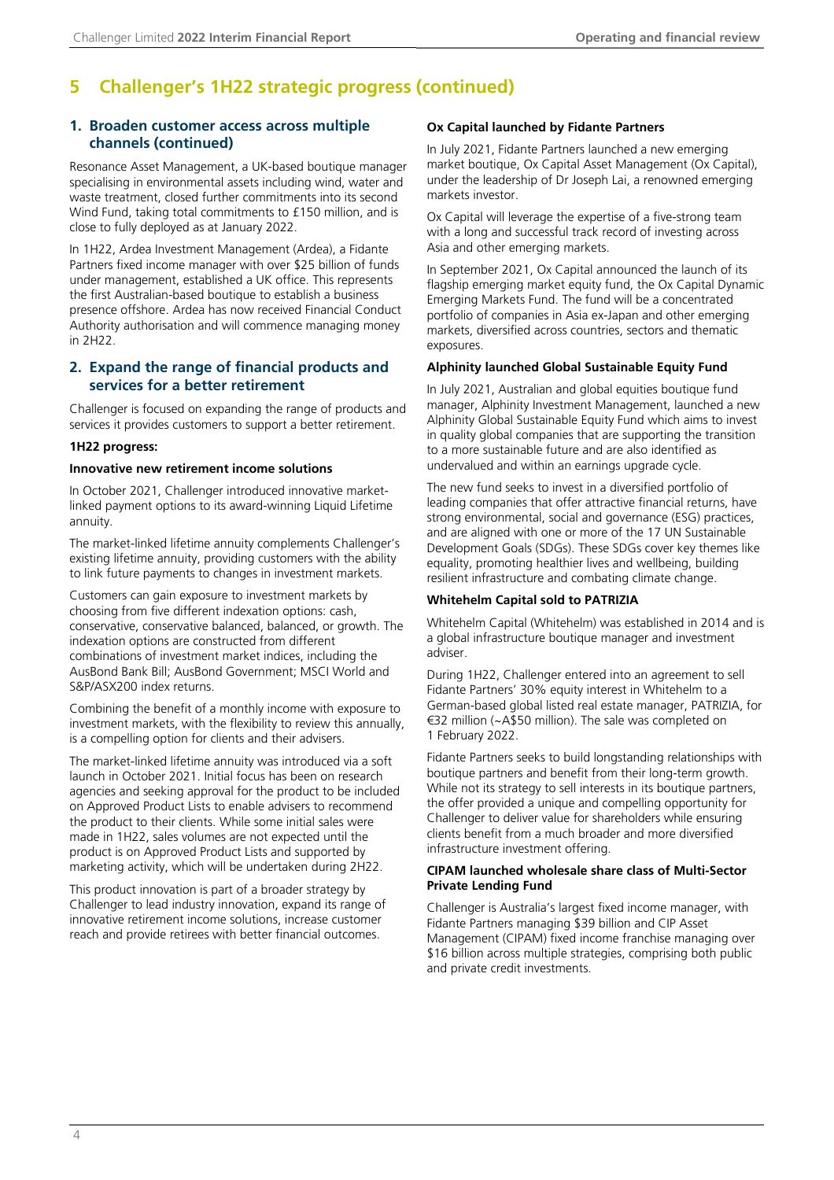## 5 Challenger's 1H22 strategic progress (continued)

### 1. Broaden customer access across multiple channels (continued)

Resonance Asset Management, a UK-based boutique manager specialising in environmental assets including wind, water and waste treatment, closed further commitments into its second Wind Fund, taking total commitments to £150 million, and is close to fully deployed as at January 2022.

In 1H22, Ardea Investment Management (Ardea), a Fidante Partners fixed income manager with over $25 billion of funds under management, established a UK office. This represents the first Australian-based boutique to establish a business presence offshore. Ardea has now received Financial Conduct Authority authorisation and will commence managing money in 2H22.

### 2. Expand the range of financial products and services for a better retirement

Challenger is focused on expanding the range of products and services it provides customers to support a better retirement.

**1H22 progress:**

**Innovative new retirement income solutions**

In October 2021, Challenger introduced innovative market-linked payment options to its award-winning Liquid Lifetime annuity.

The market-linked lifetime annuity complements Challenger's existing lifetime annuity, providing customers with the ability to link future payments to changes in investment markets.

Customers can gain exposure to investment markets by choosing from five different indexation options: cash, conservative, conservative balanced, balanced, or growth. The indexation options are constructed from different combinations of investment market indices, including the AusBond Bank Bill; AusBond Government; MSCI World and S&P/ASX200 index returns.

Combining the benefit of a monthly income with exposure to investment markets, with the flexibility to review this annually, is a compelling option for clients and their advisers.

The market-linked lifetime annuity was introduced via a soft launch in October 2021. Initial focus has been on research agencies and seeking approval for the product to be included on Approved Product Lists to enable advisers to recommend the product to their clients. While some initial sales were made in 1H22, sales volumes are not expected until the product is on Approved Product Lists and supported by marketing activity, which will be undertaken during 2H22.

This product innovation is part of a broader strategy by Challenger to lead industry innovation, expand its range of innovative retirement income solutions, increase customer reach and provide retirees with better financial outcomes.

**Ox Capital launched by Fidante Partners**

In July 2021, Fidante Partners launched a new emerging market boutique, Ox Capital Asset Management (Ox Capital), under the leadership of Dr Joseph Lai, a renowned emerging markets investor.

Ox Capital will leverage the expertise of a five-strong team with a long and successful track record of investing across Asia and other emerging markets.

In September 2021, Ox Capital announced the launch of its flagship emerging market equity fund, the Ox Capital Dynamic Emerging Markets Fund. The fund will be a concentrated portfolio of companies in Asia ex-Japan and other emerging markets, diversified across countries, sectors and thematic exposures.

**Alphinity launched Global Sustainable Equity Fund**

In July 2021, Australian and global equities boutique fund manager, Alphinity Investment Management, launched a new Alphinity Global Sustainable Equity Fund which aims to invest in quality global companies that are supporting the transition to a more sustainable future and are also identified as undervalued and within an earnings upgrade cycle.

The new fund seeks to invest in a diversified portfolio of leading companies that offer attractive financial returns, have strong environmental, social and governance (ESG) practices, and are aligned with one or more of the 17 UN Sustainable Development Goals (SDGs). These SDGs cover key themes like equality, promoting healthier lives and wellbeing, building resilient infrastructure and combating climate change.

**Whitehelm Capital sold to PATRIZIA**

Whitehelm Capital (Whitehelm) was established in 2014 and is a global infrastructure boutique manager and investment adviser.

During 1H22, Challenger entered into an agreement to sell Fidante Partners' 30% equity interest in Whitehelm to a German-based global listed real estate manager, PATRIZIA, for €32 million (~A$50 million). The sale was completed on 1 February 2022.

Fidante Partners seeks to build longstanding relationships with boutique partners and benefit from their long-term growth. While not its strategy to sell interests in its boutique partners, the offer provided a unique and compelling opportunity for Challenger to deliver value for shareholders while ensuring clients benefit from a much broader and more diversified infrastructure investment offering.

**CIPAM launched wholesale share class of Multi-Sector Private Lending Fund**

Challenger is Australia's largest fixed income manager, with Fidante Partners managing $39 billion and CIP Asset Management (CIPAM) fixed income franchise managing over $16 billion across multiple strategies, comprising both public and private credit investments.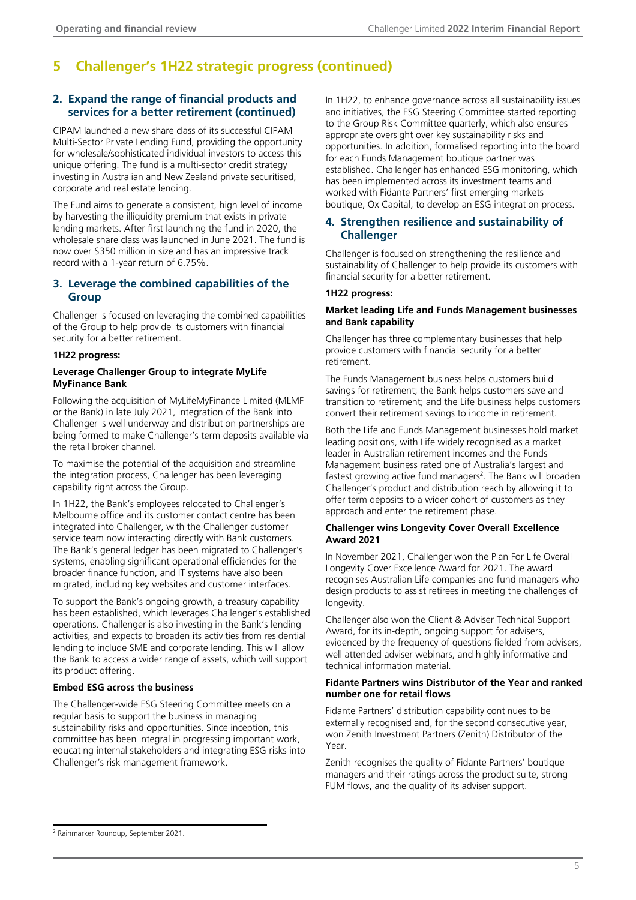# 5 Challenger's 1H22 strategic progress (continued)

## 2. Expand the range of financial products and services for a better retirement (continued)

CIPAM launched a new share class of its successful CIPAM Multi-Sector Private Lending Fund, providing the opportunity for wholesale/sophisticated individual investors to access this unique offering. The fund is a multi-sector credit strategy investing in Australian and New Zealand private securitised, corporate and real estate lending.

The Fund aims to generate a consistent, high level of income by harvesting the illiquidity premium that exists in private lending markets. After first launching the fund in 2020, the wholesale share class was launched in June 2021. The fund is now over $350 million in size and has an impressive track record with a 1-year return of 6.75%.

## 3. Leverage the combined capabilities of the Group

Challenger is focused on leveraging the combined capabilities of the Group to help provide its customers with financial security for a better retirement.

**1H22 progress:**

**Leverage Challenger Group to integrate MyLife MyFinance Bank**

Following the acquisition of MyLifeMyFinance Limited (MLMF or the Bank) in late July 2021, integration of the Bank into Challenger is well underway and distribution partnerships are being formed to make Challenger's term deposits available via the retail broker channel.

To maximise the potential of the acquisition and streamline the integration process, Challenger has been leveraging capability right across the Group.

In 1H22, the Bank's employees relocated to Challenger's Melbourne office and its customer contact centre has been integrated into Challenger, with the Challenger customer service team now interacting directly with Bank customers. The Bank's general ledger has been migrated to Challenger's systems, enabling significant operational efficiencies for the broader finance function, and IT systems have also been migrated, including key websites and customer interfaces.

To support the Bank's ongoing growth, a treasury capability has been established, which leverages Challenger's established operations. Challenger is also investing in the Bank's lending activities, and expects to broaden its activities from residential lending to include SME and corporate lending. This will allow the Bank to access a wider range of assets, which will support its product offering.

**Embed ESG across the business**

The Challenger-wide ESG Steering Committee meets on a regular basis to support the business in managing sustainability risks and opportunities. Since inception, this committee has been integral in progressing important work, educating internal stakeholders and integrating ESG risks into Challenger's risk management framework.

In 1H22, to enhance governance across all sustainability issues and initiatives, the ESG Steering Committee started reporting to the Group Risk Committee quarterly, which also ensures appropriate oversight over key sustainability risks and opportunities. In addition, formalised reporting into the board for each Funds Management boutique partner was established. Challenger has enhanced ESG monitoring, which has been implemented across its investment teams and worked with Fidante Partners' first emerging markets boutique, Ox Capital, to develop an ESG integration process.

## 4. Strengthen resilience and sustainability of Challenger

Challenger is focused on strengthening the resilience and sustainability of Challenger to help provide its customers with financial security for a better retirement.

**1H22 progress:**

**Market leading Life and Funds Management businesses and Bank capability**

Challenger has three complementary businesses that help provide customers with financial security for a better retirement.

The Funds Management business helps customers build savings for retirement; the Bank helps customers save and transition to retirement; and the Life business helps customers convert their retirement savings to income in retirement.

Both the Life and Funds Management businesses hold market leading positions, with Life widely recognised as a market leader in Australian retirement incomes and the Funds Management business rated one of Australia's largest and fastest growing active fund managers[2]. The Bank will broaden Challenger's product and distribution reach by allowing it to offer term deposits to a wider cohort of customers as they approach and enter the retirement phase.

**Challenger wins Longevity Cover Overall Excellence Award 2021**

In November 2021, Challenger won the Plan For Life Overall Longevity Cover Excellence Award for 2021. The award recognises Australian Life companies and fund managers who design products to assist retirees in meeting the challenges of longevity.

Challenger also won the Client & Adviser Technical Support Award, for its in-depth, ongoing support for advisers, evidenced by the frequency of questions fielded from advisers, well attended adviser webinars, and highly informative and technical information material.

**Fidante Partners wins Distributor of the Year and ranked number one for retail flows**

Fidante Partners' distribution capability continues to be externally recognised and, for the second consecutive year, won Zenith Investment Partners (Zenith) Distributor of the Year.

Zenith recognises the quality of Fidante Partners' boutique managers and their ratings across the product suite, strong FUM flows, and the quality of its adviser support.

---

[2] Rainmarker Roundup, September 2021.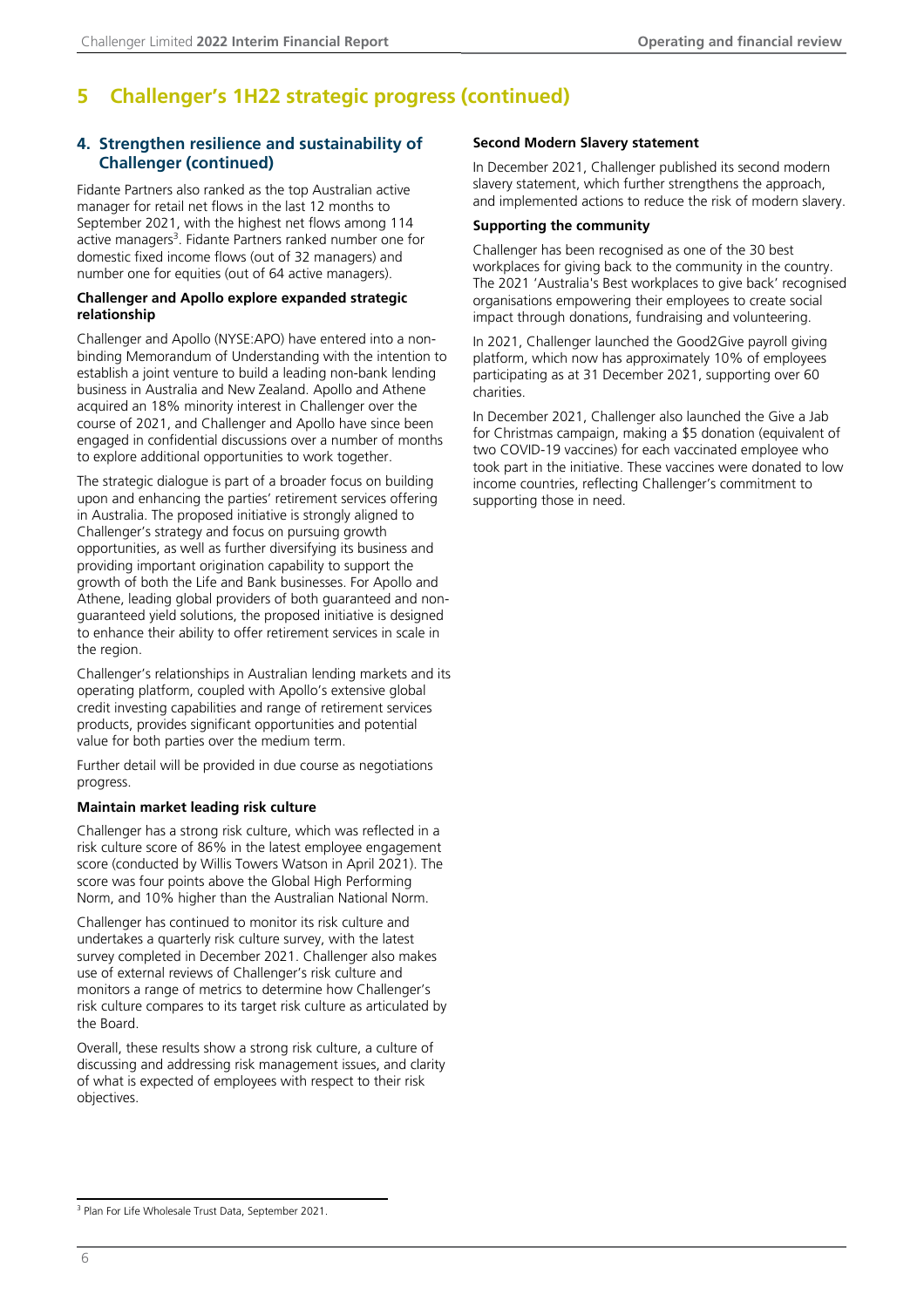# 5 Challenger's 1H22 strategic progress (continued)

## 4. Strengthen resilience and sustainability of Challenger (continued)

Fidante Partners also ranked as the top Australian active manager for retail net flows in the last 12 months to September 2021, with the highest net flows among 114 active managers[3]. Fidante Partners ranked number one for domestic fixed income flows (out of 32 managers) and number one for equities (out of 64 active managers).

**Challenger and Apollo explore expanded strategic relationship**

Challenger and Apollo (NYSE:APO) have entered into a non-binding Memorandum of Understanding with the intention to establish a joint venture to build a leading non-bank lending business in Australia and New Zealand. Apollo and Athene acquired an 18% minority interest in Challenger over the course of 2021, and Challenger and Apollo have since been engaged in confidential discussions over a number of months to explore additional opportunities to work together.

The strategic dialogue is part of a broader focus on building upon and enhancing the parties' retirement services offering in Australia. The proposed initiative is strongly aligned to Challenger's strategy and focus on pursuing growth opportunities, as well as further diversifying its business and providing important origination capability to support the growth of both the Life and Bank businesses. For Apollo and Athene, leading global providers of both guaranteed and non-guaranteed yield solutions, the proposed initiative is designed to enhance their ability to offer retirement services in scale in the region.

Challenger's relationships in Australian lending markets and its operating platform, coupled with Apollo's extensive global credit investing capabilities and range of retirement services products, provides significant opportunities and potential value for both parties over the medium term.

Further detail will be provided in due course as negotiations progress.

**Maintain market leading risk culture**

Challenger has a strong risk culture, which was reflected in a risk culture score of 86% in the latest employee engagement score (conducted by Willis Towers Watson in April 2021). The score was four points above the Global High Performing Norm, and 10% higher than the Australian National Norm.

Challenger has continued to monitor its risk culture and undertakes a quarterly risk culture survey, with the latest survey completed in December 2021. Challenger also makes use of external reviews of Challenger's risk culture and monitors a range of metrics to determine how Challenger's risk culture compares to its target risk culture as articulated by the Board.

Overall, these results show a strong risk culture, a culture of discussing and addressing risk management issues, and clarity of what is expected of employees with respect to their risk objectives.

**Second Modern Slavery statement**

In December 2021, Challenger published its second modern slavery statement, which further strengthens the approach, and implemented actions to reduce the risk of modern slavery.

**Supporting the community**

Challenger has been recognised as one of the 30 best workplaces for giving back to the community in the country. The 2021 'Australia's Best workplaces to give back' recognised organisations empowering their employees to create social impact through donations, fundraising and volunteering.

In 2021, Challenger launched the Good2Give payroll giving platform, which now has approximately 10% of employees participating as at 31 December 2021, supporting over 60 charities.

In December 2021, Challenger also launched the Give a Jab for Christmas campaign, making a $5 donation (equivalent of two COVID-19 vaccines) for each vaccinated employee who took part in the initiative. These vaccines were donated to low income countries, reflecting Challenger's commitment to supporting those in need.

---

[3] Plan For Life Wholesale Trust Data, September 2021.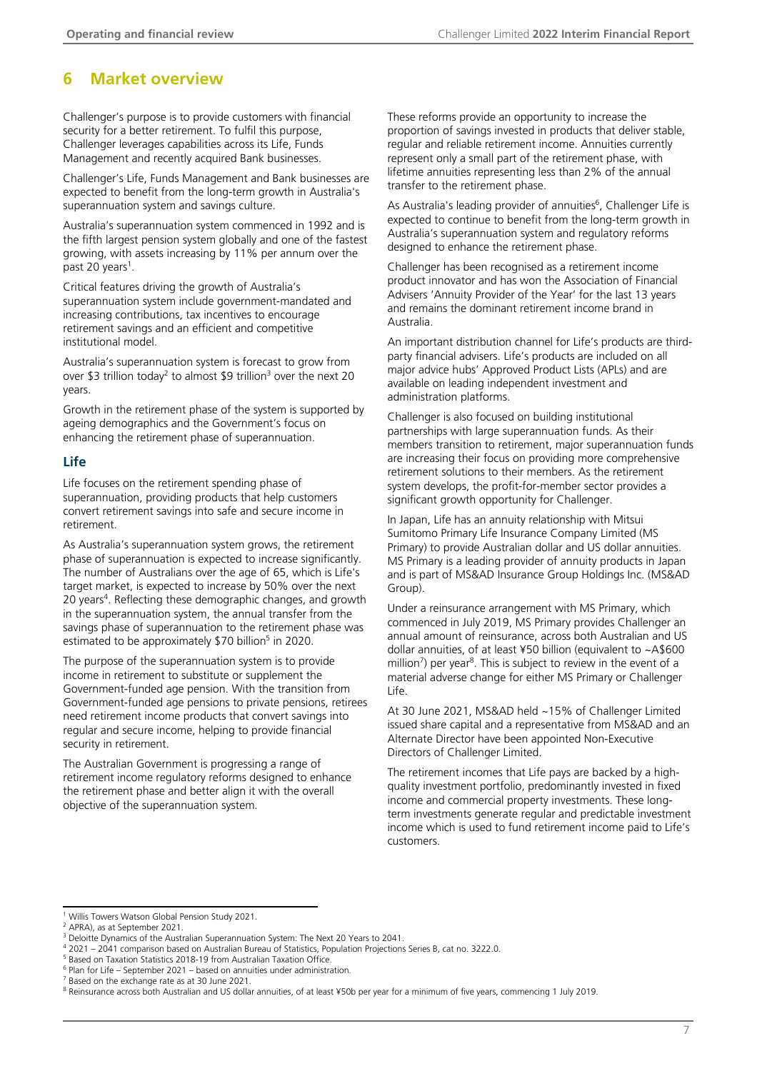# 6 Market overview

Challenger's purpose is to provide customers with financial security for a better retirement. To fulfil this purpose, Challenger leverages capabilities across its Life, Funds Management and recently acquired Bank businesses.

Challenger's Life, Funds Management and Bank businesses are expected to benefit from the long-term growth in Australia's superannuation system and savings culture.

Australia's superannuation system commenced in 1992 and is the fifth largest pension system globally and one of the fastest growing, with assets increasing by 11% per annum over the past 20 years[1].

Critical features driving the growth of Australia's superannuation system include government-mandated and increasing contributions, tax incentives to encourage retirement savings and an efficient and competitive institutional model.

Australia's superannuation system is forecast to grow from over $3 trillion today[2] to almost $9 trillion[3] over the next 20 years.

Growth in the retirement phase of the system is supported by ageing demographics and the Government's focus on enhancing the retirement phase of superannuation.

## Life

Life focuses on the retirement spending phase of superannuation, providing products that help customers convert retirement savings into safe and secure income in retirement.

As Australia's superannuation system grows, the retirement phase of superannuation is expected to increase significantly. The number of Australians over the age of 65, which is Life's target market, is expected to increase by 50% over the next 20 years[4]. Reflecting these demographic changes, and growth in the superannuation system, the annual transfer from the savings phase of superannuation to the retirement phase was estimated to be approximately $70 billion[5] in 2020.

The purpose of the superannuation system is to provide income in retirement to substitute or supplement the Government-funded age pension. With the transition from Government-funded age pensions to private pensions, retirees need retirement income products that convert savings into regular and secure income, helping to provide financial security in retirement.

The Australian Government is progressing a range of retirement income regulatory reforms designed to enhance the retirement phase and better align it with the overall objective of the superannuation system.

These reforms provide an opportunity to increase the proportion of savings invested in products that deliver stable, regular and reliable retirement income. Annuities currently represent only a small part of the retirement phase, with lifetime annuities representing less than 2% of the annual transfer to the retirement phase.

As Australia's leading provider of annuities[6], Challenger Life is expected to continue to benefit from the long-term growth in Australia's superannuation system and regulatory reforms designed to enhance the retirement phase.

Challenger has been recognised as a retirement income product innovator and has won the Association of Financial Advisers 'Annuity Provider of the Year' for the last 13 years and remains the dominant retirement income brand in Australia.

An important distribution channel for Life's products are third-party financial advisers. Life's products are included on all major advice hubs' Approved Product Lists (APLs) and are available on leading independent investment and administration platforms.

Challenger is also focused on building institutional partnerships with large superannuation funds. As their members transition to retirement, major superannuation funds are increasing their focus on providing more comprehensive retirement solutions to their members. As the retirement system develops, the profit-for-member sector provides a significant growth opportunity for Challenger.

In Japan, Life has an annuity relationship with Mitsui Sumitomo Primary Life Insurance Company Limited (MS Primary) to provide Australian dollar and US dollar annuities. MS Primary is a leading provider of annuity products in Japan and is part of MS&AD Insurance Group Holdings Inc. (MS&AD Group).

Under a reinsurance arrangement with MS Primary, which commenced in July 2019, MS Primary provides Challenger an annual amount of reinsurance, across both Australian and US dollar annuities, of at least ¥50 billion (equivalent to ~A$600 million[7]) per year[8]. This is subject to review in the event of a material adverse change for either MS Primary or Challenger Life.

At 30 June 2021, MS&AD held ~15% of Challenger Limited issued share capital and a representative from MS&AD and an Alternate Director have been appointed Non-Executive Directors of Challenger Limited.

The retirement incomes that Life pays are backed by a high-quality investment portfolio, predominantly invested in fixed income and commercial property investments. These long-term investments generate regular and predictable investment income which is used to fund retirement income paid to Life's customers.

---

[1] Willis Towers Watson Global Pension Study 2021.
[2] APRA), as at September 2021.
[3] Deloitte Dynamics of the Australian Superannuation System: The Next 20 Years to 2041.
[4] 2021 – 2041 comparison based on Australian Bureau of Statistics, Population Projections Series B, cat no. 3222.0.
[5] Based on Taxation Statistics 2018-19 from Australian Taxation Office.
[6] Plan for Life – September 2021 – based on annuities under administration.
[7] Based on the exchange rate as at 30 June 2021.
[8] Reinsurance across both Australian and US dollar annuities, of at least ¥50b per year for a minimum of five years, commencing 1 July 2019.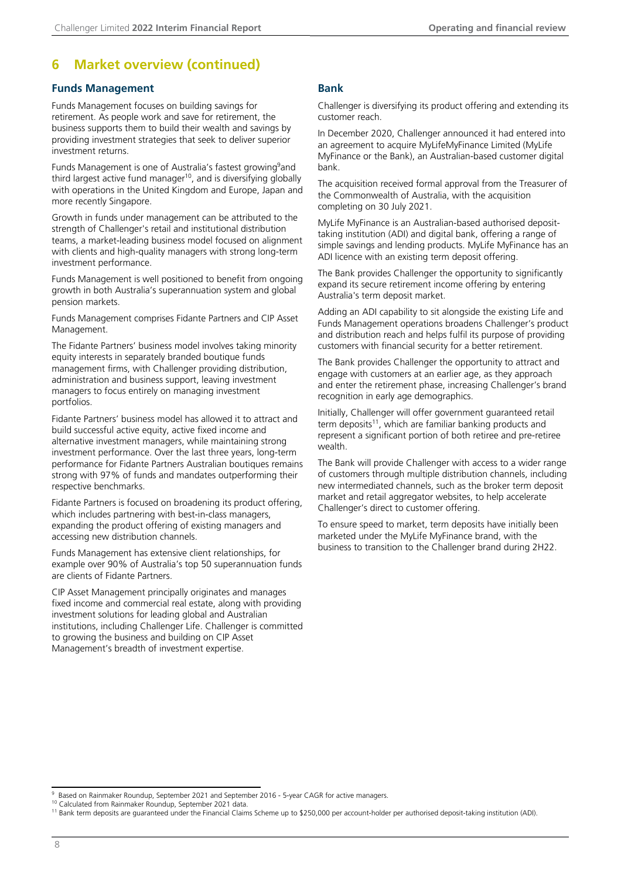## 6 Market overview (continued)

### Funds Management

Funds Management focuses on building savings for retirement. As people work and save for retirement, the business supports them to build their wealth and savings by providing investment strategies that seek to deliver superior investment returns.

Funds Management is one of Australia's fastest growing[9]and third largest active fund manager[10], and is diversifying globally with operations in the United Kingdom and Europe, Japan and more recently Singapore.

Growth in funds under management can be attributed to the strength of Challenger's retail and institutional distribution teams, a market-leading business model focused on alignment with clients and high-quality managers with strong long-term investment performance.

Funds Management is well positioned to benefit from ongoing growth in both Australia's superannuation system and global pension markets.

Funds Management comprises Fidante Partners and CIP Asset Management.

The Fidante Partners' business model involves taking minority equity interests in separately branded boutique funds management firms, with Challenger providing distribution, administration and business support, leaving investment managers to focus entirely on managing investment portfolios.

Fidante Partners' business model has allowed it to attract and build successful active equity, active fixed income and alternative investment managers, while maintaining strong investment performance. Over the last three years, long-term performance for Fidante Partners Australian boutiques remains strong with 97% of funds and mandates outperforming their respective benchmarks.

Fidante Partners is focused on broadening its product offering, which includes partnering with best-in-class managers, expanding the product offering of existing managers and accessing new distribution channels.

Funds Management has extensive client relationships, for example over 90% of Australia's top 50 superannuation funds are clients of Fidante Partners.

CIP Asset Management principally originates and manages fixed income and commercial real estate, along with providing investment solutions for leading global and Australian institutions, including Challenger Life. Challenger is committed to growing the business and building on CIP Asset Management's breadth of investment expertise.

### Bank

Challenger is diversifying its product offering and extending its customer reach.

In December 2020, Challenger announced it had entered into an agreement to acquire MyLifeMyFinance Limited (MyLife MyFinance or the Bank), an Australian-based customer digital bank.

The acquisition received formal approval from the Treasurer of the Commonwealth of Australia, with the acquisition completing on 30 July 2021.

MyLife MyFinance is an Australian-based authorised deposit-taking institution (ADI) and digital bank, offering a range of simple savings and lending products. MyLife MyFinance has an ADI licence with an existing term deposit offering.

The Bank provides Challenger the opportunity to significantly expand its secure retirement income offering by entering Australia's term deposit market.

Adding an ADI capability to sit alongside the existing Life and Funds Management operations broadens Challenger's product and distribution reach and helps fulfil its purpose of providing customers with financial security for a better retirement.

The Bank provides Challenger the opportunity to attract and engage with customers at an earlier age, as they approach and enter the retirement phase, increasing Challenger's brand recognition in early age demographics.

Initially, Challenger will offer government guaranteed retail term deposits[11], which are familiar banking products and represent a significant portion of both retiree and pre-retiree wealth.

The Bank will provide Challenger with access to a wider range of customers through multiple distribution channels, including new intermediated channels, such as the broker term deposit market and retail aggregator websites, to help accelerate Challenger's direct to customer offering.

To ensure speed to market, term deposits have initially been marketed under the MyLife MyFinance brand, with the business to transition to the Challenger brand during 2H22.

---

[9] Based on Rainmaker Roundup, September 2021 and September 2016 - 5-year CAGR for active managers.

[10] Calculated from Rainmaker Roundup, September 2021 data.

[11] Bank term deposits are guaranteed under the Financial Claims Scheme up to $250,000 per account-holder per authorised deposit-taking institution (ADI).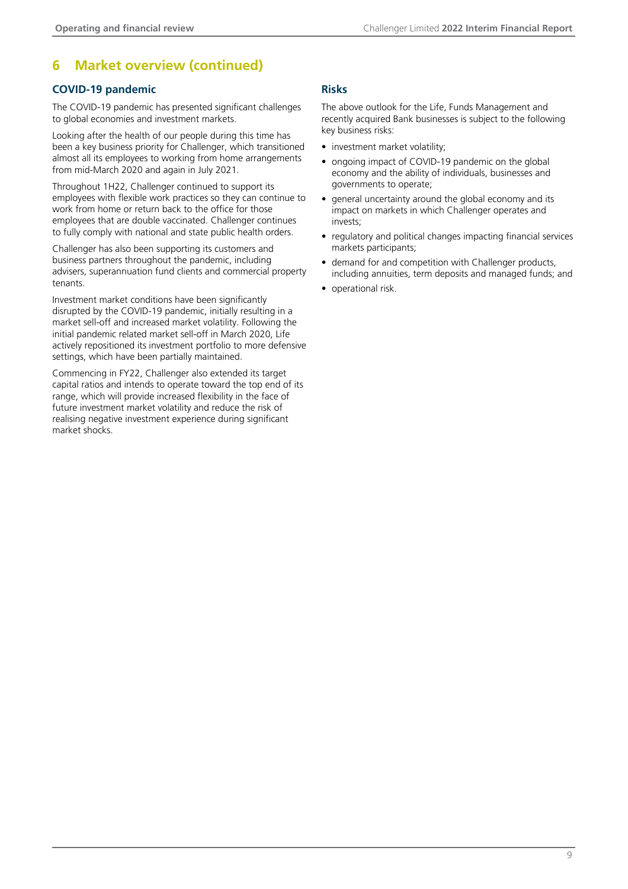## 6 Market overview (continued)

### COVID-19 pandemic

The COVID-19 pandemic has presented significant challenges to global economies and investment markets.

Looking after the health of our people during this time has been a key business priority for Challenger, which transitioned almost all its employees to working from home arrangements from mid-March 2020 and again in July 2021.

Throughout 1H22, Challenger continued to support its employees with flexible work practices so they can continue to work from home or return back to the office for those employees that are double vaccinated. Challenger continues to fully comply with national and state public health orders.

Challenger has also been supporting its customers and business partners throughout the pandemic, including advisers, superannuation fund clients and commercial property tenants.

Investment market conditions have been significantly disrupted by the COVID-19 pandemic, initially resulting in a market sell-off and increased market volatility. Following the initial pandemic related market sell-off in March 2020, Life actively repositioned its investment portfolio to more defensive settings, which have been partially maintained.

Commencing in FY22, Challenger also extended its target capital ratios and intends to operate toward the top end of its range, which will provide increased flexibility in the face of future investment market volatility and reduce the risk of realising negative investment experience during significant market shocks.

### Risks

The above outlook for the Life, Funds Management and recently acquired Bank businesses is subject to the following key business risks:

- investment market volatility;
- ongoing impact of COVID-19 pandemic on the global economy and the ability of individuals, businesses and governments to operate;
- general uncertainty around the global economy and its impact on markets in which Challenger operates and invests;
- regulatory and political changes impacting financial services markets participants;
- demand for and competition with Challenger products, including annuities, term deposits and managed funds; and
- operational risk.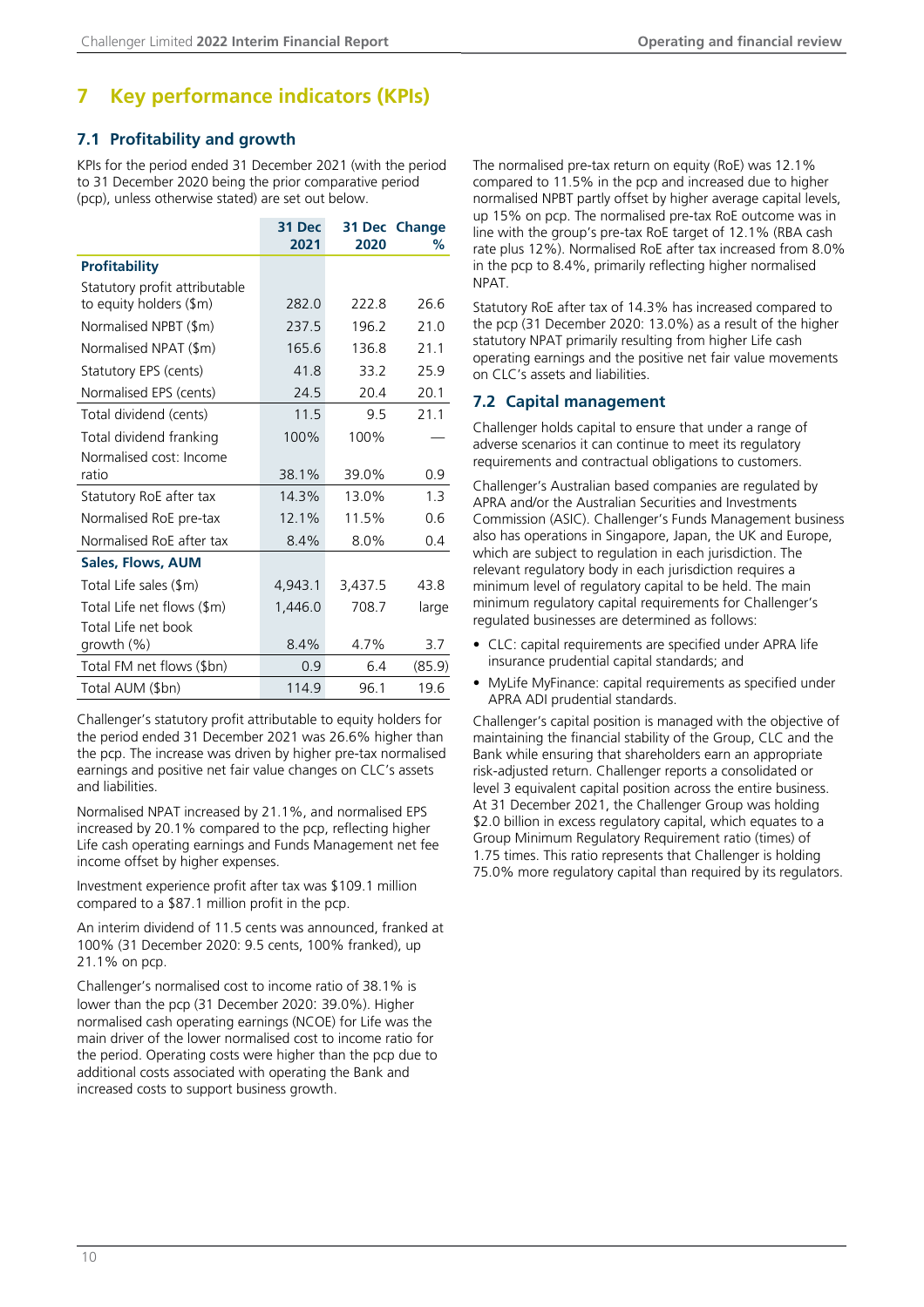# 7 Key performance indicators (KPIs)

## 7.1 Profitability and growth

KPIs for the period ended 31 December 2021 (with the period to 31 December 2020 being the prior comparative period (pcp), unless otherwise stated) are set out below.

| | 31 Dec 2021 | 31 Dec 2020 | Change % |
|---|---|---|---|
| **Profitability** | | | |
| Statutory profit attributable to equity holders ($m) | 282.0 | 222.8 | 26.6 |
| Normalised NPBT ($m) | 237.5 | 196.2 | 21.0 |
| Normalised NPAT ($m) | 165.6 | 136.8 | 21.1 |
| Statutory EPS (cents) | 41.8 | 33.2 | 25.9 |
| Normalised EPS (cents) | 24.5 | 20.4 | 20.1 |
| Total dividend (cents) | 11.5 | 9.5 | 21.1 |
| Total dividend franking | 100% | 100% | — |
| Normalised cost: Income ratio | 38.1% | 39.0% | 0.9 |
| Statutory RoE after tax | 14.3% | 13.0% | 1.3 |
| Normalised RoE pre-tax | 12.1% | 11.5% | 0.6 |
| Normalised RoE after tax | 8.4% | 8.0% | 0.4 |
| **Sales, Flows, AUM** | | | |
| Total Life sales ($m) | 4,943.1 | 3,437.5 | 43.8 |
| Total Life net flows ($m) | 1,446.0 | 708.7 | large |
| Total Life net book growth (%) | 8.4% | 4.7% | 3.7 |
| Total FM net flows ($bn) | 0.9 | 6.4 | (85.9) |
| Total AUM ($bn) | 114.9 | 96.1 | 19.6 |

Challenger's statutory profit attributable to equity holders for the period ended 31 December 2021 was 26.6% higher than the pcp. The increase was driven by higher pre-tax normalised earnings and positive net fair value changes on CLC's assets and liabilities.

Normalised NPAT increased by 21.1%, and normalised EPS increased by 20.1% compared to the pcp, reflecting higher Life cash operating earnings and Funds Management net fee income offset by higher expenses.

Investment experience profit after tax was $109.1 million compared to a $87.1 million profit in the pcp.

An interim dividend of 11.5 cents was announced, franked at 100% (31 December 2020: 9.5 cents, 100% franked), up 21.1% on pcp.

Challenger's normalised cost to income ratio of 38.1% is lower than the pcp (31 December 2020: 39.0%). Higher normalised cash operating earnings (NCOE) for Life was the main driver of the lower normalised cost to income ratio for the period. Operating costs were higher than the pcp due to additional costs associated with operating the Bank and increased costs to support business growth.

The normalised pre-tax return on equity (RoE) was 12.1% compared to 11.5% in the pcp and increased due to higher normalised NPBT partly offset by higher average capital levels, up 15% on pcp. The normalised pre-tax RoE outcome was in line with the group's pre-tax RoE target of 12.1% (RBA cash rate plus 12%). Normalised RoE after tax increased from 8.0% in the pcp to 8.4%, primarily reflecting higher normalised NPAT.

Statutory RoE after tax of 14.3% has increased compared to the pcp (31 December 2020: 13.0%) as a result of the higher statutory NPAT primarily resulting from higher Life cash operating earnings and the positive net fair value movements on CLC's assets and liabilities.

## 7.2 Capital management

Challenger holds capital to ensure that under a range of adverse scenarios it can continue to meet its regulatory requirements and contractual obligations to customers.

Challenger's Australian based companies are regulated by APRA and/or the Australian Securities and Investments Commission (ASIC). Challenger's Funds Management business also has operations in Singapore, Japan, the UK and Europe, which are subject to regulation in each jurisdiction. The relevant regulatory body in each jurisdiction requires a minimum level of regulatory capital to be held. The main minimum regulatory capital requirements for Challenger's regulated businesses are determined as follows:

- CLC: capital requirements are specified under APRA life insurance prudential capital standards; and
- MyLife MyFinance: capital requirements as specified under APRA ADI prudential standards.

Challenger's capital position is managed with the objective of maintaining the financial stability of the Group, CLC and the Bank while ensuring that shareholders earn an appropriate risk-adjusted return. Challenger reports a consolidated or level 3 equivalent capital position across the entire business. At 31 December 2021, the Challenger Group was holding $2.0 billion in excess regulatory capital, which equates to a Group Minimum Regulatory Requirement ratio (times) of 1.75 times. This ratio represents that Challenger is holding 75.0% more regulatory capital than required by its regulators.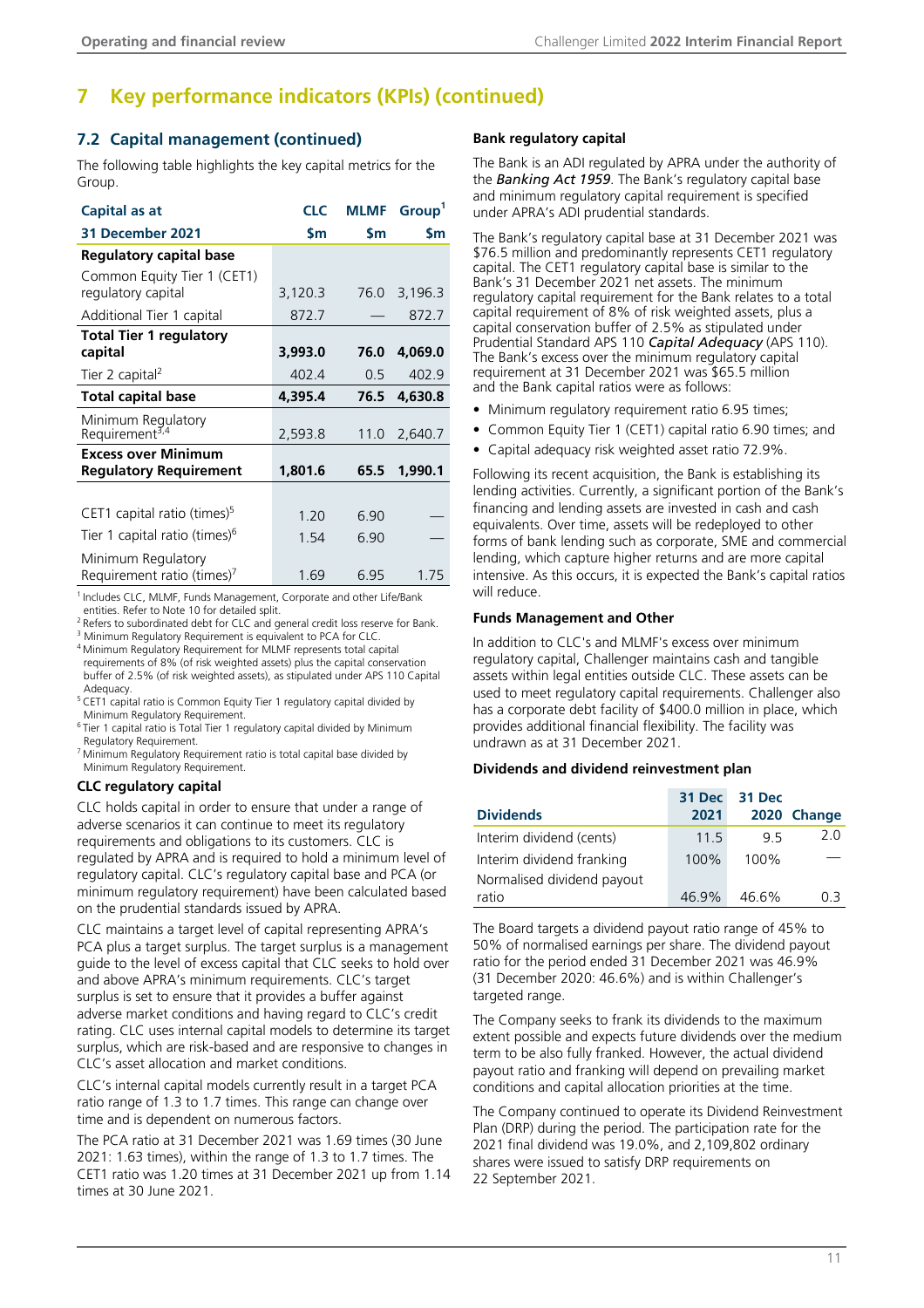# 7 Key performance indicators (KPIs) (continued)

## 7.2 Capital management (continued)

The following table highlights the key capital metrics for the Group.

| Capital as at 31 December 2021 | CLC $m | MLMF $m | Group[1] $m |
|---|---|---|---|
| **Regulatory capital base** | | | |
| Common Equity Tier 1 (CET1) regulatory capital | 3,120.3 | 76.0 | 3,196.3 |
| Additional Tier 1 capital | 872.7 | — | 872.7 |
| **Total Tier 1 regulatory capital** | **3,993.0** | **76.0** | **4,069.0** |
| Tier 2 capital[2] | 402.4 | 0.5 | 402.9 |
| **Total capital base** | **4,395.4** | **76.5** | **4,630.8** |
| Minimum Regulatory Requirement[3,4] | 2,593.8 | 11.0 | 2,640.7 |
| **Excess over Minimum Regulatory Requirement** | **1,801.6** | **65.5** | **1,990.1** |
| | | | |
| CET1 capital ratio (times)[5] | 1.20 | 6.90 | — |
| Tier 1 capital ratio (times)[6] | 1.54 | 6.90 | — |
| Minimum Regulatory Requirement ratio (times)[7] | 1.69 | 6.95 | 1.75 |

[1] Includes CLC, MLMF, Funds Management, Corporate and other Life/Bank entities. Refer to Note 10 for detailed split.
[2] Refers to subordinated debt for CLC and general credit loss reserve for Bank.
[3] Minimum Regulatory Requirement is equivalent to PCA for CLC.
[4] Minimum Regulatory Requirement for MLMF represents total capital requirements of 8% (of risk weighted assets) plus the capital conservation buffer of 2.5% (of risk weighted assets), as stipulated under APS 110 Capital Adequacy.
[5] CET1 capital ratio is Common Equity Tier 1 regulatory capital divided by Minimum Regulatory Requirement.
[6] Tier 1 capital ratio is Total Tier 1 regulatory capital divided by Minimum Regulatory Requirement.
[7] Minimum Regulatory Requirement ratio is total capital base divided by Minimum Regulatory Requirement.

### CLC regulatory capital

CLC holds capital in order to ensure that under a range of adverse scenarios it can continue to meet its regulatory requirements and obligations to its customers. CLC is regulated by APRA and is required to hold a minimum level of regulatory capital. CLC's regulatory capital base and PCA (or minimum regulatory requirement) have been calculated based on the prudential standards issued by APRA.

CLC maintains a target level of capital representing APRA's PCA plus a target surplus. The target surplus is a management guide to the level of excess capital that CLC seeks to hold over and above APRA's minimum requirements. CLC's target surplus is set to ensure that it provides a buffer against adverse market conditions and having regard to CLC's credit rating. CLC uses internal capital models to determine its target surplus, which are risk-based and are responsive to changes in CLC's asset allocation and market conditions.

CLC's internal capital models currently result in a target PCA ratio range of 1.3 to 1.7 times. This range can change over time and is dependent on numerous factors.

The PCA ratio at 31 December 2021 was 1.69 times (30 June 2021: 1.63 times), within the range of 1.3 to 1.7 times. The CET1 ratio was 1.20 times at 31 December 2021 up from 1.14 times at 30 June 2021.

### Bank regulatory capital

The Bank is an ADI regulated by APRA under the authority of the ***Banking Act 1959***. The Bank's regulatory capital base and minimum regulatory capital requirement is specified under APRA's ADI prudential standards.

The Bank's regulatory capital base at 31 December 2021 was $76.5 million and predominantly represents CET1 regulatory capital. The CET1 regulatory capital base is similar to the Bank's 31 December 2021 net assets. The minimum regulatory capital requirement for the Bank relates to a total capital requirement of 8% of risk weighted assets, plus a capital conservation buffer of 2.5% as stipulated under Prudential Standard APS 110 ***Capital Adequacy*** (APS 110). The Bank's excess over the minimum regulatory capital requirement at 31 December 2021 was $65.5 million and the Bank capital ratios were as follows:

- Minimum regulatory requirement ratio 6.95 times;
- Common Equity Tier 1 (CET1) capital ratio 6.90 times; and
- Capital adequacy risk weighted asset ratio 72.9%.

Following its recent acquisition, the Bank is establishing its lending activities. Currently, a significant portion of the Bank's financing and lending assets are invested in cash and cash equivalents. Over time, assets will be redeployed to other forms of bank lending such as corporate, SME and commercial lending, which capture higher returns and are more capital intensive. As this occurs, it is expected the Bank's capital ratios will reduce.

### Funds Management and Other

In addition to CLC's and MLMF's excess over minimum regulatory capital, Challenger maintains cash and tangible assets within legal entities outside CLC. These assets can be used to meet regulatory capital requirements. Challenger also has a corporate debt facility of $400.0 million in place, which provides additional financial flexibility. The facility was undrawn as at 31 December 2021.

### Dividends and dividend reinvestment plan

| Dividends | 31 Dec 2021 | 31 Dec 2020 | Change |
|---|---|---|---|
| Interim dividend (cents) | 11.5 | 9.5 | 2.0 |
| Interim dividend franking | 100% | 100% | — |
| Normalised dividend payout ratio | 46.9% | 46.6% | 0.3 |

The Board targets a dividend payout ratio range of 45% to 50% of normalised earnings per share. The dividend payout ratio for the period ended 31 December 2021 was 46.9% (31 December 2020: 46.6%) and is within Challenger's targeted range.

The Company seeks to frank its dividends to the maximum extent possible and expects future dividends over the medium term to be also fully franked. However, the actual dividend payout ratio and franking will depend on prevailing market conditions and capital allocation priorities at the time.

The Company continued to operate its Dividend Reinvestment Plan (DRP) during the period. The participation rate for the 2021 final dividend was 19.0%, and 2,109,802 ordinary shares were issued to satisfy DRP requirements on 22 September 2021.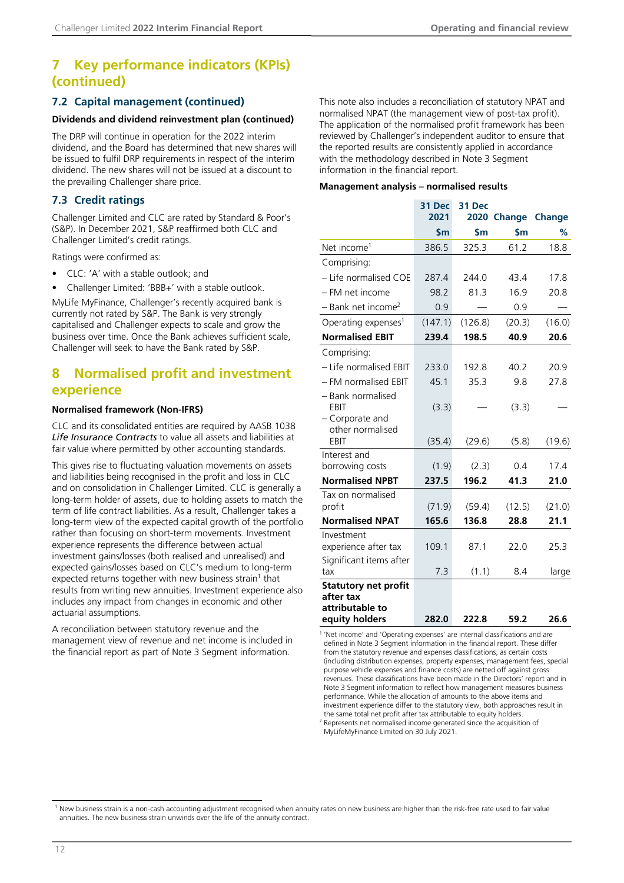## 7 Key performance indicators (KPIs) (continued)

### 7.2 Capital management (continued)

**Dividends and dividend reinvestment plan (continued)**

The DRP will continue in operation for the 2022 interim dividend, and the Board has determined that new shares will be issued to fulfil DRP requirements in respect of the interim dividend. The new shares will not be issued at a discount to the prevailing Challenger share price.

### 7.3 Credit ratings

Challenger Limited and CLC are rated by Standard & Poor's (S&P). In December 2021, S&P reaffirmed both CLC and Challenger Limited's credit ratings.

Ratings were confirmed as:

- CLC: 'A' with a stable outlook; and
- Challenger Limited: 'BBB+' with a stable outlook.

MyLife MyFinance, Challenger's recently acquired bank is currently not rated by S&P. The Bank is very strongly capitalised and Challenger expects to scale and grow the business over time. Once the Bank achieves sufficient scale, Challenger will seek to have the Bank rated by S&P.

## 8 Normalised profit and investment experience

**Normalised framework (Non-IFRS)**

CLC and its consolidated entities are required by AASB 1038 ***Life Insurance Contracts*** to value all assets and liabilities at fair value where permitted by other accounting standards.

This gives rise to fluctuating valuation movements on assets and liabilities being recognised in the profit and loss in CLC and on consolidation in Challenger Limited. CLC is generally a long-term holder of assets, due to holding assets to match the term of life contract liabilities. As a result, Challenger takes a long-term view of the expected capital growth of the portfolio rather than focusing on short-term movements. Investment experience represents the difference between actual investment gains/losses (both realised and unrealised) and expected gains/losses based on CLC's medium to long-term expected returns together with new business strain[1] that results from writing new annuities. Investment experience also includes any impact from changes in economic and other actuarial assumptions.

A reconciliation between statutory revenue and the management view of revenue and net income is included in the financial report as part of Note 3 Segment information.

This note also includes a reconciliation of statutory NPAT and normalised NPAT (the management view of post-tax profit). The application of the normalised profit framework has been reviewed by Challenger's independent auditor to ensure that the reported results are consistently applied in accordance with the methodology described in Note 3 Segment information in the financial report.

**Management analysis – normalised results**

| | 31 Dec 2021 | 31 Dec 2020 | Change | Change |
|---|---|---|---|---|
| | $m | $m | $m | % |
| Net income[1] | 386.5 | 325.3 | 61.2 | 18.8 |
| Comprising: | | | | |
| – Life normalised COE | 287.4 | 244.0 | 43.4 | 17.8 |
| – FM net income | 98.2 | 81.3 | 16.9 | 20.8 |
| – Bank net income[2] | 0.9 | — | 0.9 | — |
| Operating expenses[1] | (147.1) | (126.8) | (20.3) | (16.0) |
| **Normalised EBIT** | **239.4** | **198.5** | **40.9** | **20.6** |
| Comprising: | | | | |
| – Life normalised EBIT | 233.0 | 192.8 | 40.2 | 20.9 |
| – FM normalised EBIT | 45.1 | 35.3 | 9.8 | 27.8 |
| – Bank normalised EBIT | (3.3) | — | (3.3) | — |
| – Corporate and other normalised EBIT | (35.4) | (29.6) | (5.8) | (19.6) |
| Interest and borrowing costs | (1.9) | (2.3) | 0.4 | 17.4 |
| **Normalised NPBT** | **237.5** | **196.2** | **41.3** | **21.0** |
| Tax on normalised profit | (71.9) | (59.4) | (12.5) | (21.0) |
| **Normalised NPAT** | **165.6** | **136.8** | **28.8** | **21.1** |
| Investment experience after tax | 109.1 | 87.1 | 22.0 | 25.3 |
| Significant items after tax | 7.3 | (1.1) | 8.4 | large |
| **Statutory net profit after tax attributable to equity holders** | **282.0** | **222.8** | **59.2** | **26.6** |

[1] 'Net income' and 'Operating expenses' are internal classifications and are defined in Note 3 Segment information in the financial report. These differ from the statutory revenue and expenses classifications, as certain costs (including distribution expenses, property expenses, management fees, special purpose vehicle expenses and finance costs) are netted off against gross revenues. These classifications have been made in the Directors' report and in Note 3 Segment information to reflect how management measures business performance. While the allocation of amounts to the above items and investment experience differ to the statutory view, both approaches result in the same total net profit after tax attributable to equity holders.

[2] Represents net normalised income generated since the acquisition of MyLifeMyFinance Limited on 30 July 2021.

[1] New business strain is a non-cash accounting adjustment recognised when annuity rates on new business are higher than the risk-free rate used to fair value annuities. The new business strain unwinds over the life of the annuity contract.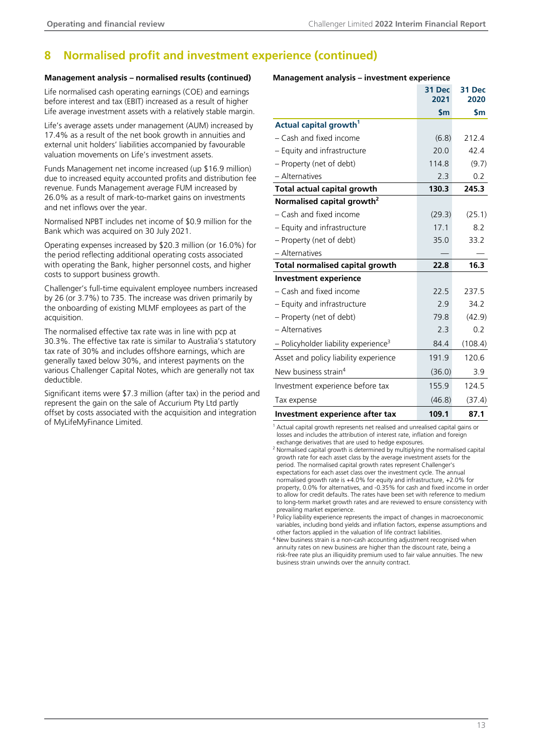## 8 Normalised profit and investment experience (continued)

**Management analysis – normalised results (continued)**

Life normalised cash operating earnings (COE) and earnings before interest and tax (EBIT) increased as a result of higher Life average investment assets with a relatively stable margin.

Life's average assets under management (AUM) increased by 17.4% as a result of the net book growth in annuities and external unit holders' liabilities accompanied by favourable valuation movements on Life's investment assets.

Funds Management net income increased (up $16.9 million) due to increased equity accounted profits and distribution fee revenue. Funds Management average FUM increased by 26.0% as a result of mark-to-market gains on investments and net inflows over the year.

Normalised NPBT includes net income of $0.9 million for the Bank which was acquired on 30 July 2021.

Operating expenses increased by $20.3 million (or 16.0%) for the period reflecting additional operating costs associated with operating the Bank, higher personnel costs, and higher costs to support business growth.

Challenger's full-time equivalent employee numbers increased by 26 (or 3.7%) to 735. The increase was driven primarily by the onboarding of existing MLMF employees as part of the acquisition.

The normalised effective tax rate was in line with pcp at 30.3%. The effective tax rate is similar to Australia's statutory tax rate of 30% and includes offshore earnings, which are generally taxed below 30%, and interest payments on the various Challenger Capital Notes, which are generally not tax deductible.

Significant items were $7.3 million (after tax) in the period and represent the gain on the sale of Accurium Pty Ltd partly offset by costs associated with the acquisition and integration of MyLifeMyFinance Limited.

**Management analysis – investment experience**

| | 31 Dec 2021 $m | 31 Dec 2020 $m |
|---|---|---|
| **Actual capital growth[1]** | | |
| – Cash and fixed income | (6.8) | 212.4 |
| – Equity and infrastructure | 20.0 | 42.4 |
| – Property (net of debt) | 114.8 | (9.7) |
| – Alternatives | 2.3 | 0.2 |
| **Total actual capital growth** | **130.3** | **245.3** |
| **Normalised capital growth[2]** | | |
| – Cash and fixed income | (29.3) | (25.1) |
| – Equity and infrastructure | 17.1 | 8.2 |
| – Property (net of debt) | 35.0 | 33.2 |
| – Alternatives | — | — |
| **Total normalised capital growth** | **22.8** | **16.3** |
| **Investment experience** | | |
| – Cash and fixed income | 22.5 | 237.5 |
| – Equity and infrastructure | 2.9 | 34.2 |
| – Property (net of debt) | 79.8 | (42.9) |
| – Alternatives | 2.3 | 0.2 |
| – Policyholder liability experience[3] | 84.4 | (108.4) |
| Asset and policy liability experience | 191.9 | 120.6 |
| New business strain[4] | (36.0) | 3.9 |
| Investment experience before tax | 155.9 | 124.5 |
| Tax expense | (46.8) | (37.4) |
| **Investment experience after tax** | **109.1** | **87.1** |

[1] Actual capital growth represents net realised and unrealised capital gains or losses and includes the attribution of interest rate, inflation and foreign exchange derivatives that are used to hedge exposures.

[2] Normalised capital growth is determined by multiplying the normalised capital growth rate for each asset class by the average investment assets for the period. The normalised capital growth rates represent Challenger's expectations for each asset class over the investment cycle. The annual normalised growth rate is +4.0% for equity and infrastructure, +2.0% for property, 0.0% for alternatives, and -0.35% for cash and fixed income in order to allow for credit defaults. The rates have been set with reference to medium to long-term market growth rates and are reviewed to ensure consistency with prevailing market experience.

[3] Policy liability experience represents the impact of changes in macroeconomic variables, including bond yields and inflation factors, expense assumptions and other factors applied in the valuation of life contract liabilities.

[4] New business strain is a non-cash accounting adjustment recognised when annuity rates on new business are higher than the discount rate, being a risk-free rate plus an illiquidity premium used to fair value annuities. The new business strain unwinds over the annuity contract.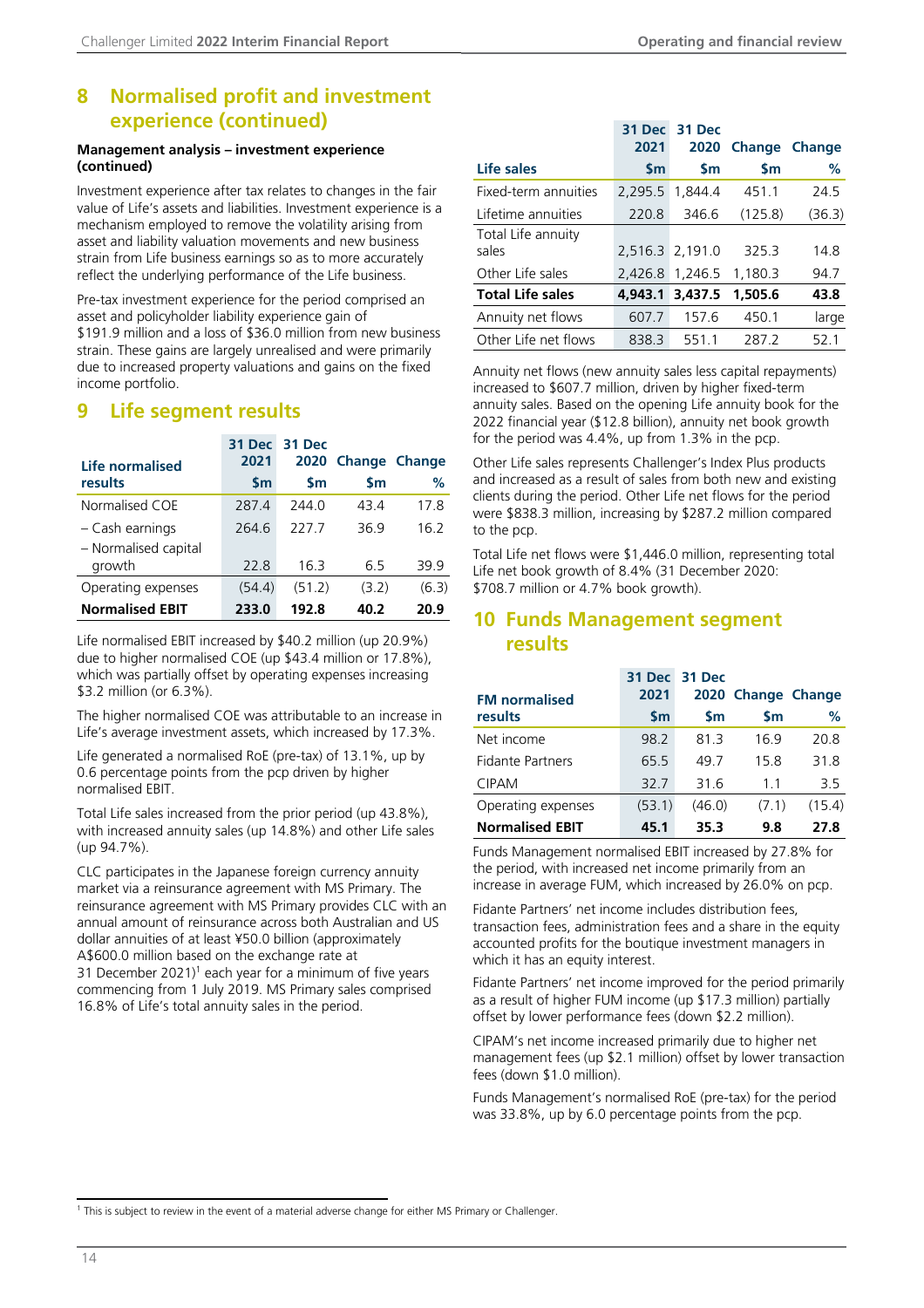## 8 Normalised profit and investment experience (continued)

**Management analysis – investment experience (continued)**

Investment experience after tax relates to changes in the fair value of Life's assets and liabilities. Investment experience is a mechanism employed to remove the volatility arising from asset and liability valuation movements and new business strain from Life business earnings so as to more accurately reflect the underlying performance of the Life business.

Pre-tax investment experience for the period comprised an asset and policyholder liability experience gain of $191.9 million and a loss of $36.0 million from new business strain. These gains are largely unrealised and were primarily due to increased property valuations and gains on the fixed income portfolio.

## 9 Life segment results

| Life normalised results | 31 Dec 2021 $m | 31 Dec 2020 $m | Change $m | Change % |
|---|---|---|---|---|
| Normalised COE | 287.4 | 244.0 | 43.4 | 17.8 |
| – Cash earnings | 264.6 | 227.7 | 36.9 | 16.2 |
| – Normalised capital growth | 22.8 | 16.3 | 6.5 | 39.9 |
| Operating expenses | (54.4) | (51.2) | (3.2) | (6.3) |
| **Normalised EBIT** | **233.0** | **192.8** | **40.2** | **20.9** |

Life normalised EBIT increased by $40.2 million (up 20.9%) due to higher normalised COE (up $43.4 million or 17.8%), which was partially offset by operating expenses increasing $3.2 million (or 6.3%).

The higher normalised COE was attributable to an increase in Life's average investment assets, which increased by 17.3%.

Life generated a normalised RoE (pre-tax) of 13.1%, up by 0.6 percentage points from the pcp driven by higher normalised EBIT.

Total Life sales increased from the prior period (up 43.8%), with increased annuity sales (up 14.8%) and other Life sales (up 94.7%).

CLC participates in the Japanese foreign currency annuity market via a reinsurance agreement with MS Primary. The reinsurance agreement with MS Primary provides CLC with an annual amount of reinsurance across both Australian and US dollar annuities of at least ¥50.0 billion (approximately A$600.0 million based on the exchange rate at 31 December 2021)[1] each year for a minimum of five years commencing from 1 July 2019. MS Primary sales comprised 16.8% of Life's total annuity sales in the period.

| Life sales | 31 Dec 2021 $m | 31 Dec 2020 $m | Change $m | Change % |
|---|---|---|---|---|
| Fixed-term annuities | 2,295.5 | 1,844.4 | 451.1 | 24.5 |
| Lifetime annuities | 220.8 | 346.6 | (125.8) | (36.3) |
| Total Life annuity sales | 2,516.3 | 2,191.0 | 325.3 | 14.8 |
| Other Life sales | 2,426.8 | 1,246.5 | 1,180.3 | 94.7 |
| **Total Life sales** | **4,943.1** | **3,437.5** | **1,505.6** | **43.8** |
| Annuity net flows | 607.7 | 157.6 | 450.1 | large |
| Other Life net flows | 838.3 | 551.1 | 287.2 | 52.1 |

Annuity net flows (new annuity sales less capital repayments) increased to $607.7 million, driven by higher fixed-term annuity sales. Based on the opening Life annuity book for the 2022 financial year ($12.8 billion), annuity net book growth for the period was 4.4%, up from 1.3% in the pcp.

Other Life sales represents Challenger's Index Plus products and increased as a result of sales from both new and existing clients during the period. Other Life net flows for the period were $838.3 million, increasing by $287.2 million compared to the pcp.

Total Life net flows were $1,446.0 million, representing total Life net book growth of 8.4% (31 December 2020: $708.7 million or 4.7% book growth).

## 10 Funds Management segment results

| FM normalised results | 31 Dec 2021 $m | 31 Dec 2020 $m | Change $m | Change % |
|---|---|---|---|---|
| Net income | 98.2 | 81.3 | 16.9 | 20.8 |
| Fidante Partners | 65.5 | 49.7 | 15.8 | 31.8 |
| CIPAM | 32.7 | 31.6 | 1.1 | 3.5 |
| Operating expenses | (53.1) | (46.0) | (7.1) | (15.4) |
| **Normalised EBIT** | **45.1** | **35.3** | **9.8** | **27.8** |

Funds Management normalised EBIT increased by 27.8% for the period, with increased net income primarily from an increase in average FUM, which increased by 26.0% on pcp.

Fidante Partners' net income includes distribution fees, transaction fees, administration fees and a share in the equity accounted profits for the boutique investment managers in which it has an equity interest.

Fidante Partners' net income improved for the period primarily as a result of higher FUM income (up $17.3 million) partially offset by lower performance fees (down $2.2 million).

CIPAM's net income increased primarily due to higher net management fees (up $2.1 million) offset by lower transaction fees (down $1.0 million).

Funds Management's normalised RoE (pre-tax) for the period was 33.8%, up by 6.0 percentage points from the pcp.

[1] This is subject to review in the event of a material adverse change for either MS Primary or Challenger.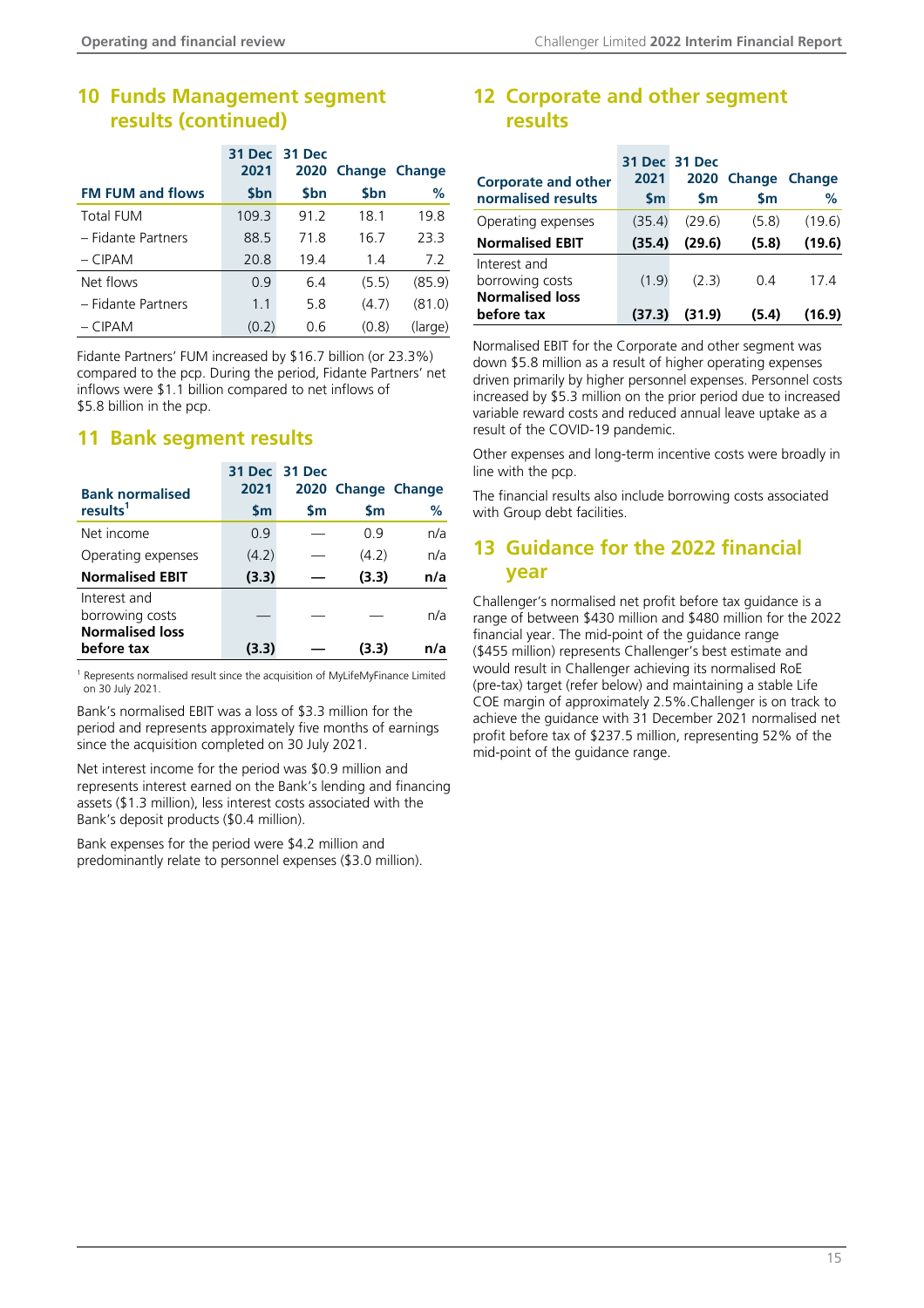## 10 Funds Management segment results (continued)

| FM FUM and flows | 31 Dec 2021 $bn | 31 Dec 2020 $bn | Change $bn | Change % |
|---|---|---|---|---|
| Total FUM | 109.3 | 91.2 | 18.1 | 19.8 |
| – Fidante Partners | 88.5 | 71.8 | 16.7 | 23.3 |
| – CIPAM | 20.8 | 19.4 | 1.4 | 7.2 |
| Net flows | 0.9 | 6.4 | (5.5) | (85.9) |
| – Fidante Partners | 1.1 | 5.8 | (4.7) | (81.0) |
| – CIPAM | (0.2) | 0.6 | (0.8) | (large) |

Fidante Partners' FUM increased by $16.7 billion (or 23.3%) compared to the pcp. During the period, Fidante Partners' net inflows were $1.1 billion compared to net inflows of $5.8 billion in the pcp.

## 11 Bank segment results

| Bank normalised results[1] | 31 Dec 2021 $m | 31 Dec 2020 $m | Change $m | Change % |
|---|---|---|---|---|
| Net income | 0.9 | — | 0.9 | n/a |
| Operating expenses | (4.2) | — | (4.2) | n/a |
| **Normalised EBIT** | **(3.3)** | **—** | **(3.3)** | **n/a** |
| Interest and borrowing costs | — | — | — | n/a |
| **Normalised loss before tax** | **(3.3)** | **—** | **(3.3)** | **n/a** |

[1] Represents normalised result since the acquisition of MyLifeMyFinance Limited on 30 July 2021.

Bank's normalised EBIT was a loss of $3.3 million for the period and represents approximately five months of earnings since the acquisition completed on 30 July 2021.

Net interest income for the period was $0.9 million and represents interest earned on the Bank's lending and financing assets ($1.3 million), less interest costs associated with the Bank's deposit products ($0.4 million).

Bank expenses for the period were $4.2 million and predominantly relate to personnel expenses ($3.0 million).

## 12 Corporate and other segment results

| Corporate and other normalised results | 31 Dec 2021 $m | 31 Dec 2020 $m | Change $m | Change % |
|---|---|---|---|---|
| Operating expenses | (35.4) | (29.6) | (5.8) | (19.6) |
| **Normalised EBIT** | **(35.4)** | **(29.6)** | **(5.8)** | **(19.6)** |
| Interest and borrowing costs | (1.9) | (2.3) | 0.4 | 17.4 |
| **Normalised loss before tax** | **(37.3)** | **(31.9)** | **(5.4)** | **(16.9)** |

Normalised EBIT for the Corporate and other segment was down $5.8 million as a result of higher operating expenses driven primarily by higher personnel expenses. Personnel costs increased by $5.3 million on the prior period due to increased variable reward costs and reduced annual leave uptake as a result of the COVID-19 pandemic.

Other expenses and long-term incentive costs were broadly in line with the pcp.

The financial results also include borrowing costs associated with Group debt facilities.

## 13 Guidance for the 2022 financial year

Challenger's normalised net profit before tax guidance is a range of between $430 million and $480 million for the 2022 financial year. The mid-point of the guidance range ($455 million) represents Challenger's best estimate and would result in Challenger achieving its normalised RoE (pre-tax) target (refer below) and maintaining a stable Life COE margin of approximately 2.5%.Challenger is on track to achieve the guidance with 31 December 2021 normalised net profit before tax of $237.5 million, representing 52% of the mid-point of the guidance range.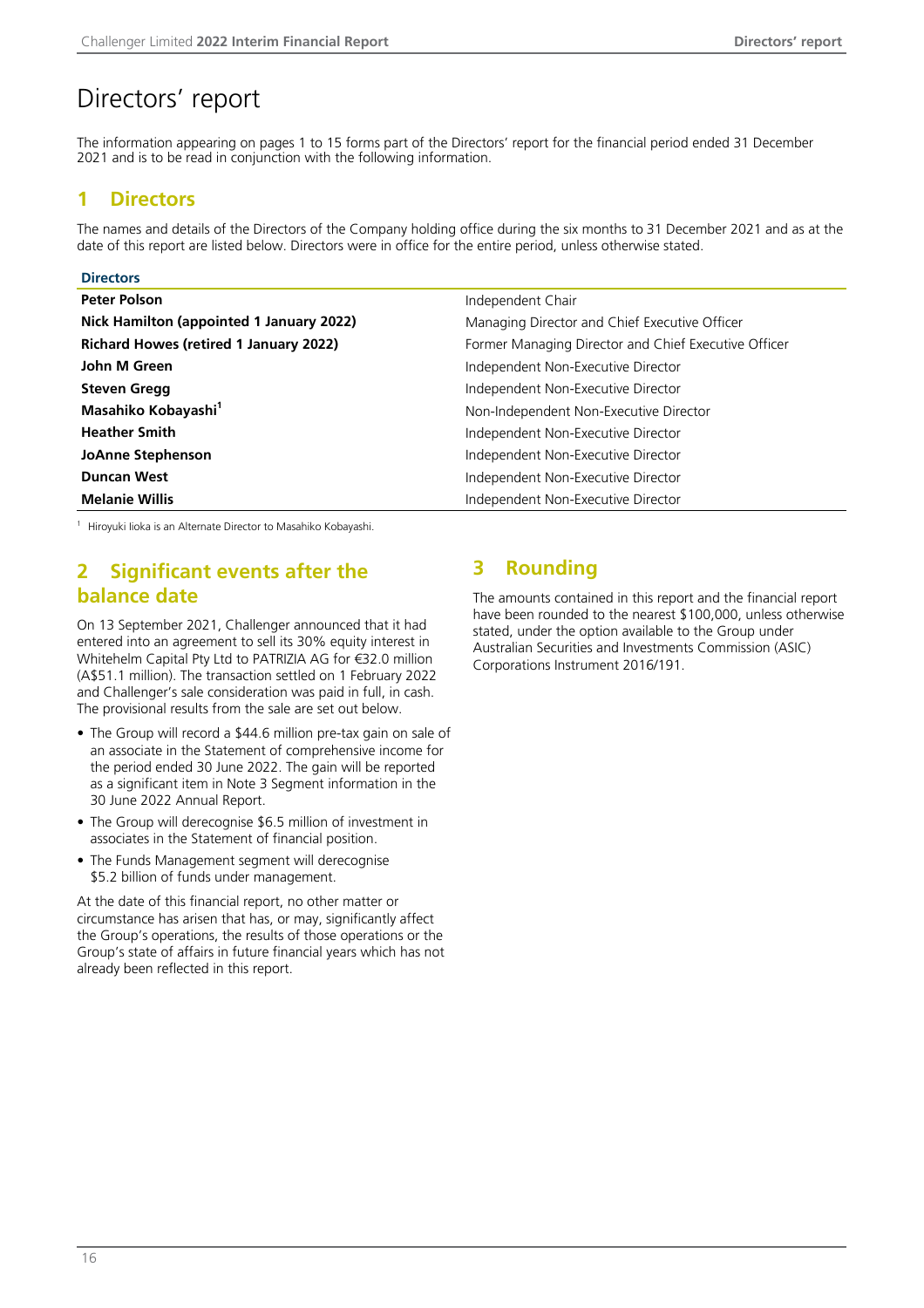# Directors' report

The information appearing on pages 1 to 15 forms part of the Directors' report for the financial period ended 31 December 2021 and is to be read in conjunction with the following information.

## 1 Directors

The names and details of the Directors of the Company holding office during the six months to 31 December 2021 and as at the date of this report are listed below. Directors were in office for the entire period, unless otherwise stated.

| Directors | |
|---|---|
| **Peter Polson** | Independent Chair |
| **Nick Hamilton (appointed 1 January 2022)** | Managing Director and Chief Executive Officer |
| **Richard Howes (retired 1 January 2022)** | Former Managing Director and Chief Executive Officer |
| **John M Green** | Independent Non-Executive Director |
| **Steven Gregg** | Independent Non-Executive Director |
| **Masahiko Kobayashi**[1] | Non-Independent Non-Executive Director |
| **Heather Smith** | Independent Non-Executive Director |
| **JoAnne Stephenson** | Independent Non-Executive Director |
| **Duncan West** | Independent Non-Executive Director |
| **Melanie Willis** | Independent Non-Executive Director |

[1] Hiroyuki Iioka is an Alternate Director to Masahiko Kobayashi.

## 2 Significant events after the balance date

On 13 September 2021, Challenger announced that it had entered into an agreement to sell its 30% equity interest in Whitehelm Capital Pty Ltd to PATRIZIA AG for €32.0 million (A$51.1 million). The transaction settled on 1 February 2022 and Challenger's sale consideration was paid in full, in cash. The provisional results from the sale are set out below.

- The Group will record a $44.6 million pre-tax gain on sale of an associate in the Statement of comprehensive income for the period ended 30 June 2022. The gain will be reported as a significant item in Note 3 Segment information in the 30 June 2022 Annual Report.
- The Group will derecognise $6.5 million of investment in associates in the Statement of financial position.
- The Funds Management segment will derecognise $5.2 billion of funds under management.

At the date of this financial report, no other matter or circumstance has arisen that has, or may, significantly affect the Group's operations, the results of those operations or the Group's state of affairs in future financial years which has not already been reflected in this report.

## 3 Rounding

The amounts contained in this report and the financial report have been rounded to the nearest $100,000, unless otherwise stated, under the option available to the Group under Australian Securities and Investments Commission (ASIC) Corporations Instrument 2016/191.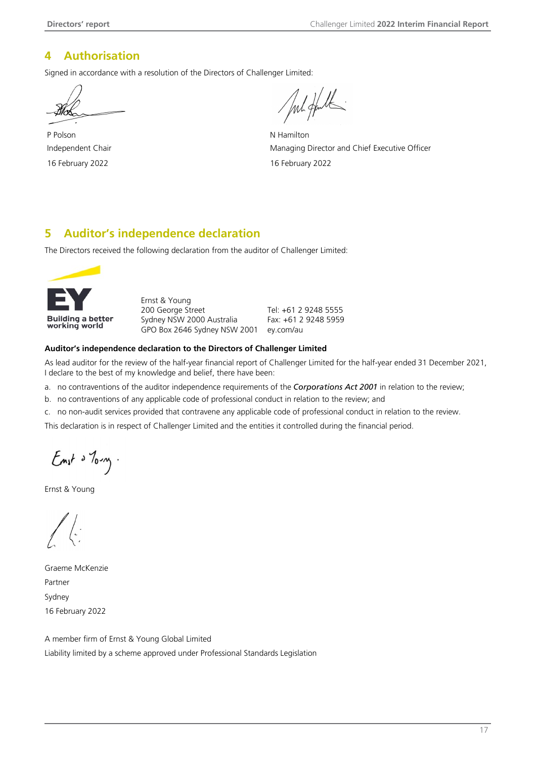## 4 Authorisation

Signed in accordance with a resolution of the Directors of Challenger Limited:

P Polson
Independent Chair
16 February 2022

N Hamilton
Managing Director and Chief Executive Officer
16 February 2022

## 5 Auditor's independence declaration

The Directors received the following declaration from the auditor of Challenger Limited:

Building a better working world

Ernst & Young
200 George Street
Sydney NSW 2000 Australia
GPO Box 2646 Sydney NSW 2001

Tel: +61 2 9248 5555
Fax: +61 2 9248 5959
ey.com/au

**Auditor's independence declaration to the Directors of Challenger Limited**

As lead auditor for the review of the half-year financial report of Challenger Limited for the half-year ended 31 December 2021, I declare to the best of my knowledge and belief, there have been:

a. no contraventions of the auditor independence requirements of the ***Corporations Act 2001*** in relation to the review;

b. no contraventions of any applicable code of professional conduct in relation to the review; and

c. no non-audit services provided that contravene any applicable code of professional conduct in relation to the review.

This declaration is in respect of Challenger Limited and the entities it controlled during the financial period.

Ernst & Young

Graeme McKenzie
Partner
Sydney
16 February 2022

A member firm of Ernst & Young Global Limited
Liability limited by a scheme approved under Professional Standards Legislation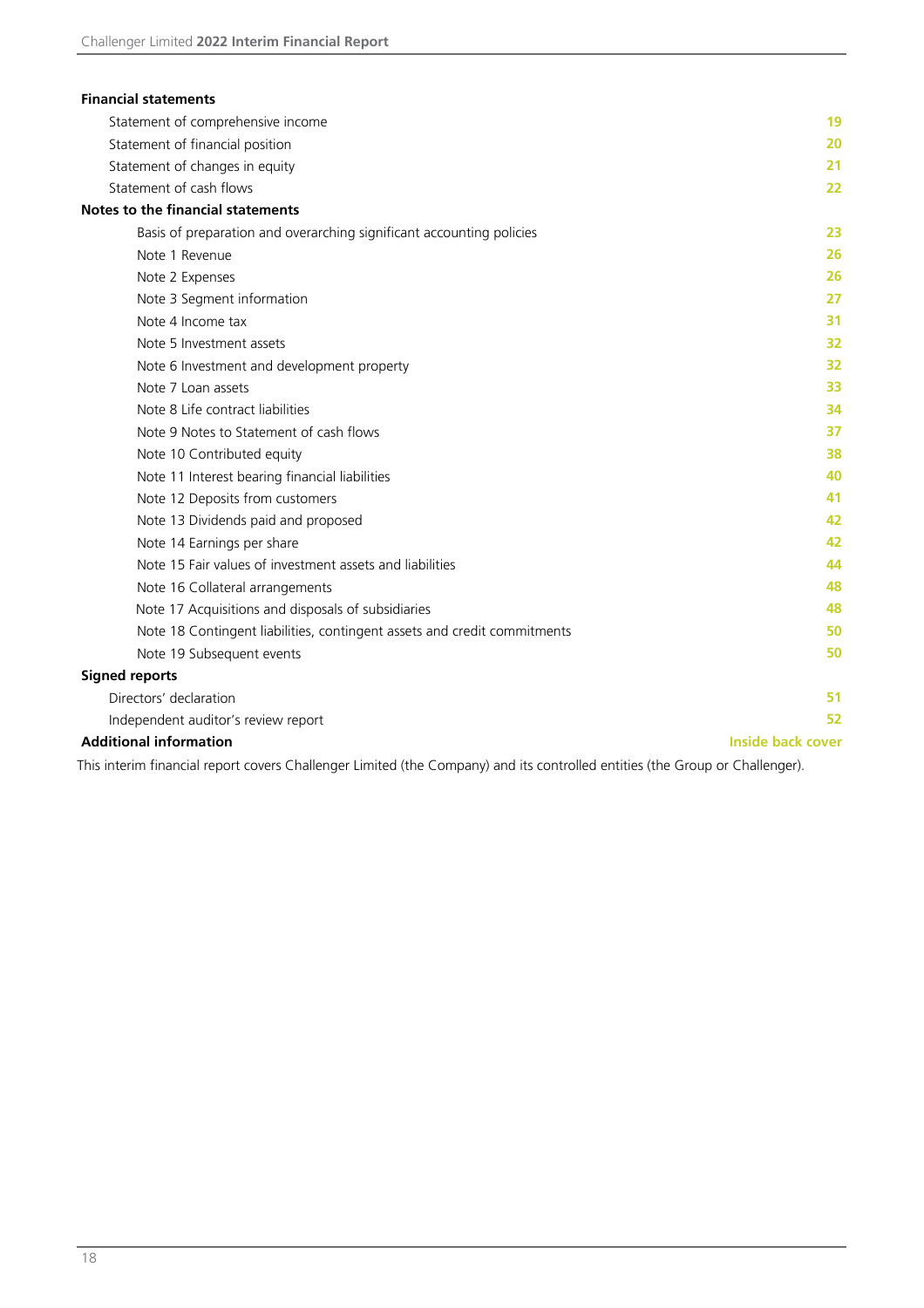**Financial statements**

| | |
|---|---|
| Statement of comprehensive income | 19 |
| Statement of financial position | 20 |
| Statement of changes in equity | 21 |
| Statement of cash flows | 22 |
| **Notes to the financial statements** | |
| Basis of preparation and overarching significant accounting policies | 23 |
| Note 1 Revenue | 26 |
| Note 2 Expenses | 26 |
| Note 3 Segment information | 27 |
| Note 4 Income tax | 31 |
| Note 5 Investment assets | 32 |
| Note 6 Investment and development property | 32 |
| Note 7 Loan assets | 33 |
| Note 8 Life contract liabilities | 34 |
| Note 9 Notes to Statement of cash flows | 37 |
| Note 10 Contributed equity | 38 |
| Note 11 Interest bearing financial liabilities | 40 |
| Note 12 Deposits from customers | 41 |
| Note 13 Dividends paid and proposed | 42 |
| Note 14 Earnings per share | 42 |
| Note 15 Fair values of investment assets and liabilities | 44 |
| Note 16 Collateral arrangements | 48 |
| Note 17 Acquisitions and disposals of subsidiaries | 48 |
| Note 18 Contingent liabilities, contingent assets and credit commitments | 50 |
| Note 19 Subsequent events | 50 |
| **Signed reports** | |
| Directors' declaration | 51 |
| Independent auditor's review report | 52 |
| **Additional information** | **Inside back cover** |

This interim financial report covers Challenger Limited (the Company) and its controlled entities (the Group or Challenger).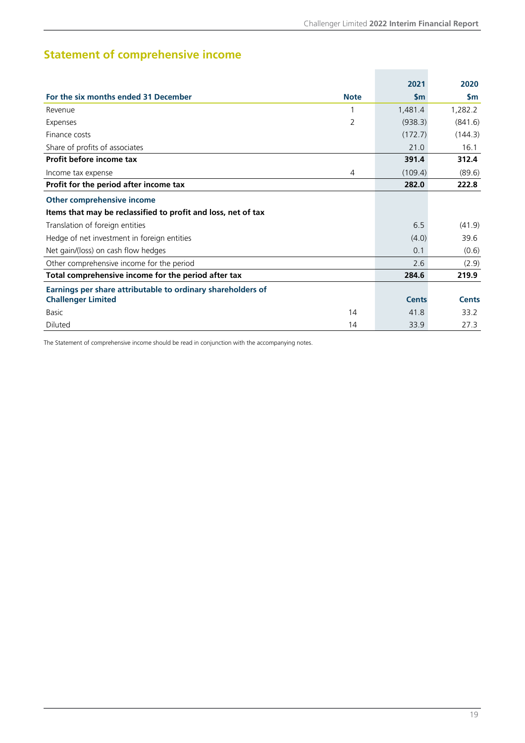## Statement of comprehensive income

| For the six months ended 31 December | Note | 2021 $m | 2020 $m |
|---|---|---|---|
| Revenue | 1 | 1,481.4 | 1,282.2 |
| Expenses | 2 | (938.3) | (841.6) |
| Finance costs | | (172.7) | (144.3) |
| Share of profits of associates | | 21.0 | 16.1 |
| **Profit before income tax** | | **391.4** | **312.4** |
| Income tax expense | 4 | (109.4) | (89.6) |
| **Profit for the period after income tax** | | **282.0** | **222.8** |
| **Other comprehensive income** | | | |
| **Items that may be reclassified to profit and loss, net of tax** | | | |
| Translation of foreign entities | | 6.5 | (41.9) |
| Hedge of net investment in foreign entities | | (4.0) | 39.6 |
| Net gain/(loss) on cash flow hedges | | 0.1 | (0.6) |
| Other comprehensive income for the period | | 2.6 | (2.9) |
| **Total comprehensive income for the period after tax** | | **284.6** | **219.9** |
| **Earnings per share attributable to ordinary shareholders of Challenger Limited** | | **Cents** | **Cents** |
| Basic | 14 | 41.8 | 33.2 |
| Diluted | 14 | 33.9 | 27.3 |

The Statement of comprehensive income should be read in conjunction with the accompanying notes.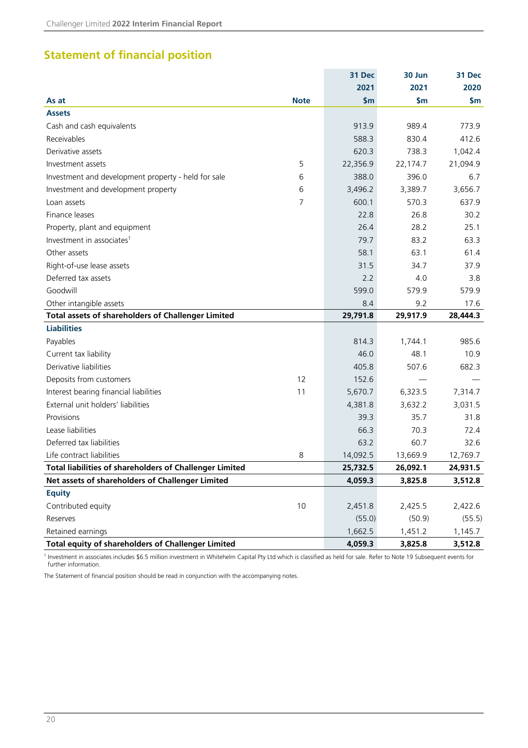## Statement of financial position

| As at | Note | 31 Dec 2021 $m | 30 Jun 2021 $m | 31 Dec 2020 $m |
|---|---|---|---|---|
| **Assets** | | | | |
| Cash and cash equivalents | | 913.9 | 989.4 | 773.9 |
| Receivables | | 588.3 | 830.4 | 412.6 |
| Derivative assets | | 620.3 | 738.3 | 1,042.4 |
| Investment assets | 5 | 22,356.9 | 22,174.7 | 21,094.9 |
| Investment and development property - held for sale | 6 | 388.0 | 396.0 | 6.7 |
| Investment and development property | 6 | 3,496.2 | 3,389.7 | 3,656.7 |
| Loan assets | 7 | 600.1 | 570.3 | 637.9 |
| Finance leases | | 22.8 | 26.8 | 30.2 |
| Property, plant and equipment | | 26.4 | 28.2 | 25.1 |
| Investment in associates[1] | | 79.7 | 83.2 | 63.3 |
| Other assets | | 58.1 | 63.1 | 61.4 |
| Right-of-use lease assets | | 31.5 | 34.7 | 37.9 |
| Deferred tax assets | | 2.2 | 4.0 | 3.8 |
| Goodwill | | 599.0 | 579.9 | 579.9 |
| Other intangible assets | | 8.4 | 9.2 | 17.6 |
| **Total assets of shareholders of Challenger Limited** | | **29,791.8** | **29,917.9** | **28,444.3** |
| **Liabilities** | | | | |
| Payables | | 814.3 | 1,744.1 | 985.6 |
| Current tax liability | | 46.0 | 48.1 | 10.9 |
| Derivative liabilities | | 405.8 | 507.6 | 682.3 |
| Deposits from customers | 12 | 152.6 | — | — |
| Interest bearing financial liabilities | 11 | 5,670.7 | 6,323.5 | 7,314.7 |
| External unit holders' liabilities | | 4,381.8 | 3,632.2 | 3,031.5 |
| Provisions | | 39.3 | 35.7 | 31.8 |
| Lease liabilities | | 66.3 | 70.3 | 72.4 |
| Deferred tax liabilities | | 63.2 | 60.7 | 32.6 |
| Life contract liabilities | 8 | 14,092.5 | 13,669.9 | 12,769.7 |
| **Total liabilities of shareholders of Challenger Limited** | | **25,732.5** | **26,092.1** | **24,931.5** |
| **Net assets of shareholders of Challenger Limited** | | **4,059.3** | **3,825.8** | **3,512.8** |
| **Equity** | | | | |
| Contributed equity | 10 | 2,451.8 | 2,425.5 | 2,422.6 |
| Reserves | | (55.0) | (50.9) | (55.5) |
| Retained earnings | | 1,662.5 | 1,451.2 | 1,145.7 |
| **Total equity of shareholders of Challenger Limited** | | **4,059.3** | **3,825.8** | **3,512.8** |

[1] Investment in associates includes $6.5 million investment in Whitehelm Capital Pty Ltd which is classified as held for sale. Refer to Note 19 Subsequent events for further information.

The Statement of financial position should be read in conjunction with the accompanying notes.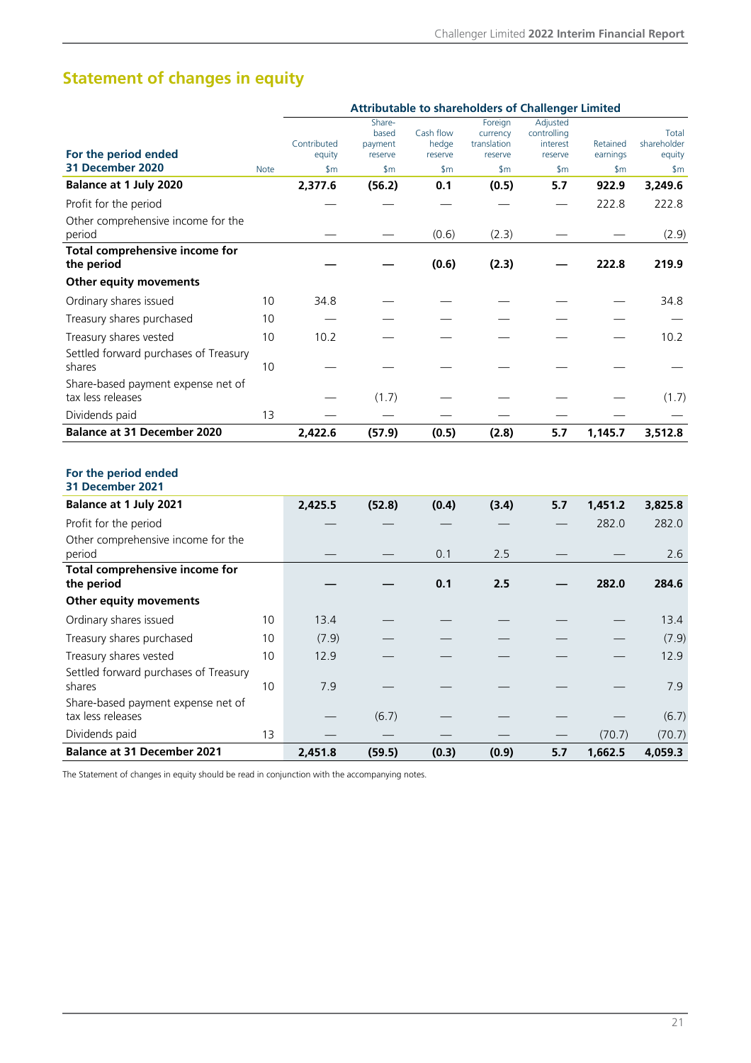# Statement of changes in equity

| | | Attributable to shareholders of Challenger Limited | | | | | | |
|---|---|---|---|---|---|---|---|---|
| **For the period ended 31 December 2020** | Note | Contributed equity $m | Share-based payment reserve $m | Cash flow hedge reserve $m | Foreign currency translation reserve $m | Adjusted controlling interest reserve $m | Retained earnings $m | Total shareholder equity $m |
| **Balance at 1 July 2020** | | **2,377.6** | **(56.2)** | **0.1** | **(0.5)** | **5.7** | **922.9** | **3,249.6** |
| Profit for the period | | — | — | — | — | — | 222.8 | 222.8 |
| Other comprehensive income for the period | | — | — | (0.6) | (2.3) | — | — | (2.9) |
| **Total comprehensive income for the period** | | **—** | **—** | **(0.6)** | **(2.3)** | **—** | **222.8** | **219.9** |
| **Other equity movements** | | | | | | | | |
| Ordinary shares issued | 10 | 34.8 | — | — | — | — | — | 34.8 |
| Treasury shares purchased | 10 | — | — | — | — | — | — | — |
| Treasury shares vested | 10 | 10.2 | — | — | — | — | — | 10.2 |
| Settled forward purchases of Treasury shares | 10 | — | — | — | — | — | — | — |
| Share-based payment expense net of tax less releases | | — | (1.7) | — | — | — | — | (1.7) |
| Dividends paid | 13 | — | — | — | — | — | — | — |
| **Balance at 31 December 2020** | | **2,422.6** | **(57.9)** | **(0.5)** | **(2.8)** | **5.7** | **1,145.7** | **3,512.8** |

| **For the period ended 31 December 2021** | Note | Contributed equity $m | Share-based payment reserve $m | Cash flow hedge reserve $m | Foreign currency translation reserve $m | Adjusted controlling interest reserve $m | Retained earnings $m | Total shareholder equity $m |
|---|---|---|---|---|---|---|---|---|
| **Balance at 1 July 2021** | | **2,425.5** | **(52.8)** | **(0.4)** | **(3.4)** | **5.7** | **1,451.2** | **3,825.8** |
| Profit for the period | | — | — | — | — | — | 282.0 | 282.0 |
| Other comprehensive income for the period | | — | — | 0.1 | 2.5 | — | — | 2.6 |
| **Total comprehensive income for the period** | | **—** | **—** | **0.1** | **2.5** | **—** | **282.0** | **284.6** |
| **Other equity movements** | | | | | | | | |
| Ordinary shares issued | 10 | 13.4 | — | — | — | — | — | 13.4 |
| Treasury shares purchased | 10 | (7.9) | — | — | — | — | — | (7.9) |
| Treasury shares vested | 10 | 12.9 | — | — | — | — | — | 12.9 |
| Settled forward purchases of Treasury shares | 10 | 7.9 | — | — | — | — | — | 7.9 |
| Share-based payment expense net of tax less releases | | — | (6.7) | — | — | — | — | (6.7) |
| Dividends paid | 13 | — | — | — | — | — | (70.7) | (70.7) |
| **Balance at 31 December 2021** | | **2,451.8** | **(59.5)** | **(0.3)** | **(0.9)** | **5.7** | **1,662.5** | **4,059.3** |

The Statement of changes in equity should be read in conjunction with the accompanying notes.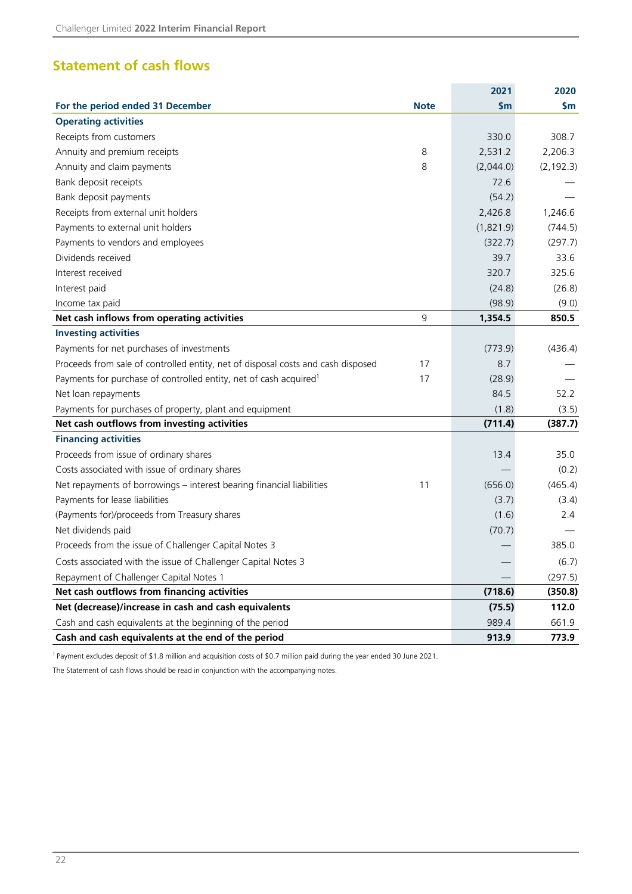## Statement of cash flows

| For the period ended 31 December | Note | 2021 $m | 2020 $m |
|---|---|---|---|
| **Operating activities** | | | |
| Receipts from customers | | 330.0 | 308.7 |
| Annuity and premium receipts | 8 | 2,531.2 | 2,206.3 |
| Annuity and claim payments | 8 | (2,044.0) | (2,192.3) |
| Bank deposit receipts | | 72.6 | — |
| Bank deposit payments | | (54.2) | — |
| Receipts from external unit holders | | 2,426.8 | 1,246.6 |
| Payments to external unit holders | | (1,821.9) | (744.5) |
| Payments to vendors and employees | | (322.7) | (297.7) |
| Dividends received | | 39.7 | 33.6 |
| Interest received | | 320.7 | 325.6 |
| Interest paid | | (24.8) | (26.8) |
| Income tax paid | | (98.9) | (9.0) |
| **Net cash inflows from operating activities** | 9 | **1,354.5** | **850.5** |
| **Investing activities** | | | |
| Payments for net purchases of investments | | (773.9) | (436.4) |
| Proceeds from sale of controlled entity, net of disposal costs and cash disposed | 17 | 8.7 | — |
| Payments for purchase of controlled entity, net of cash acquired[1] | 17 | (28.9) | — |
| Net loan repayments | | 84.5 | 52.2 |
| Payments for purchases of property, plant and equipment | | (1.8) | (3.5) |
| **Net cash outflows from investing activities** | | **(711.4)** | **(387.7)** |
| **Financing activities** | | | |
| Proceeds from issue of ordinary shares | | 13.4 | 35.0 |
| Costs associated with issue of ordinary shares | | — | (0.2) |
| Net repayments of borrowings – interest bearing financial liabilities | 11 | (656.0) | (465.4) |
| Payments for lease liabilities | | (3.7) | (3.4) |
| (Payments for)/proceeds from Treasury shares | | (1.6) | 2.4 |
| Net dividends paid | | (70.7) | — |
| Proceeds from the issue of Challenger Capital Notes 3 | | — | 385.0 |
| Costs associated with the issue of Challenger Capital Notes 3 | | — | (6.7) |
| Repayment of Challenger Capital Notes 1 | | — | (297.5) |
| **Net cash outflows from financing activities** | | **(718.6)** | **(350.8)** |
| **Net (decrease)/increase in cash and cash equivalents** | | **(75.5)** | **112.0** |
| Cash and cash equivalents at the beginning of the period | | 989.4 | 661.9 |
| **Cash and cash equivalents at the end of the period** | | **913.9** | **773.9** |

[1] Payment excludes deposit of $1.8 million and acquisition costs of $0.7 million paid during the year ended 30 June 2021.

The Statement of cash flows should be read in conjunction with the accompanying notes.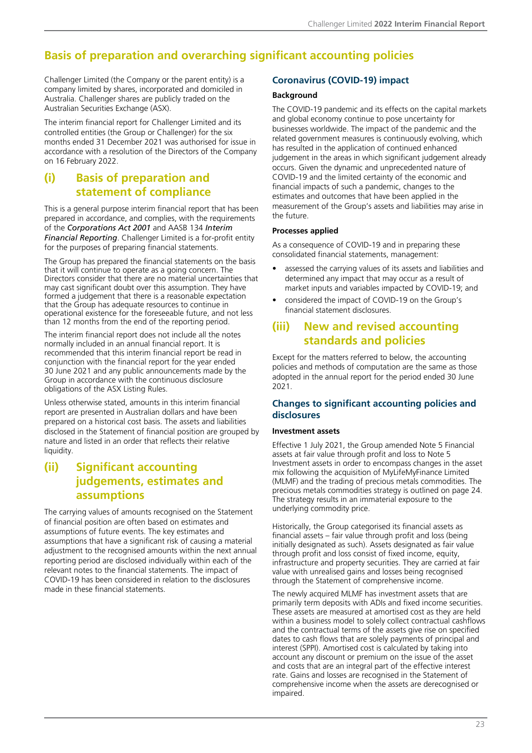# Basis of preparation and overarching significant accounting policies

Challenger Limited (the Company or the parent entity) is a company limited by shares, incorporated and domiciled in Australia. Challenger shares are publicly traded on the Australian Securities Exchange (ASX).

The interim financial report for Challenger Limited and its controlled entities (the Group or Challenger) for the six months ended 31 December 2021 was authorised for issue in accordance with a resolution of the Directors of the Company on 16 February 2022.

## (i) Basis of preparation and statement of compliance

This is a general purpose interim financial report that has been prepared in accordance, and complies, with the requirements of the ***Corporations Act 2001*** and AASB 134 ***Interim Financial Reporting***. Challenger Limited is a for-profit entity for the purposes of preparing financial statements.

The Group has prepared the financial statements on the basis that it will continue to operate as a going concern. The Directors consider that there are no material uncertainties that may cast significant doubt over this assumption. They have formed a judgement that there is a reasonable expectation that the Group has adequate resources to continue in operational existence for the foreseeable future, and not less than 12 months from the end of the reporting period.

The interim financial report does not include all the notes normally included in an annual financial report. It is recommended that this interim financial report be read in conjunction with the financial report for the year ended 30 June 2021 and any public announcements made by the Group in accordance with the continuous disclosure obligations of the ASX Listing Rules.

Unless otherwise stated, amounts in this interim financial report are presented in Australian dollars and have been prepared on a historical cost basis. The assets and liabilities disclosed in the Statement of financial position are grouped by nature and listed in an order that reflects their relative liquidity.

## (ii) Significant accounting judgements, estimates and assumptions

The carrying values of amounts recognised on the Statement of financial position are often based on estimates and assumptions of future events. The key estimates and assumptions that have a significant risk of causing a material adjustment to the recognised amounts within the next annual reporting period are disclosed individually within each of the relevant notes to the financial statements. The impact of COVID-19 has been considered in relation to the disclosures made in these financial statements.

### Coronavirus (COVID-19) impact

**Background**

The COVID-19 pandemic and its effects on the capital markets and global economy continue to pose uncertainty for businesses worldwide. The impact of the pandemic and the related government measures is continuously evolving, which has resulted in the application of continued enhanced judgement in the areas in which significant judgement already occurs. Given the dynamic and unprecedented nature of COVID-19 and the limited certainty of the economic and financial impacts of such a pandemic, changes to the estimates and outcomes that have been applied in the measurement of the Group's assets and liabilities may arise in the future.

**Processes applied**

As a consequence of COVID-19 and in preparing these consolidated financial statements, management:

- assessed the carrying values of its assets and liabilities and determined any impact that may occur as a result of market inputs and variables impacted by COVID-19; and
- considered the impact of COVID-19 on the Group's financial statement disclosures.

## (iii) New and revised accounting standards and policies

Except for the matters referred to below, the accounting policies and methods of computation are the same as those adopted in the annual report for the period ended 30 June 2021.

### Changes to significant accounting policies and disclosures

**Investment assets**

Effective 1 July 2021, the Group amended Note 5 Financial assets at fair value through profit and loss to Note 5 Investment assets in order to encompass changes in the asset mix following the acquisition of MyLifeMyFinance Limited (MLMF) and the trading of precious metals commodities. The precious metals commodities strategy is outlined on page 24. The strategy results in an immaterial exposure to the underlying commodity price.

Historically, the Group categorised its financial assets as financial assets – fair value through profit and loss (being initially designated as such). Assets designated as fair value through profit and loss consist of fixed income, equity, infrastructure and property securities. They are carried at fair value with unrealised gains and losses being recognised through the Statement of comprehensive income.

The newly acquired MLMF has investment assets that are primarily term deposits with ADIs and fixed income securities. These assets are measured at amortised cost as they are held within a business model to solely collect contractual cashflows and the contractual terms of the assets give rise on specified dates to cash flows that are solely payments of principal and interest (SPPI). Amortised cost is calculated by taking into account any discount or premium on the issue of the asset and costs that are an integral part of the effective interest rate. Gains and losses are recognised in the Statement of comprehensive income when the assets are derecognised or impaired.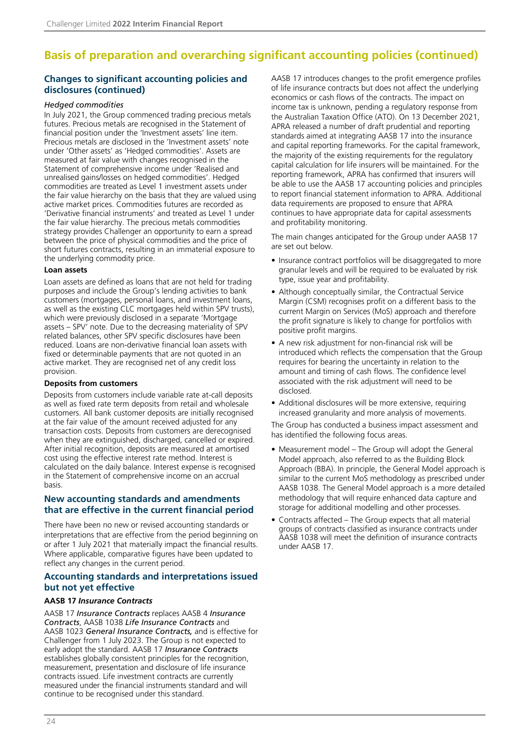# Basis of preparation and overarching significant accounting policies (continued)

## Changes to significant accounting policies and disclosures (continued)

*Hedged commodities*

In July 2021, the Group commenced trading precious metals futures. Precious metals are recognised in the Statement of financial position under the 'Investment assets' line item. Precious metals are disclosed in the 'Investment assets' note under 'Other assets' as 'Hedged commodities'. Assets are measured at fair value with changes recognised in the Statement of comprehensive income under 'Realised and unrealised gains/losses on hedged commodities'. Hedged commodities are treated as Level 1 investment assets under the fair value hierarchy on the basis that they are valued using active market prices. Commodities futures are recorded as 'Derivative financial instruments' and treated as Level 1 under the fair value hierarchy. The precious metals commodities strategy provides Challenger an opportunity to earn a spread between the price of physical commodities and the price of short futures contracts, resulting in an immaterial exposure to the underlying commodity price.

**Loan assets**

Loan assets are defined as loans that are not held for trading purposes and include the Group's lending activities to bank customers (mortgages, personal loans, and investment loans, as well as the existing CLC mortgages held within SPV trusts), which were previously disclosed in a separate 'Mortgage assets – SPV' note. Due to the decreasing materiality of SPV related balances, other SPV specific disclosures have been reduced. Loans are non-derivative financial loan assets with fixed or determinable payments that are not quoted in an active market. They are recognised net of any credit loss provision.

**Deposits from customers**

Deposits from customers include variable rate at-call deposits as well as fixed rate term deposits from retail and wholesale customers. All bank customer deposits are initially recognised at the fair value of the amount received adjusted for any transaction costs. Deposits from customers are derecognised when they are extinguished, discharged, cancelled or expired. After initial recognition, deposits are measured at amortised cost using the effective interest rate method. Interest is calculated on the daily balance. Interest expense is recognised in the Statement of comprehensive income on an accrual basis.

## New accounting standards and amendments that are effective in the current financial period

There have been no new or revised accounting standards or interpretations that are effective from the period beginning on or after 1 July 2021 that materially impact the financial results. Where applicable, comparative figures have been updated to reflect any changes in the current period.

## Accounting standards and interpretations issued but not yet effective

**AASB 17 *Insurance Contracts***

AASB 17 ***Insurance Contracts*** replaces AASB 4 ***Insurance Contracts***, AASB 1038 ***Life Insurance Contracts*** and AASB 1023 ***General Insurance Contracts,*** and is effective for Challenger from 1 July 2023. The Group is not expected to early adopt the standard. AASB 17 ***Insurance Contracts*** establishes globally consistent principles for the recognition, measurement, presentation and disclosure of life insurance contracts issued. Life investment contracts are currently measured under the financial instruments standard and will continue to be recognised under this standard.

AASB 17 introduces changes to the profit emergence profiles of life insurance contracts but does not affect the underlying economics or cash flows of the contracts. The impact on income tax is unknown, pending a regulatory response from the Australian Taxation Office (ATO). On 13 December 2021, APRA released a number of draft prudential and reporting standards aimed at integrating AASB 17 into the insurance and capital reporting frameworks. For the capital framework, the majority of the existing requirements for the regulatory capital calculation for life insurers will be maintained. For the reporting framework, APRA has confirmed that insurers will be able to use the AASB 17 accounting policies and principles to report financial statement information to APRA. Additional data requirements are proposed to ensure that APRA continues to have appropriate data for capital assessments and profitability monitoring.

The main changes anticipated for the Group under AASB 17 are set out below.

- Insurance contract portfolios will be disaggregated to more granular levels and will be required to be evaluated by risk type, issue year and profitability.
- Although conceptually similar, the Contractual Service Margin (CSM) recognises profit on a different basis to the current Margin on Services (MoS) approach and therefore the profit signature is likely to change for portfolios with positive profit margins.
- A new risk adjustment for non-financial risk will be introduced which reflects the compensation that the Group requires for bearing the uncertainty in relation to the amount and timing of cash flows. The confidence level associated with the risk adjustment will need to be disclosed.
- Additional disclosures will be more extensive, requiring increased granularity and more analysis of movements.

The Group has conducted a business impact assessment and has identified the following focus areas.

- Measurement model – The Group will adopt the General Model approach, also referred to as the Building Block Approach (BBA). In principle, the General Model approach is similar to the current MoS methodology as prescribed under AASB 1038. The General Model approach is a more detailed methodology that will require enhanced data capture and storage for additional modelling and other processes.
- Contracts affected – The Group expects that all material groups of contracts classified as insurance contracts under AASB 1038 will meet the definition of insurance contracts under AASB 17.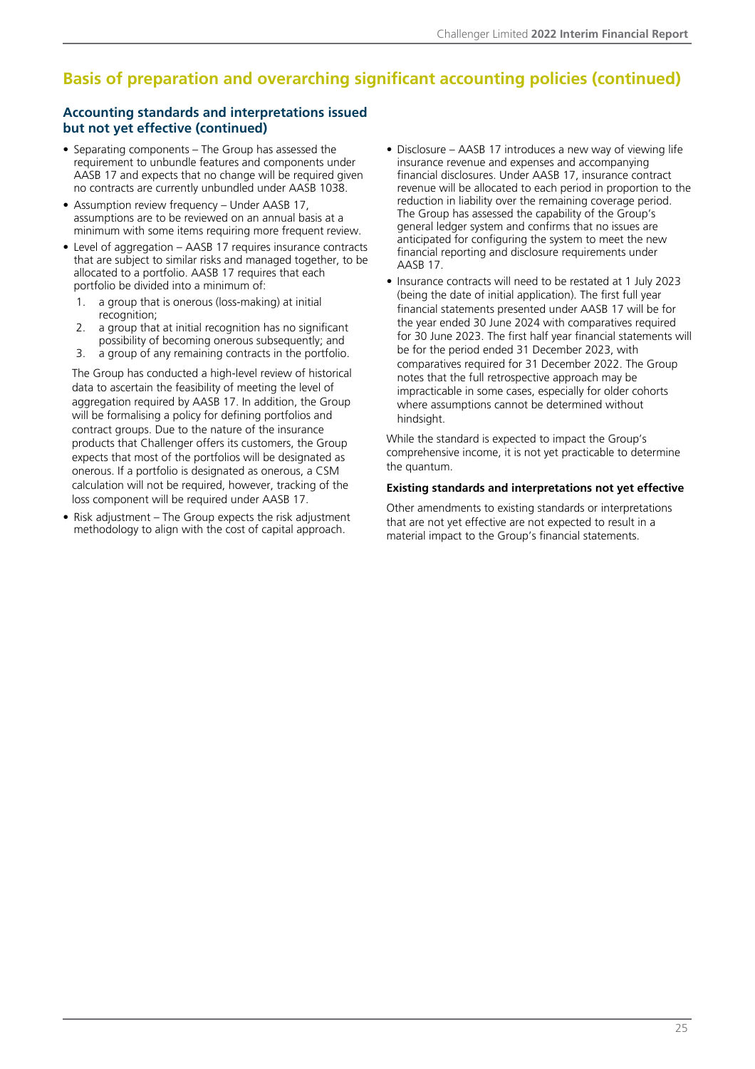## Basis of preparation and overarching significant accounting policies (continued)

### Accounting standards and interpretations issued but not yet effective (continued)

- Separating components – The Group has assessed the requirement to unbundle features and components under AASB 17 and expects that no change will be required given no contracts are currently unbundled under AASB 1038.
- Assumption review frequency – Under AASB 17, assumptions are to be reviewed on an annual basis at a minimum with some items requiring more frequent review.
- Level of aggregation – AASB 17 requires insurance contracts that are subject to similar risks and managed together, to be allocated to a portfolio. AASB 17 requires that each portfolio be divided into a minimum of:
  1. a group that is onerous (loss-making) at initial recognition;
  2. a group that at initial recognition has no significant possibility of becoming onerous subsequently; and
  3. a group of any remaining contracts in the portfolio.

  The Group has conducted a high-level review of historical data to ascertain the feasibility of meeting the level of aggregation required by AASB 17. In addition, the Group will be formalising a policy for defining portfolios and contract groups. Due to the nature of the insurance products that Challenger offers its customers, the Group expects that most of the portfolios will be designated as onerous. If a portfolio is designated as onerous, a CSM calculation will not be required, however, tracking of the loss component will be required under AASB 17.
- Risk adjustment – The Group expects the risk adjustment methodology to align with the cost of capital approach.
- Disclosure – AASB 17 introduces a new way of viewing life insurance revenue and expenses and accompanying financial disclosures. Under AASB 17, insurance contract revenue will be allocated to each period in proportion to the reduction in liability over the remaining coverage period. The Group has assessed the capability of the Group's general ledger system and confirms that no issues are anticipated for configuring the system to meet the new financial reporting and disclosure requirements under AASB 17.
- Insurance contracts will need to be restated at 1 July 2023 (being the date of initial application). The first full year financial statements presented under AASB 17 will be for the year ended 30 June 2024 with comparatives required for 30 June 2023. The first half year financial statements will be for the period ended 31 December 2023, with comparatives required for 31 December 2022. The Group notes that the full retrospective approach may be impracticable in some cases, especially for older cohorts where assumptions cannot be determined without hindsight.

While the standard is expected to impact the Group's comprehensive income, it is not yet practicable to determine the quantum.

#### Existing standards and interpretations not yet effective

Other amendments to existing standards or interpretations that are not yet effective are not expected to result in a material impact to the Group's financial statements.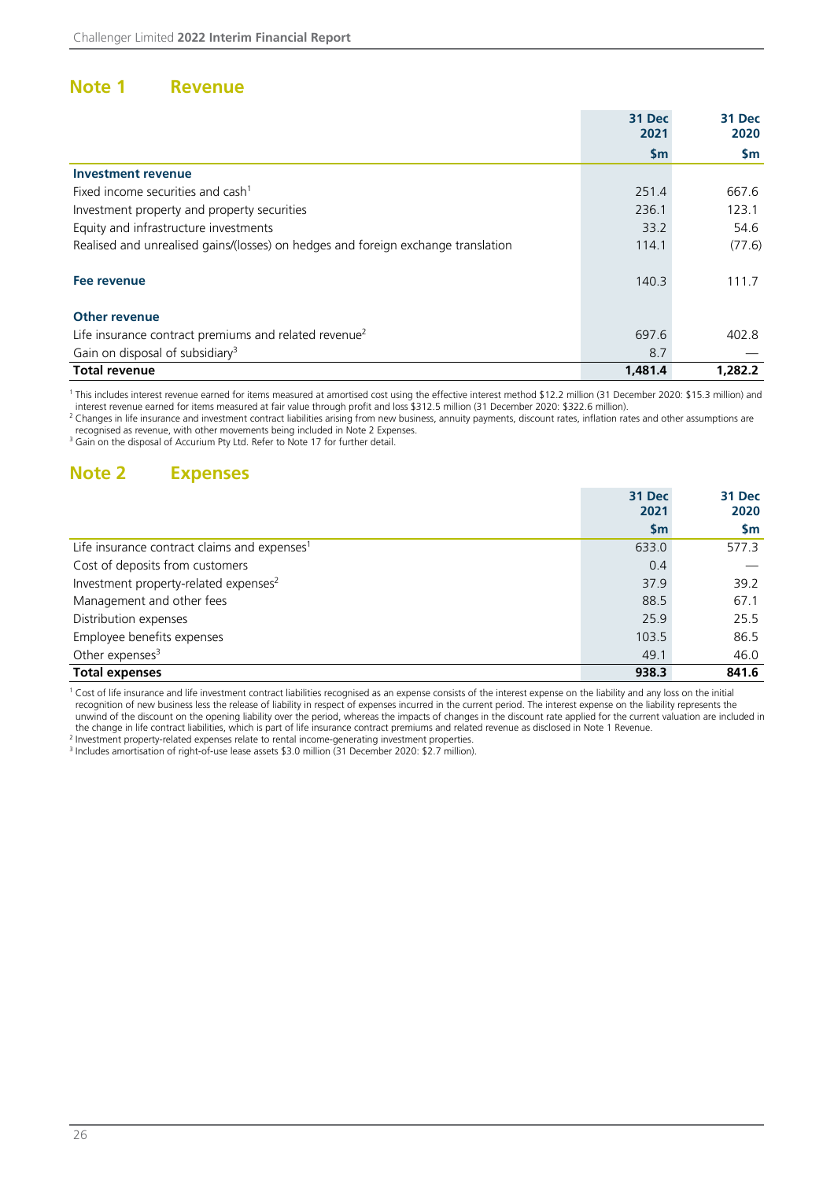## Note 1 Revenue

| | 31 Dec 2021 | 31 Dec 2020 |
|---|---|---|
| | $m | $m |
| **Investment revenue** | | |
| Fixed income securities and cash[1] | 251.4 | 667.6 |
| Investment property and property securities | 236.1 | 123.1 |
| Equity and infrastructure investments | 33.2 | 54.6 |
| Realised and unrealised gains/(losses) on hedges and foreign exchange translation | 114.1 | (77.6) |
| **Fee revenue** | 140.3 | 111.7 |
| **Other revenue** | | |
| Life insurance contract premiums and related revenue[2] | 697.6 | 402.8 |
| Gain on disposal of subsidiary[3] | 8.7 | — |
| **Total revenue** | **1,481.4** | **1,282.2** |

[1] This includes interest revenue earned for items measured at amortised cost using the effective interest method $12.2 million (31 December 2020: $15.3 million) and interest revenue earned for items measured at fair value through profit and loss $312.5 million (31 December 2020: $322.6 million).

[2] Changes in life insurance and investment contract liabilities arising from new business, annuity payments, discount rates, inflation rates and other assumptions are recognised as revenue, with other movements being included in Note 2 Expenses.

[3] Gain on the disposal of Accurium Pty Ltd. Refer to Note 17 for further detail.

## Note 2 Expenses

| | 31 Dec 2021 | 31 Dec 2020 |
|---|---|---|
| | $m | $m |
| Life insurance contract claims and expenses[1] | 633.0 | 577.3 |
| Cost of deposits from customers | 0.4 | — |
| Investment property-related expenses[2] | 37.9 | 39.2 |
| Management and other fees | 88.5 | 67.1 |
| Distribution expenses | 25.9 | 25.5 |
| Employee benefits expenses | 103.5 | 86.5 |
| Other expenses[3] | 49.1 | 46.0 |
| **Total expenses** | **938.3** | **841.6** |

[1] Cost of life insurance and life investment contract liabilities recognised as an expense consists of the interest expense on the liability and any loss on the initial recognition of new business less the release of liability in respect of expenses incurred in the current period. The interest expense on the liability represents the unwind of the discount on the opening liability over the period, whereas the impacts of changes in the discount rate applied for the current valuation are included in the change in life contract liabilities, which is part of life insurance contract premiums and related revenue as disclosed in Note 1 Revenue.

[2] Investment property-related expenses relate to rental income-generating investment properties.

[3] Includes amortisation of right-of-use lease assets $3.0 million (31 December 2020: $2.7 million).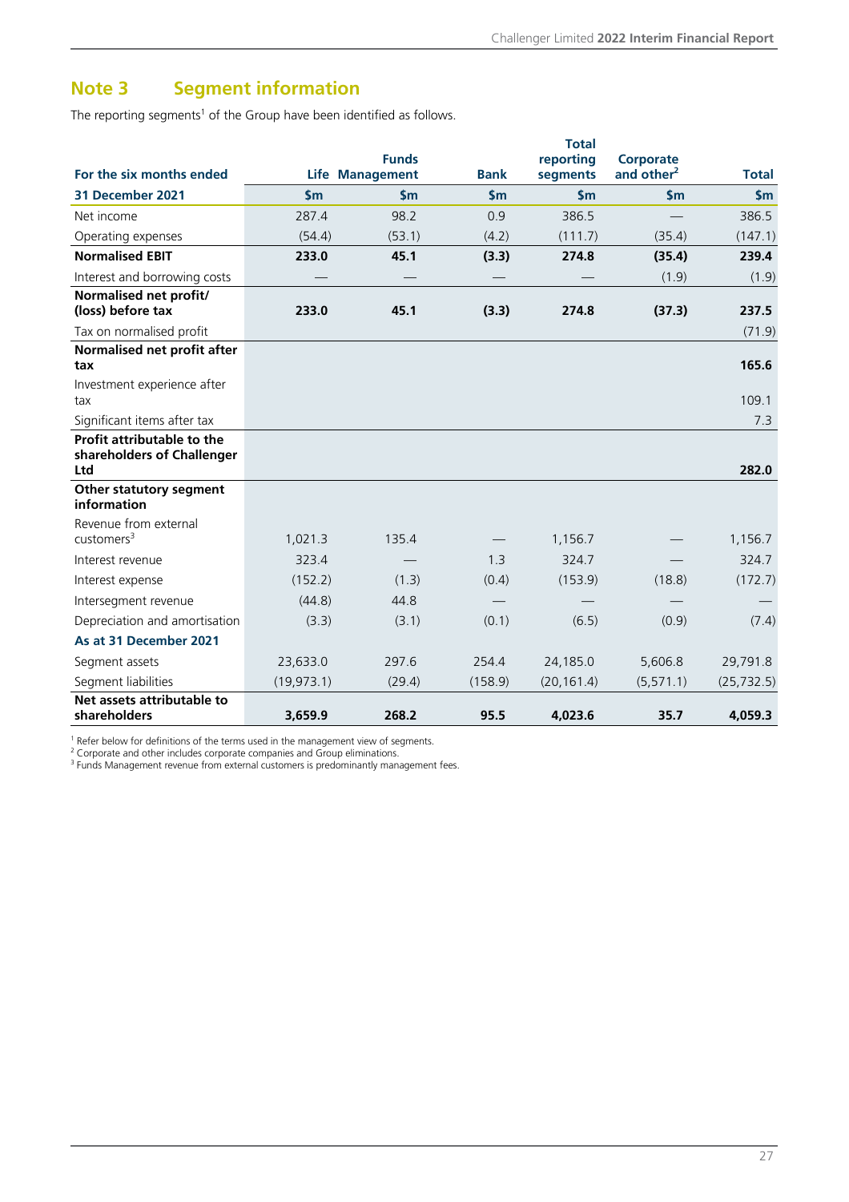## Note 3 Segment information

The reporting segments[1] of the Group have been identified as follows.

| For the six months ended | Life | Funds Management | Bank | Total reporting segments | Corporate and other[2] | Total |
|---|---|---|---|---|---|---|
| **31 December 2021** | **$m** | **$m** | **$m** | **$m** | **$m** | **$m** |
| Net income | 287.4 | 98.2 | 0.9 | 386.5 | — | 386.5 |
| Operating expenses | (54.4) | (53.1) | (4.2) | (111.7) | (35.4) | (147.1) |
| **Normalised EBIT** | **233.0** | **45.1** | **(3.3)** | **274.8** | **(35.4)** | **239.4** |
| Interest and borrowing costs | — | — | — | — | (1.9) | (1.9) |
| **Normalised net profit/ (loss) before tax** | **233.0** | **45.1** | **(3.3)** | **274.8** | **(37.3)** | **237.5** |
| Tax on normalised profit | | | | | | (71.9) |
| **Normalised net profit after tax** | | | | | | **165.6** |
| Investment experience after tax | | | | | | 109.1 |
| Significant items after tax | | | | | | 7.3 |
| **Profit attributable to the shareholders of Challenger Ltd** | | | | | | **282.0** |
| **Other statutory segment information** | | | | | | |
| Revenue from external customers[3] | 1,021.3 | 135.4 | — | 1,156.7 | — | 1,156.7 |
| Interest revenue | 323.4 | — | 1.3 | 324.7 | — | 324.7 |
| Interest expense | (152.2) | (1.3) | (0.4) | (153.9) | (18.8) | (172.7) |
| Intersegment revenue | (44.8) | 44.8 | — | — | — | — |
| Depreciation and amortisation | (3.3) | (3.1) | (0.1) | (6.5) | (0.9) | (7.4) |
| **As at 31 December 2021** | | | | | | |
| Segment assets | 23,633.0 | 297.6 | 254.4 | 24,185.0 | 5,606.8 | 29,791.8 |
| Segment liabilities | (19,973.1) | (29.4) | (158.9) | (20,161.4) | (5,571.1) | (25,732.5) |
| **Net assets attributable to shareholders** | **3,659.9** | **268.2** | **95.5** | **4,023.6** | **35.7** | **4,059.3** |

[1] Refer below for definitions of the terms used in the management view of segments.
[2] Corporate and other includes corporate companies and Group eliminations.
[3] Funds Management revenue from external customers is predominantly management fees.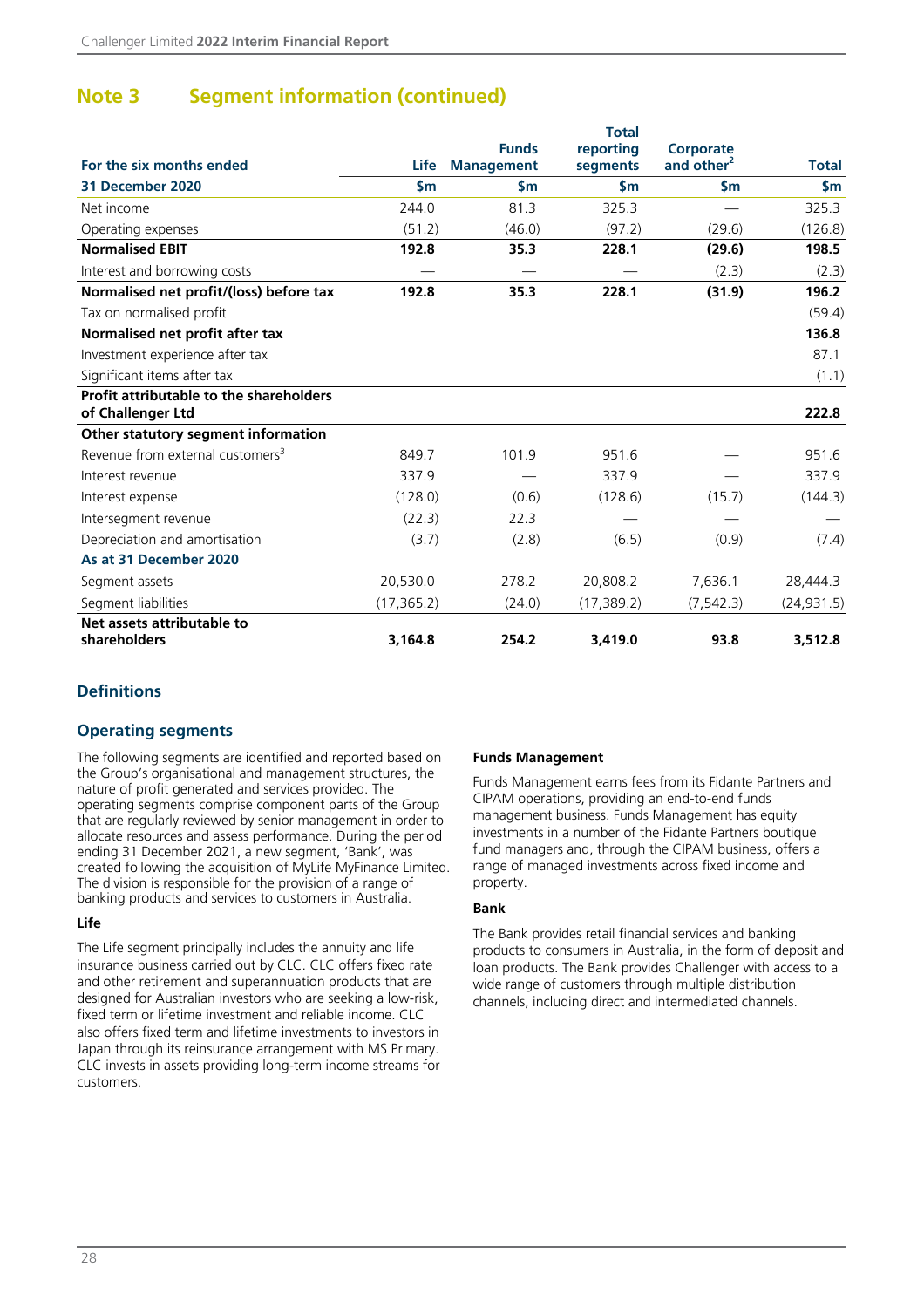## Note 3 Segment information (continued)

| For the six months ended | Life | Funds Management | Total reporting segments | Corporate and other[2] | Total |
|---|---|---|---|---|---|
| **31 December 2020** | **$m** | **$m** | **$m** | **$m** | **$m** |
| Net income | 244.0 | 81.3 | 325.3 | — | 325.3 |
| Operating expenses | (51.2) | (46.0) | (97.2) | (29.6) | (126.8) |
| **Normalised EBIT** | **192.8** | **35.3** | **228.1** | **(29.6)** | **198.5** |
| Interest and borrowing costs | — | — | — | (2.3) | (2.3) |
| **Normalised net profit/(loss) before tax** | **192.8** | **35.3** | **228.1** | **(31.9)** | **196.2** |
| Tax on normalised profit | | | | | (59.4) |
| **Normalised net profit after tax** | | | | | **136.8** |
| Investment experience after tax | | | | | 87.1 |
| Significant items after tax | | | | | (1.1) |
| **Profit attributable to the shareholders of Challenger Ltd** | | | | | **222.8** |
| **Other statutory segment information** | | | | | |
| Revenue from external customers[3] | 849.7 | 101.9 | 951.6 | — | 951.6 |
| Interest revenue | 337.9 | — | 337.9 | — | 337.9 |
| Interest expense | (128.0) | (0.6) | (128.6) | (15.7) | (144.3) |
| Intersegment revenue | (22.3) | 22.3 | — | — | — |
| Depreciation and amortisation | (3.7) | (2.8) | (6.5) | (0.9) | (7.4) |
| **As at 31 December 2020** | | | | | |
| Segment assets | 20,530.0 | 278.2 | 20,808.2 | 7,636.1 | 28,444.3 |
| Segment liabilities | (17,365.2) | (24.0) | (17,389.2) | (7,542.3) | (24,931.5) |
| **Net assets attributable to shareholders** | **3,164.8** | **254.2** | **3,419.0** | **93.8** | **3,512.8** |

### Definitions

### Operating segments

The following segments are identified and reported based on the Group's organisational and management structures, the nature of profit generated and services provided. The operating segments comprise component parts of the Group that are regularly reviewed by senior management in order to allocate resources and assess performance. During the period ending 31 December 2021, a new segment, 'Bank', was created following the acquisition of MyLife MyFinance Limited. The division is responsible for the provision of a range of banking products and services to customers in Australia.

**Life**

The Life segment principally includes the annuity and life insurance business carried out by CLC. CLC offers fixed rate and other retirement and superannuation products that are designed for Australian investors who are seeking a low-risk, fixed term or lifetime investment and reliable income. CLC also offers fixed term and lifetime investments to investors in Japan through its reinsurance arrangement with MS Primary. CLC invests in assets providing long-term income streams for customers.

**Funds Management**

Funds Management earns fees from its Fidante Partners and CIPAM operations, providing an end-to-end funds management business. Funds Management has equity investments in a number of the Fidante Partners boutique fund managers and, through the CIPAM business, offers a range of managed investments across fixed income and property.

**Bank**

The Bank provides retail financial services and banking products to consumers in Australia, in the form of deposit and loan products. The Bank provides Challenger with access to a wide range of customers through multiple distribution channels, including direct and intermediated channels.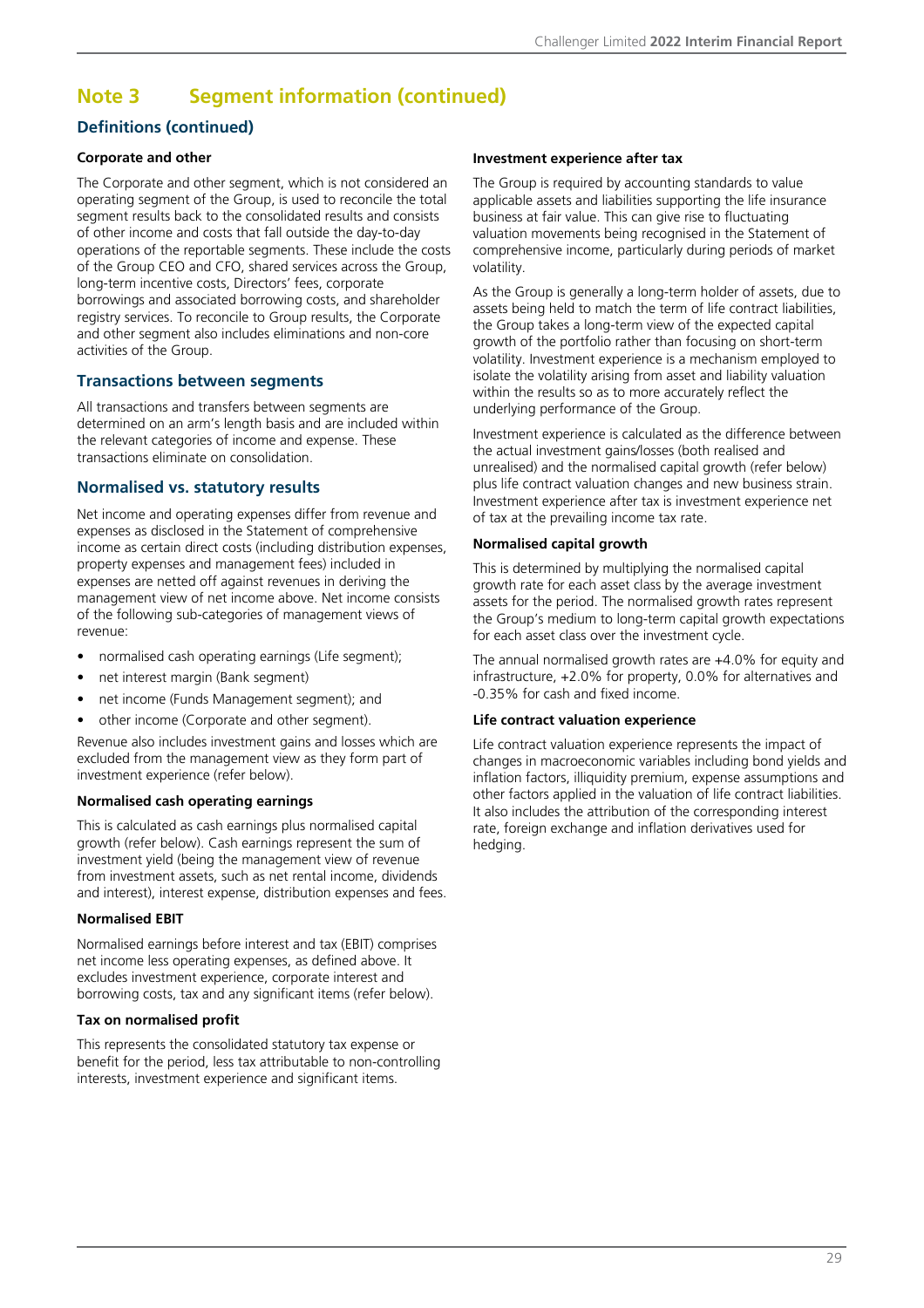## Note 3 Segment information (continued)

### Definitions (continued)

#### Corporate and other

The Corporate and other segment, which is not considered an operating segment of the Group, is used to reconcile the total segment results back to the consolidated results and consists of other income and costs that fall outside the day-to-day operations of the reportable segments. These include the costs of the Group CEO and CFO, shared services across the Group, long-term incentive costs, Directors' fees, corporate borrowings and associated borrowing costs, and shareholder registry services. To reconcile to Group results, the Corporate and other segment also includes eliminations and non-core activities of the Group.

### Transactions between segments

All transactions and transfers between segments are determined on an arm's length basis and are included within the relevant categories of income and expense. These transactions eliminate on consolidation.

### Normalised vs. statutory results

Net income and operating expenses differ from revenue and expenses as disclosed in the Statement of comprehensive income as certain direct costs (including distribution expenses, property expenses and management fees) included in expenses are netted off against revenues in deriving the management view of net income above. Net income consists of the following sub-categories of management views of revenue:

- normalised cash operating earnings (Life segment);
- net interest margin (Bank segment)
- net income (Funds Management segment); and
- other income (Corporate and other segment).

Revenue also includes investment gains and losses which are excluded from the management view as they form part of investment experience (refer below).

#### Normalised cash operating earnings

This is calculated as cash earnings plus normalised capital growth (refer below). Cash earnings represent the sum of investment yield (being the management view of revenue from investment assets, such as net rental income, dividends and interest), interest expense, distribution expenses and fees.

#### Normalised EBIT

Normalised earnings before interest and tax (EBIT) comprises net income less operating expenses, as defined above. It excludes investment experience, corporate interest and borrowing costs, tax and any significant items (refer below).

#### Tax on normalised profit

This represents the consolidated statutory tax expense or benefit for the period, less tax attributable to non-controlling interests, investment experience and significant items.

#### Investment experience after tax

The Group is required by accounting standards to value applicable assets and liabilities supporting the life insurance business at fair value. This can give rise to fluctuating valuation movements being recognised in the Statement of comprehensive income, particularly during periods of market volatility.

As the Group is generally a long-term holder of assets, due to assets being held to match the term of life contract liabilities, the Group takes a long-term view of the expected capital growth of the portfolio rather than focusing on short-term volatility. Investment experience is a mechanism employed to isolate the volatility arising from asset and liability valuation within the results so as to more accurately reflect the underlying performance of the Group.

Investment experience is calculated as the difference between the actual investment gains/losses (both realised and unrealised) and the normalised capital growth (refer below) plus life contract valuation changes and new business strain. Investment experience after tax is investment experience net of tax at the prevailing income tax rate.

#### Normalised capital growth

This is determined by multiplying the normalised capital growth rate for each asset class by the average investment assets for the period. The normalised growth rates represent the Group's medium to long-term capital growth expectations for each asset class over the investment cycle.

The annual normalised growth rates are +4.0% for equity and infrastructure, +2.0% for property, 0.0% for alternatives and -0.35% for cash and fixed income.

#### Life contract valuation experience

Life contract valuation experience represents the impact of changes in macroeconomic variables including bond yields and inflation factors, illiquidity premium, expense assumptions and other factors applied in the valuation of life contract liabilities. It also includes the attribution of the corresponding interest rate, foreign exchange and inflation derivatives used for hedging.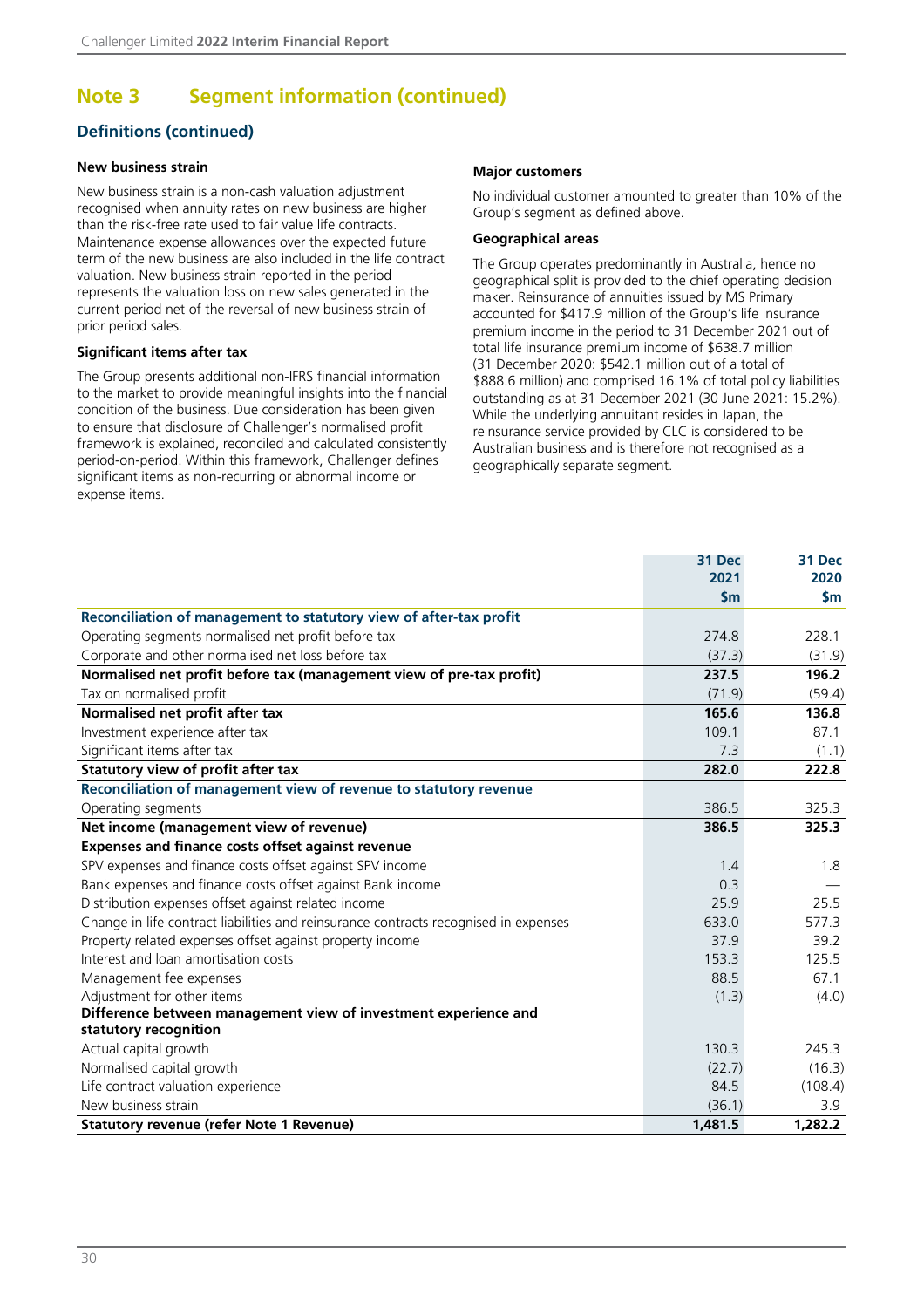## Note 3 Segment information (continued)

### Definitions (continued)

#### New business strain

New business strain is a non-cash valuation adjustment recognised when annuity rates on new business are higher than the risk-free rate used to fair value life contracts. Maintenance expense allowances over the expected future term of the new business are also included in the life contract valuation. New business strain reported in the period represents the valuation loss on new sales generated in the current period net of the reversal of new business strain of prior period sales.

#### Significant items after tax

The Group presents additional non-IFRS financial information to the market to provide meaningful insights into the financial condition of the business. Due consideration has been given to ensure that disclosure of Challenger's normalised profit framework is explained, reconciled and calculated consistently period-on-period. Within this framework, Challenger defines significant items as non-recurring or abnormal income or expense items.

#### Major customers

No individual customer amounted to greater than 10% of the Group's segment as defined above.

#### Geographical areas

The Group operates predominantly in Australia, hence no geographical split is provided to the chief operating decision maker. Reinsurance of annuities issued by MS Primary accounted for $417.9 million of the Group's life insurance premium income in the period to 31 December 2021 out of total life insurance premium income of $638.7 million (31 December 2020: $542.1 million out of a total of $888.6 million) and comprised 16.1% of total policy liabilities outstanding as at 31 December 2021 (30 June 2021: 15.2%). While the underlying annuitant resides in Japan, the reinsurance service provided by CLC is considered to be Australian business and is therefore not recognised as a geographically separate segment.

| | 31 Dec 2021 $m | 31 Dec 2020 $m |
|---|---|---|
| **Reconciliation of management to statutory view of after-tax profit** | | |
| Operating segments normalised net profit before tax | 274.8 | 228.1 |
| Corporate and other normalised net loss before tax | (37.3) | (31.9) |
| **Normalised net profit before tax (management view of pre-tax profit)** | **237.5** | **196.2** |
| Tax on normalised profit | (71.9) | (59.4) |
| **Normalised net profit after tax** | **165.6** | **136.8** |
| Investment experience after tax | 109.1 | 87.1 |
| Significant items after tax | 7.3 | (1.1) |
| **Statutory view of profit after tax** | **282.0** | **222.8** |
| **Reconciliation of management view of revenue to statutory revenue** | | |
| Operating segments | 386.5 | 325.3 |
| **Net income (management view of revenue)** | **386.5** | **325.3** |
| **Expenses and finance costs offset against revenue** | | |
| SPV expenses and finance costs offset against SPV income | 1.4 | 1.8 |
| Bank expenses and finance costs offset against Bank income | 0.3 | — |
| Distribution expenses offset against related income | 25.9 | 25.5 |
| Change in life contract liabilities and reinsurance contracts recognised in expenses | 633.0 | 577.3 |
| Property related expenses offset against property income | 37.9 | 39.2 |
| Interest and loan amortisation costs | 153.3 | 125.5 |
| Management fee expenses | 88.5 | 67.1 |
| Adjustment for other items | (1.3) | (4.0) |
| **Difference between management view of investment experience and statutory recognition** | | |
| Actual capital growth | 130.3 | 245.3 |
| Normalised capital growth | (22.7) | (16.3) |
| Life contract valuation experience | 84.5 | (108.4) |
| New business strain | (36.1) | 3.9 |
| **Statutory revenue (refer Note 1 Revenue)** | **1,481.5** | **1,282.2** |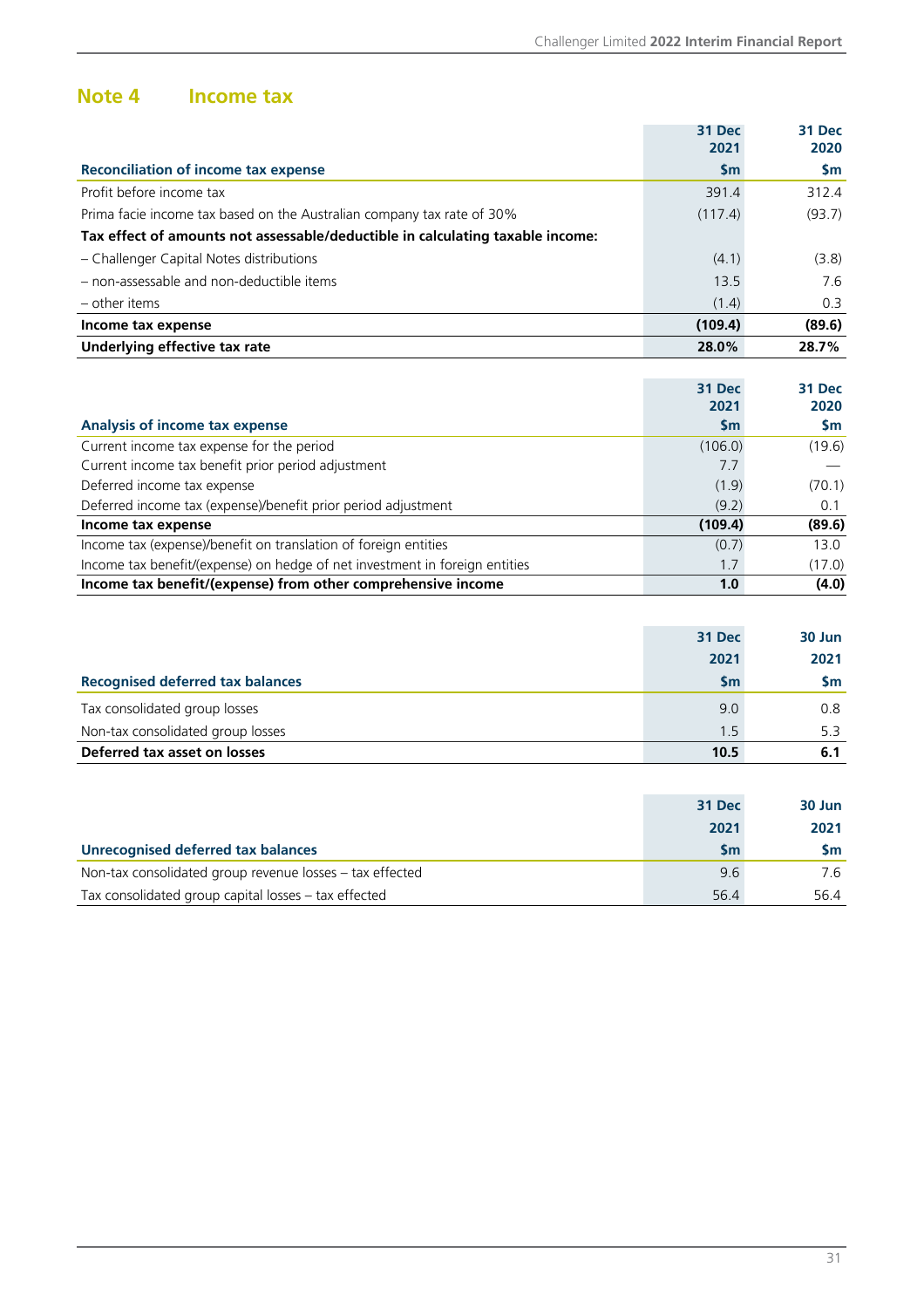## Note 4 Income tax

| Reconciliation of income tax expense | 31 Dec 2021 $m | 31 Dec 2020 $m |
|---|---|---|
| Profit before income tax | 391.4 | 312.4 |
| Prima facie income tax based on the Australian company tax rate of 30% | (117.4) | (93.7) |
| **Tax effect of amounts not assessable/deductible in calculating taxable income:** | | |
| – Challenger Capital Notes distributions | (4.1) | (3.8) |
| – non-assessable and non-deductible items | 13.5 | 7.6 |
| – other items | (1.4) | 0.3 |
| **Income tax expense** | **(109.4)** | **(89.6)** |
| **Underlying effective tax rate** | **28.0%** | **28.7%** |

| Analysis of income tax expense | 31 Dec 2021 $m | 31 Dec 2020 $m |
|---|---|---|
| Current income tax expense for the period | (106.0) | (19.6) |
| Current income tax benefit prior period adjustment | 7.7 | — |
| Deferred income tax expense | (1.9) | (70.1) |
| Deferred income tax (expense)/benefit prior period adjustment | (9.2) | 0.1 |
| **Income tax expense** | **(109.4)** | **(89.6)** |
| Income tax (expense)/benefit on translation of foreign entities | (0.7) | 13.0 |
| Income tax benefit/(expense) on hedge of net investment in foreign entities | 1.7 | (17.0) |
| **Income tax benefit/(expense) from other comprehensive income** | **1.0** | **(4.0)** |

| Recognised deferred tax balances | 31 Dec 2021 $m | 30 Jun 2021 $m |
|---|---|---|
| Tax consolidated group losses | 9.0 | 0.8 |
| Non-tax consolidated group losses | 1.5 | 5.3 |
| **Deferred tax asset on losses** | **10.5** | **6.1** |

| Unrecognised deferred tax balances | 31 Dec 2021 $m | 30 Jun 2021 $m |
|---|---|---|
| Non-tax consolidated group revenue losses – tax effected | 9.6 | 7.6 |
| Tax consolidated group capital losses – tax effected | 56.4 | 56.4 |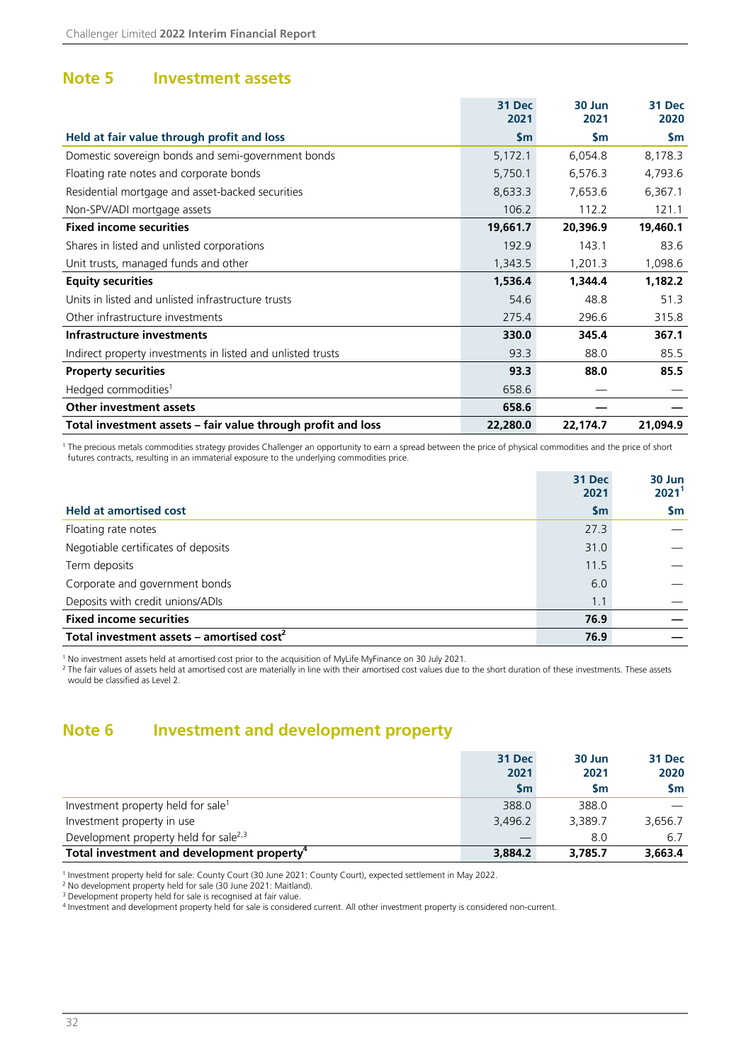## Note 5 Investment assets

| Held at fair value through profit and loss | 31 Dec 2021 $m | 30 Jun 2021 $m | 31 Dec 2020 $m |
|---|---|---|---|
| Domestic sovereign bonds and semi-government bonds | 5,172.1 | 6,054.8 | 8,178.3 |
| Floating rate notes and corporate bonds | 5,750.1 | 6,576.3 | 4,793.6 |
| Residential mortgage and asset-backed securities | 8,633.3 | 7,653.6 | 6,367.1 |
| Non-SPV/ADI mortgage assets | 106.2 | 112.2 | 121.1 |
| **Fixed income securities** | **19,661.7** | **20,396.9** | **19,460.1** |
| Shares in listed and unlisted corporations | 192.9 | 143.1 | 83.6 |
| Unit trusts, managed funds and other | 1,343.5 | 1,201.3 | 1,098.6 |
| **Equity securities** | **1,536.4** | **1,344.4** | **1,182.2** |
| Units in listed and unlisted infrastructure trusts | 54.6 | 48.8 | 51.3 |
| Other infrastructure investments | 275.4 | 296.6 | 315.8 |
| **Infrastructure investments** | **330.0** | **345.4** | **367.1** |
| Indirect property investments in listed and unlisted trusts | 93.3 | 88.0 | 85.5 |
| **Property securities** | **93.3** | **88.0** | **85.5** |
| Hedged commodities[1] | 658.6 | — | — |
| **Other investment assets** | **658.6** | **—** | **—** |
| **Total investment assets – fair value through profit and loss** | **22,280.0** | **22,174.7** | **21,094.9** |

[1] The precious metals commodities strategy provides Challenger an opportunity to earn a spread between the price of physical commodities and the price of short futures contracts, resulting in an immaterial exposure to the underlying commodities price.

| Held at amortised cost | 31 Dec 2021 $m | 30 Jun 2021[1] $m |
|---|---|---|
| Floating rate notes | 27.3 | — |
| Negotiable certificates of deposits | 31.0 | — |
| Term deposits | 11.5 | — |
| Corporate and government bonds | 6.0 | — |
| Deposits with credit unions/ADIs | 1.1 | — |
| **Fixed income securities** | **76.9** | **—** |
| **Total investment assets – amortised cost[2]** | **76.9** | **—** |

[1] No investment assets held at amortised cost prior to the acquisition of MyLife MyFinance on 30 July 2021.
[2] The fair values of assets held at amortised cost are materially in line with their amortised cost values due to the short duration of these investments. These assets would be classified as Level 2.

## Note 6 Investment and development property

| | 31 Dec 2021 $m | 30 Jun 2021 $m | 31 Dec 2020 $m |
|---|---|---|---|
| Investment property held for sale[1] | 388.0 | 388.0 | — |
| Investment property in use | 3,496.2 | 3,389.7 | 3,656.7 |
| Development property held for sale[2,3] | — | 8.0 | 6.7 |
| **Total investment and development property[4]** | **3,884.2** | **3,785.7** | **3,663.4** |

[1] Investment property held for sale: County Court (30 June 2021: County Court), expected settlement in May 2022.
[2] No development property held for sale (30 June 2021: Maitland).
[3] Development property held for sale is recognised at fair value.
[4] Investment and development property held for sale is considered current. All other investment property is considered non-current.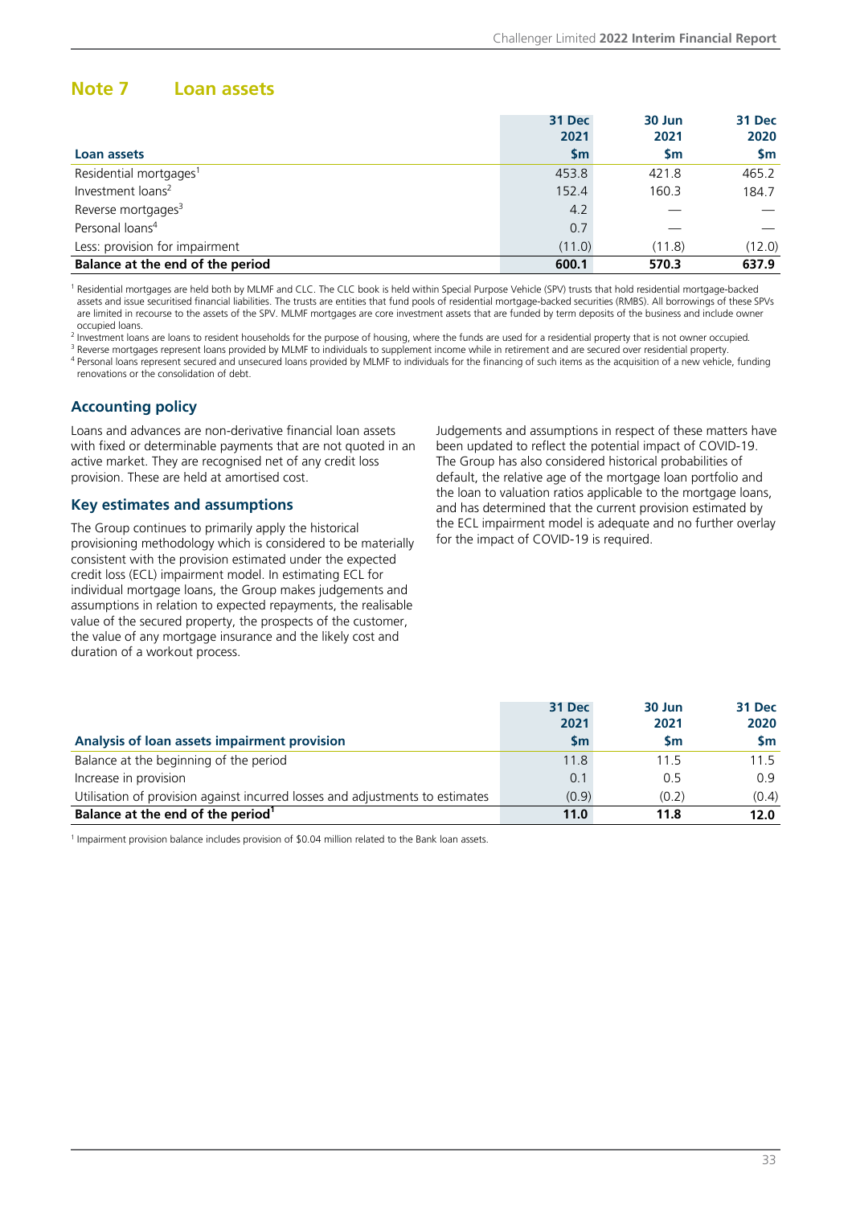## Note 7 Loan assets

| Loan assets | 31 Dec 2021 $m | 30 Jun 2021 $m | 31 Dec 2020 $m |
|---|---|---|---|
| Residential mortgages[1] | 453.8 | 421.8 | 465.2 |
| Investment loans[2] | 152.4 | 160.3 | 184.7 |
| Reverse mortgages[3] | 4.2 | — | — |
| Personal loans[4] | 0.7 | — | — |
| Less: provision for impairment | (11.0) | (11.8) | (12.0) |
| **Balance at the end of the period** | **600.1** | **570.3** | **637.9** |

[1] Residential mortgages are held both by MLMF and CLC. The CLC book is held within Special Purpose Vehicle (SPV) trusts that hold residential mortgage-backed assets and issue securitised financial liabilities. The trusts are entities that fund pools of residential mortgage-backed securities (RMBS). All borrowings of these SPVs are limited in recourse to the assets of the SPV. MLMF mortgages are core investment assets that are funded by term deposits of the business and include owner occupied loans.

[2] Investment loans are loans to resident households for the purpose of housing, where the funds are used for a residential property that is not owner occupied.

[3] Reverse mortgages represent loans provided by MLMF to individuals to supplement income while in retirement and are secured over residential property.

[4] Personal loans represent secured and unsecured loans provided by MLMF to individuals for the financing of such items as the acquisition of a new vehicle, funding renovations or the consolidation of debt.

### Accounting policy

Loans and advances are non-derivative financial loan assets with fixed or determinable payments that are not quoted in an active market. They are recognised net of any credit loss provision. These are held at amortised cost.

### Key estimates and assumptions

The Group continues to primarily apply the historical provisioning methodology which is considered to be materially consistent with the provision estimated under the expected credit loss (ECL) impairment model. In estimating ECL for individual mortgage loans, the Group makes judgements and assumptions in relation to expected repayments, the realisable value of the secured property, the prospects of the customer, the value of any mortgage insurance and the likely cost and duration of a workout process.

Judgements and assumptions in respect of these matters have been updated to reflect the potential impact of COVID-19. The Group has also considered historical probabilities of default, the relative age of the mortgage loan portfolio and the loan to valuation ratios applicable to the mortgage loans, and has determined that the current provision estimated by the ECL impairment model is adequate and no further overlay for the impact of COVID-19 is required.

| Analysis of loan assets impairment provision | 31 Dec 2021 $m | 30 Jun 2021 $m | 31 Dec 2020 $m |
|---|---|---|---|
| Balance at the beginning of the period | 11.8 | 11.5 | 11.5 |
| Increase in provision | 0.1 | 0.5 | 0.9 |
| Utilisation of provision against incurred losses and adjustments to estimates | (0.9) | (0.2) | (0.4) |
| **Balance at the end of the period[1]** | **11.0** | **11.8** | **12.0** |

[1] Impairment provision balance includes provision of $0.04 million related to the Bank loan assets.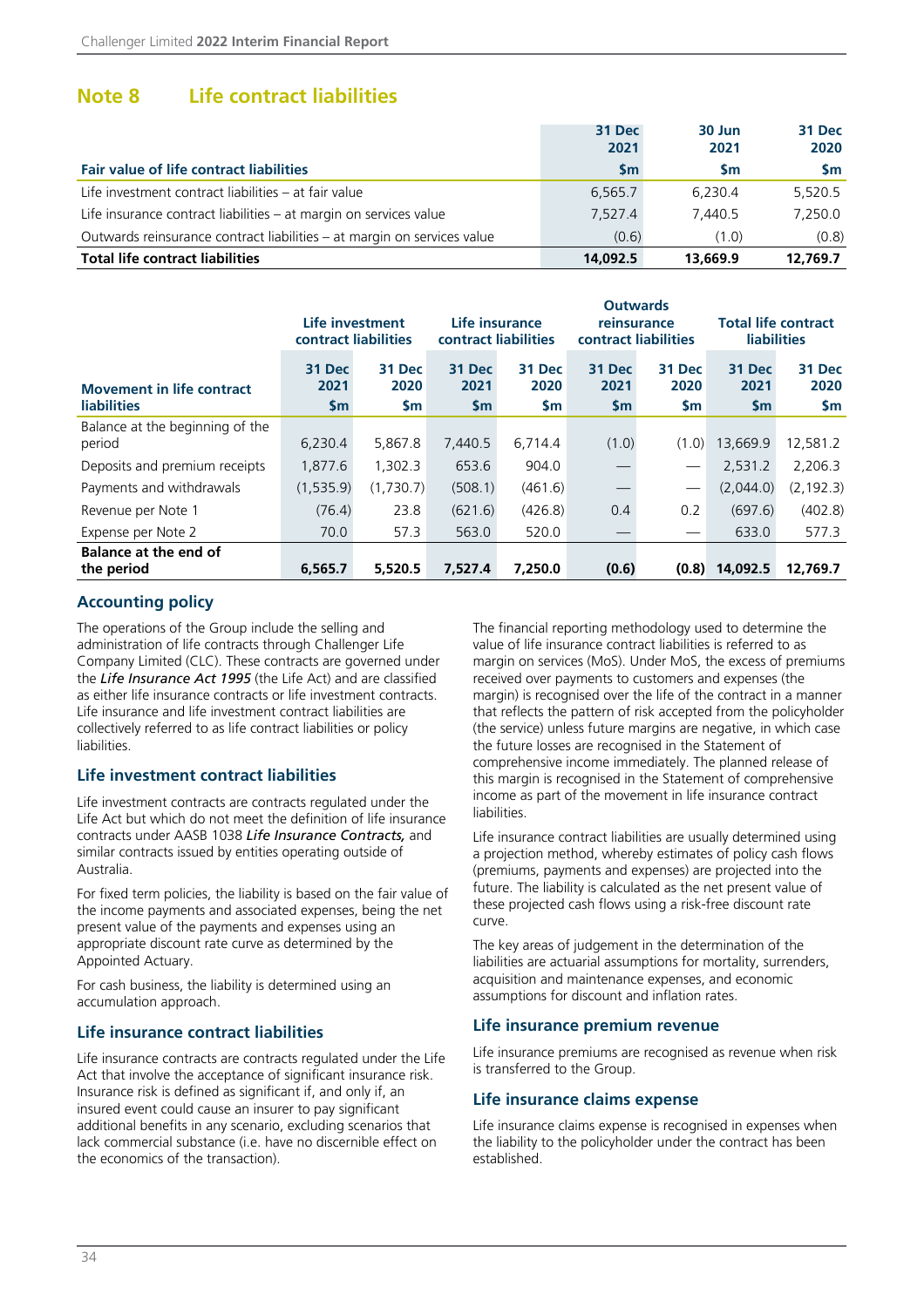## Note 8 Life contract liabilities

| Fair value of life contract liabilities | 31 Dec 2021 $m | 30 Jun 2021 $m | 31 Dec 2020 $m |
|---|---|---|---|
| Life investment contract liabilities – at fair value | 6,565.7 | 6,230.4 | 5,520.5 |
| Life insurance contract liabilities – at margin on services value | 7,527.4 | 7,440.5 | 7,250.0 |
| Outwards reinsurance contract liabilities – at margin on services value | (0.6) | (1.0) | (0.8) |
| **Total life contract liabilities** | **14,092.5** | **13,669.9** | **12,769.7** |

| | Life investment contract liabilities | | Life insurance contract liabilities | | Outwards reinsurance contract liabilities | | Total life contract liabilities | |
|---|---|---|---|---|---|---|---|---|
| **Movement in life contract liabilities** | 31 Dec 2021 $m | 31 Dec 2020 $m | 31 Dec 2021 $m | 31 Dec 2020 $m | 31 Dec 2021 $m | 31 Dec 2020 $m | 31 Dec 2021 $m | 31 Dec 2020 $m |
| Balance at the beginning of the period | 6,230.4 | 5,867.8 | 7,440.5 | 6,714.4 | (1.0) | (1.0) | 13,669.9 | 12,581.2 |
| Deposits and premium receipts | 1,877.6 | 1,302.3 | 653.6 | 904.0 | — | — | 2,531.2 | 2,206.3 |
| Payments and withdrawals | (1,535.9) | (1,730.7) | (508.1) | (461.6) | — | — | (2,044.0) | (2,192.3) |
| Revenue per Note 1 | (76.4) | 23.8 | (621.6) | (426.8) | 0.4 | 0.2 | (697.6) | (402.8) |
| Expense per Note 2 | 70.0 | 57.3 | 563.0 | 520.0 | — | — | 633.0 | 577.3 |
| **Balance at the end of the period** | **6,565.7** | **5,520.5** | **7,527.4** | **7,250.0** | **(0.6)** | **(0.8)** | **14,092.5** | **12,769.7** |

### Accounting policy

The operations of the Group include the selling and administration of life contracts through Challenger Life Company Limited (CLC). These contracts are governed under the ***Life Insurance Act 1995*** (the Life Act) and are classified as either life insurance contracts or life investment contracts. Life insurance and life investment contract liabilities are collectively referred to as life contract liabilities or policy liabilities.

### Life investment contract liabilities

Life investment contracts are contracts regulated under the Life Act but which do not meet the definition of life insurance contracts under AASB 1038 *Life Insurance Contracts,* and similar contracts issued by entities operating outside of Australia.

For fixed term policies, the liability is based on the fair value of the income payments and associated expenses, being the net present value of the payments and expenses using an appropriate discount rate curve as determined by the Appointed Actuary.

For cash business, the liability is determined using an accumulation approach.

### Life insurance contract liabilities

Life insurance contracts are contracts regulated under the Life Act that involve the acceptance of significant insurance risk. Insurance risk is defined as significant if, and only if, an insured event could cause an insurer to pay significant additional benefits in any scenario, excluding scenarios that lack commercial substance (i.e. have no discernible effect on the economics of the transaction).

The financial reporting methodology used to determine the value of life insurance contract liabilities is referred to as margin on services (MoS). Under MoS, the excess of premiums received over payments to customers and expenses (the margin) is recognised over the life of the contract in a manner that reflects the pattern of risk accepted from the policyholder (the service) unless future margins are negative, in which case the future losses are recognised in the Statement of comprehensive income immediately. The planned release of this margin is recognised in the Statement of comprehensive income as part of the movement in life insurance contract liabilities.

Life insurance contract liabilities are usually determined using a projection method, whereby estimates of policy cash flows (premiums, payments and expenses) are projected into the future. The liability is calculated as the net present value of these projected cash flows using a risk-free discount rate curve.

The key areas of judgement in the determination of the liabilities are actuarial assumptions for mortality, surrenders, acquisition and maintenance expenses, and economic assumptions for discount and inflation rates.

### Life insurance premium revenue

Life insurance premiums are recognised as revenue when risk is transferred to the Group.

### Life insurance claims expense

Life insurance claims expense is recognised in expenses when the liability to the policyholder under the contract has been established.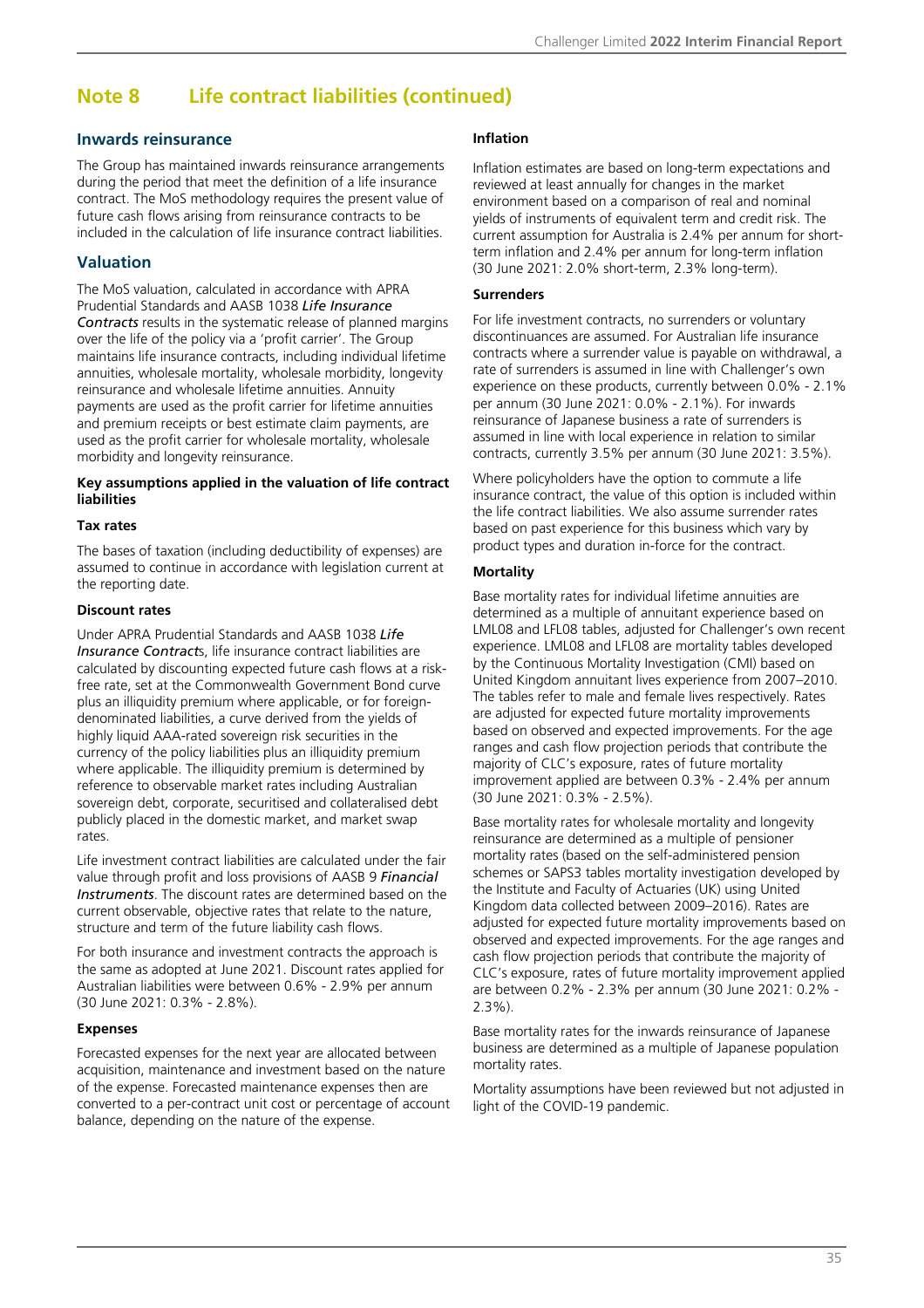# Note 8 Life contract liabilities (continued)

## Inwards reinsurance

The Group has maintained inwards reinsurance arrangements during the period that meet the definition of a life insurance contract. The MoS methodology requires the present value of future cash flows arising from reinsurance contracts to be included in the calculation of life insurance contract liabilities.

## Valuation

The MoS valuation, calculated in accordance with APRA Prudential Standards and AASB 1038 *Life Insurance Contracts* results in the systematic release of planned margins over the life of the policy via a 'profit carrier'. The Group maintains life insurance contracts, including individual lifetime annuities, wholesale mortality, wholesale morbidity, longevity reinsurance and wholesale lifetime annuities. Annuity payments are used as the profit carrier for lifetime annuities and premium receipts or best estimate claim payments, are used as the profit carrier for wholesale mortality, wholesale morbidity and longevity reinsurance.

### Key assumptions applied in the valuation of life contract liabilities

**Tax rates**

The bases of taxation (including deductibility of expenses) are assumed to continue in accordance with legislation current at the reporting date.

**Discount rates**

Under APRA Prudential Standards and AASB 1038 *Life Insurance Contracts*, life insurance contract liabilities are calculated by discounting expected future cash flows at a risk-free rate, set at the Commonwealth Government Bond curve plus an illiquidity premium where applicable, or for foreign-denominated liabilities, a curve derived from the yields of highly liquid AAA-rated sovereign risk securities in the currency of the policy liabilities plus an illiquidity premium where applicable. The illiquidity premium is determined by reference to observable market rates including Australian sovereign debt, corporate, securitised and collateralised debt publicly placed in the domestic market, and market swap rates.

Life investment contract liabilities are calculated under the fair value through profit and loss provisions of AASB 9 *Financial Instruments*. The discount rates are determined based on the current observable, objective rates that relate to the nature, structure and term of the future liability cash flows.

For both insurance and investment contracts the approach is the same as adopted at June 2021. Discount rates applied for Australian liabilities were between 0.6% - 2.9% per annum (30 June 2021: 0.3% - 2.8%).

**Expenses**

Forecasted expenses for the next year are allocated between acquisition, maintenance and investment based on the nature of the expense. Forecasted maintenance expenses then are converted to a per-contract unit cost or percentage of account balance, depending on the nature of the expense.

**Inflation**

Inflation estimates are based on long-term expectations and reviewed at least annually for changes in the market environment based on a comparison of real and nominal yields of instruments of equivalent term and credit risk. The current assumption for Australia is 2.4% per annum for short-term inflation and 2.4% per annum for long-term inflation (30 June 2021: 2.0% short-term, 2.3% long-term).

**Surrenders**

For life investment contracts, no surrenders or voluntary discontinuances are assumed. For Australian life insurance contracts where a surrender value is payable on withdrawal, a rate of surrenders is assumed in line with Challenger's own experience on these products, currently between 0.0% - 2.1% per annum (30 June 2021: 0.0% - 2.1%). For inwards reinsurance of Japanese business a rate of surrenders is assumed in line with local experience in relation to similar contracts, currently 3.5% per annum (30 June 2021: 3.5%).

Where policyholders have the option to commute a life insurance contract, the value of this option is included within the life contract liabilities. We also assume surrender rates based on past experience for this business which vary by product types and duration in-force for the contract.

**Mortality**

Base mortality rates for individual lifetime annuities are determined as a multiple of annuitant experience based on LML08 and LFL08 tables, adjusted for Challenger's own recent experience. LML08 and LFL08 are mortality tables developed by the Continuous Mortality Investigation (CMI) based on United Kingdom annuitant lives experience from 2007–2010. The tables refer to male and female lives respectively. Rates are adjusted for expected future mortality improvements based on observed and expected improvements. For the age ranges and cash flow projection periods that contribute the majority of CLC's exposure, rates of future mortality improvement applied are between 0.3% - 2.4% per annum (30 June 2021: 0.3% - 2.5%).

Base mortality rates for wholesale mortality and longevity reinsurance are determined as a multiple of pensioner mortality rates (based on the self-administered pension schemes or SAPS3 tables mortality investigation developed by the Institute and Faculty of Actuaries (UK) using United Kingdom data collected between 2009–2016). Rates are adjusted for expected future mortality improvements based on observed and expected improvements. For the age ranges and cash flow projection periods that contribute the majority of CLC's exposure, rates of future mortality improvement applied are between 0.2% - 2.3% per annum (30 June 2021: 0.2% - 2.3%).

Base mortality rates for the inwards reinsurance of Japanese business are determined as a multiple of Japanese population mortality rates.

Mortality assumptions have been reviewed but not adjusted in light of the COVID-19 pandemic.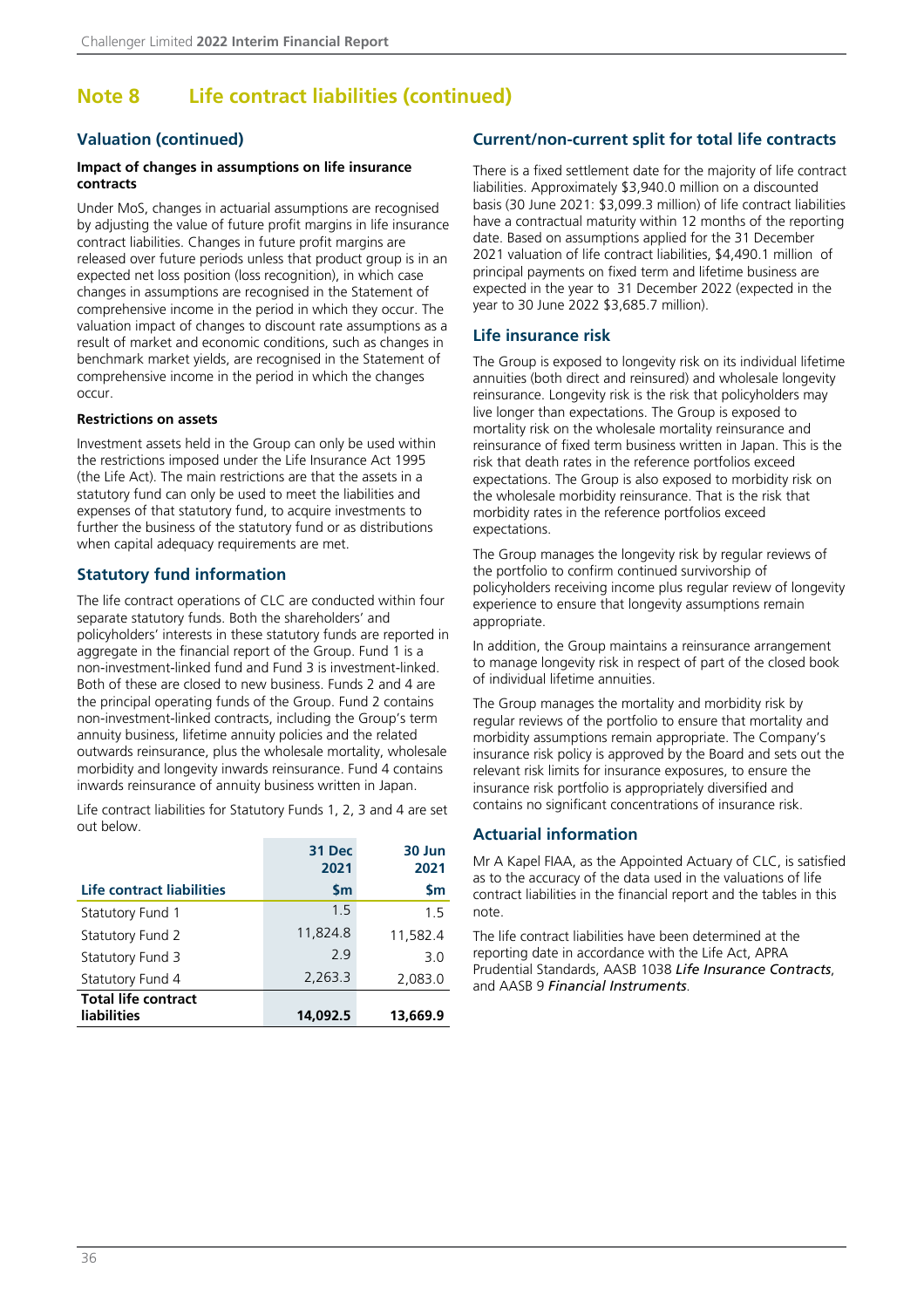# Note 8 Life contract liabilities (continued)

## Valuation (continued)

**Impact of changes in assumptions on life insurance contracts**

Under MoS, changes in actuarial assumptions are recognised by adjusting the value of future profit margins in life insurance contract liabilities. Changes in future profit margins are released over future periods unless that product group is in an expected net loss position (loss recognition), in which case changes in assumptions are recognised in the Statement of comprehensive income in the period in which they occur. The valuation impact of changes to discount rate assumptions as a result of market and economic conditions, such as changes in benchmark market yields, are recognised in the Statement of comprehensive income in the period in which the changes occur.

**Restrictions on assets**

Investment assets held in the Group can only be used within the restrictions imposed under the Life Insurance Act 1995 (the Life Act). The main restrictions are that the assets in a statutory fund can only be used to meet the liabilities and expenses of that statutory fund, to acquire investments to further the business of the statutory fund or as distributions when capital adequacy requirements are met.

## Statutory fund information

The life contract operations of CLC are conducted within four separate statutory funds. Both the shareholders' and policyholders' interests in these statutory funds are reported in aggregate in the financial report of the Group. Fund 1 is a non-investment-linked fund and Fund 3 is investment-linked. Both of these are closed to new business. Funds 2 and 4 are the principal operating funds of the Group. Fund 2 contains non-investment-linked contracts, including the Group's term annuity business, lifetime annuity policies and the related outwards reinsurance, plus the wholesale mortality, wholesale morbidity and longevity inwards reinsurance. Fund 4 contains inwards reinsurance of annuity business written in Japan.

Life contract liabilities for Statutory Funds 1, 2, 3 and 4 are set out below.

| Life contract liabilities | 31 Dec 2021 $m | 30 Jun 2021 $m |
|---|---|---|
| Statutory Fund 1 | 1.5 | 1.5 |
| Statutory Fund 2 | 11,824.8 | 11,582.4 |
| Statutory Fund 3 | 2.9 | 3.0 |
| Statutory Fund 4 | 2,263.3 | 2,083.0 |
| **Total life contract liabilities** | **14,092.5** | **13,669.9** |

## Current/non-current split for total life contracts

There is a fixed settlement date for the majority of life contract liabilities. Approximately $3,940.0 million on a discounted basis (30 June 2021: $3,099.3 million) of life contract liabilities have a contractual maturity within 12 months of the reporting date. Based on assumptions applied for the 31 December 2021 valuation of life contract liabilities, $4,490.1 million of principal payments on fixed term and lifetime business are expected in the year to 31 December 2022 (expected in the year to 30 June 2022 $3,685.7 million).

## Life insurance risk

The Group is exposed to longevity risk on its individual lifetime annuities (both direct and reinsured) and wholesale longevity reinsurance. Longevity risk is the risk that policyholders may live longer than expectations. The Group is exposed to mortality risk on the wholesale mortality reinsurance and reinsurance of fixed term business written in Japan. This is the risk that death rates in the reference portfolios exceed expectations. The Group is also exposed to morbidity risk on the wholesale morbidity reinsurance. That is the risk that morbidity rates in the reference portfolios exceed expectations.

The Group manages the longevity risk by regular reviews of the portfolio to confirm continued survivorship of policyholders receiving income plus regular review of longevity experience to ensure that longevity assumptions remain appropriate.

In addition, the Group maintains a reinsurance arrangement to manage longevity risk in respect of part of the closed book of individual lifetime annuities.

The Group manages the mortality and morbidity risk by regular reviews of the portfolio to ensure that mortality and morbidity assumptions remain appropriate. The Company's insurance risk policy is approved by the Board and sets out the relevant risk limits for insurance exposures, to ensure the insurance risk portfolio is appropriately diversified and contains no significant concentrations of insurance risk.

## Actuarial information

Mr A Kapel FIAA, as the Appointed Actuary of CLC, is satisfied as to the accuracy of the data used in the valuations of life contract liabilities in the financial report and the tables in this note.

The life contract liabilities have been determined at the reporting date in accordance with the Life Act, APRA Prudential Standards, AASB 1038 *Life Insurance Contracts*, and AASB 9 *Financial Instruments*.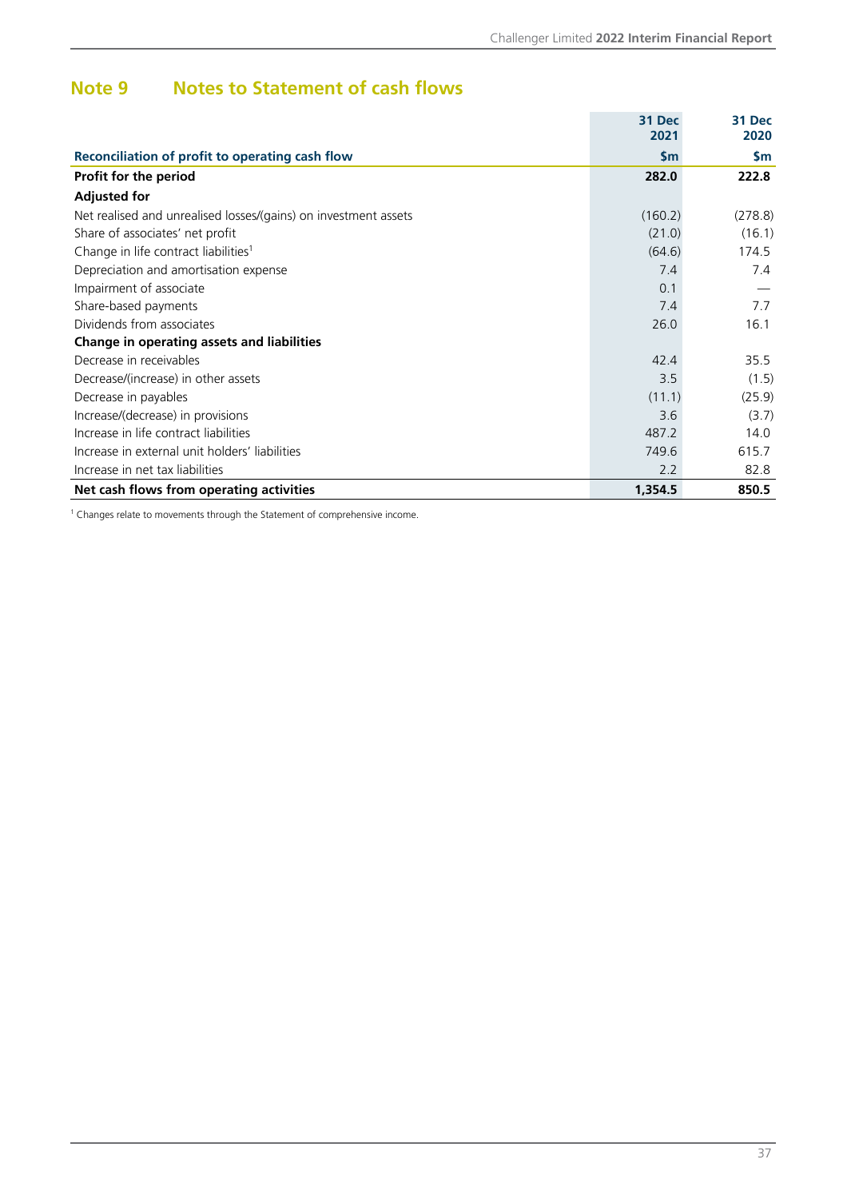## Note 9 Notes to Statement of cash flows

| Reconciliation of profit to operating cash flow | 31 Dec 2021 $m | 31 Dec 2020 $m |
|---|---|---|
| **Profit for the period** | **282.0** | **222.8** |
| **Adjusted for** | | |
| Net realised and unrealised losses/(gains) on investment assets | (160.2) | (278.8) |
| Share of associates' net profit | (21.0) | (16.1) |
| Change in life contract liabilities[1] | (64.6) | 174.5 |
| Depreciation and amortisation expense | 7.4 | 7.4 |
| Impairment of associate | 0.1 | — |
| Share-based payments | 7.4 | 7.7 |
| Dividends from associates | 26.0 | 16.1 |
| **Change in operating assets and liabilities** | | |
| Decrease in receivables | 42.4 | 35.5 |
| Decrease/(increase) in other assets | 3.5 | (1.5) |
| Decrease in payables | (11.1) | (25.9) |
| Increase/(decrease) in provisions | 3.6 | (3.7) |
| Increase in life contract liabilities | 487.2 | 14.0 |
| Increase in external unit holders' liabilities | 749.6 | 615.7 |
| Increase in net tax liabilities | 2.2 | 82.8 |
| **Net cash flows from operating activities** | **1,354.5** | **850.5** |

[1] Changes relate to movements through the Statement of comprehensive income.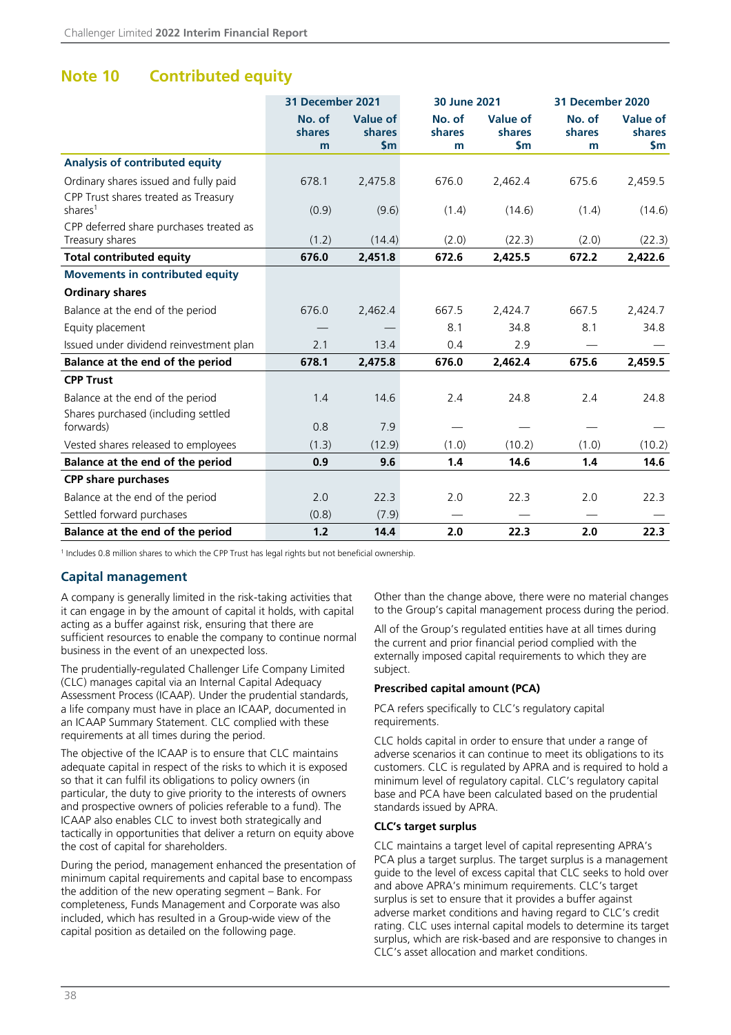## Note 10 Contributed equity

| | 31 December 2021 | | 30 June 2021 | | 31 December 2020 | |
|---|---|---|---|---|---|---|
| | No. of shares m | Value of shares $m | No. of shares m | Value of shares $m | No. of shares m | Value of shares $m |
| **Analysis of contributed equity** | | | | | | |
| Ordinary shares issued and fully paid | 678.1 | 2,475.8 | 676.0 | 2,462.4 | 675.6 | 2,459.5 |
| CPP Trust shares treated as Treasury shares[1] | (0.9) | (9.6) | (1.4) | (14.6) | (1.4) | (14.6) |
| CPP deferred share purchases treated as Treasury shares | (1.2) | (14.4) | (2.0) | (22.3) | (2.0) | (22.3) |
| **Total contributed equity** | **676.0** | **2,451.8** | **672.6** | **2,425.5** | **672.2** | **2,422.6** |
| **Movements in contributed equity** | | | | | | |
| **Ordinary shares** | | | | | | |
| Balance at the end of the period | 676.0 | 2,462.4 | 667.5 | 2,424.7 | 667.5 | 2,424.7 |
| Equity placement | — | — | 8.1 | 34.8 | 8.1 | 34.8 |
| Issued under dividend reinvestment plan | 2.1 | 13.4 | 0.4 | 2.9 | — | — |
| **Balance at the end of the period** | **678.1** | **2,475.8** | **676.0** | **2,462.4** | **675.6** | **2,459.5** |
| **CPP Trust** | | | | | | |
| Balance at the end of the period | 1.4 | 14.6 | 2.4 | 24.8 | 2.4 | 24.8 |
| Shares purchased (including settled forwards) | 0.8 | 7.9 | — | — | — | — |
| Vested shares released to employees | (1.3) | (12.9) | (1.0) | (10.2) | (1.0) | (10.2) |
| **Balance at the end of the period** | **0.9** | **9.6** | **1.4** | **14.6** | **1.4** | **14.6** |
| **CPP share purchases** | | | | | | |
| Balance at the end of the period | 2.0 | 22.3 | 2.0 | 22.3 | 2.0 | 22.3 |
| Settled forward purchases | (0.8) | (7.9) | — | — | — | — |
| **Balance at the end of the period** | **1.2** | **14.4** | **2.0** | **22.3** | **2.0** | **22.3** |

[1] Includes 0.8 million shares to which the CPP Trust has legal rights but not beneficial ownership.

### Capital management

A company is generally limited in the risk-taking activities that it can engage in by the amount of capital it holds, with capital acting as a buffer against risk, ensuring that there are sufficient resources to enable the company to continue normal business in the event of an unexpected loss.

The prudentially-regulated Challenger Life Company Limited (CLC) manages capital via an Internal Capital Adequacy Assessment Process (ICAAP). Under the prudential standards, a life company must have in place an ICAAP, documented in an ICAAP Summary Statement. CLC complied with these requirements at all times during the period.

The objective of the ICAAP is to ensure that CLC maintains adequate capital in respect of the risks to which it is exposed so that it can fulfil its obligations to policy owners (in particular, the duty to give priority to the interests of owners and prospective owners of policies referable to a fund). The ICAAP also enables CLC to invest both strategically and tactically in opportunities that deliver a return on equity above the cost of capital for shareholders.

During the period, management enhanced the presentation of minimum capital requirements and capital base to encompass the addition of the new operating segment – Bank. For completeness, Funds Management and Corporate was also included, which has resulted in a Group-wide view of the capital position as detailed on the following page.

Other than the change above, there were no material changes to the Group's capital management process during the period.

All of the Group's regulated entities have at all times during the current and prior financial period complied with the externally imposed capital requirements to which they are subject.

#### Prescribed capital amount (PCA)

PCA refers specifically to CLC's regulatory capital requirements.

CLC holds capital in order to ensure that under a range of adverse scenarios it can continue to meet its obligations to its customers. CLC is regulated by APRA and is required to hold a minimum level of regulatory capital. CLC's regulatory capital base and PCA have been calculated based on the prudential standards issued by APRA.

#### CLC's target surplus

CLC maintains a target level of capital representing APRA's PCA plus a target surplus. The target surplus is a management guide to the level of excess capital that CLC seeks to hold over and above APRA's minimum requirements. CLC's target surplus is set to ensure that it provides a buffer against adverse market conditions and having regard to CLC's credit rating. CLC uses internal capital models to determine its target surplus, which are risk-based and are responsive to changes in CLC's asset allocation and market conditions.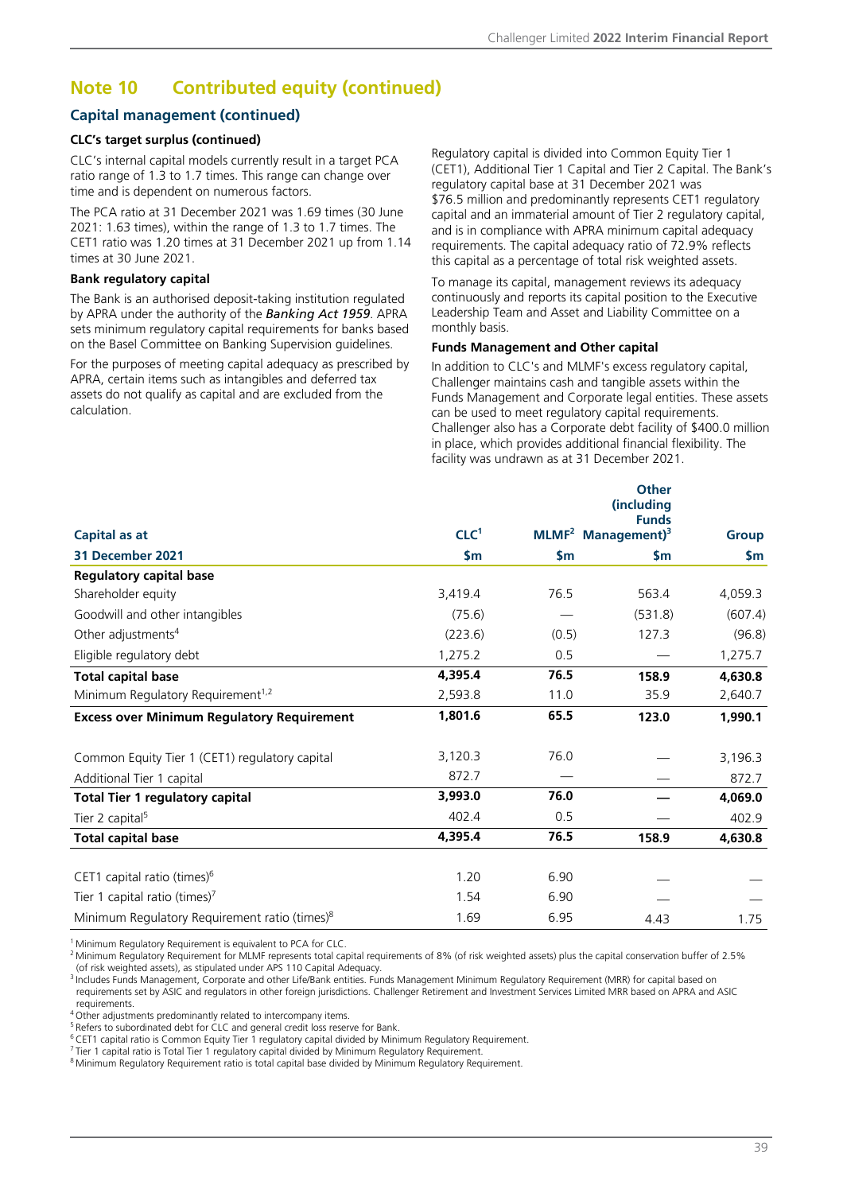## Note 10 Contributed equity (continued)

### Capital management (continued)

#### CLC's target surplus (continued)

CLC's internal capital models currently result in a target PCA ratio range of 1.3 to 1.7 times. This range can change over time and is dependent on numerous factors.

The PCA ratio at 31 December 2021 was 1.69 times (30 June 2021: 1.63 times), within the range of 1.3 to 1.7 times. The CET1 ratio was 1.20 times at 31 December 2021 up from 1.14 times at 30 June 2021.

#### Bank regulatory capital

The Bank is an authorised deposit-taking institution regulated by APRA under the authority of the ***Banking Act 1959***. APRA sets minimum regulatory capital requirements for banks based on the Basel Committee on Banking Supervision guidelines.

For the purposes of meeting capital adequacy as prescribed by APRA, certain items such as intangibles and deferred tax assets do not qualify as capital and are excluded from the calculation.

Regulatory capital is divided into Common Equity Tier 1 (CET1), Additional Tier 1 Capital and Tier 2 Capital. The Bank's regulatory capital base at 31 December 2021 was $76.5 million and predominantly represents CET1 regulatory capital and an immaterial amount of Tier 2 regulatory capital, and is in compliance with APRA minimum capital adequacy requirements. The capital adequacy ratio of 72.9% reflects this capital as a percentage of total risk weighted assets.

To manage its capital, management reviews its adequacy continuously and reports its capital position to the Executive Leadership Team and Asset and Liability Committee on a monthly basis.

#### Funds Management and Other capital

In addition to CLC's and MLMF's excess regulatory capital, Challenger maintains cash and tangible assets within the Funds Management and Corporate legal entities. These assets can be used to meet regulatory capital requirements. Challenger also has a Corporate debt facility of $400.0 million in place, which provides additional financial flexibility. The facility was undrawn as at 31 December 2021.

| Capital as at | CLC[1] | MLMF[2] | Other (including Funds Management)[3] | Group |
|---|---|---|---|---|
| **31 December 2021** | **$m** | **$m** | **$m** | **$m** |
| **Regulatory capital base** | | | | |
| Shareholder equity | 3,419.4 | 76.5 | 563.4 | 4,059.3 |
| Goodwill and other intangibles | (75.6) | — | (531.8) | (607.4) |
| Other adjustments[4] | (223.6) | (0.5) | 127.3 | (96.8) |
| Eligible regulatory debt | 1,275.2 | 0.5 | — | 1,275.7 |
| **Total capital base** | **4,395.4** | **76.5** | **158.9** | **4,630.8** |
| Minimum Regulatory Requirement[1,2] | 2,593.8 | 11.0 | 35.9 | 2,640.7 |
| **Excess over Minimum Regulatory Requirement** | **1,801.6** | **65.5** | **123.0** | **1,990.1** |
| | | | | |
| Common Equity Tier 1 (CET1) regulatory capital | 3,120.3 | 76.0 | — | 3,196.3 |
| Additional Tier 1 capital | 872.7 | — | — | 872.7 |
| **Total Tier 1 regulatory capital** | **3,993.0** | **76.0** | **—** | **4,069.0** |
| Tier 2 capital[5] | 402.4 | 0.5 | — | 402.9 |
| **Total capital base** | **4,395.4** | **76.5** | **158.9** | **4,630.8** |
| | | | | |
| CET1 capital ratio (times)[6] | 1.20 | 6.90 | — | — |
| Tier 1 capital ratio (times)[7] | 1.54 | 6.90 | — | — |
| Minimum Regulatory Requirement ratio (times)[8] | 1.69 | 6.95 | 4.43 | 1.75 |

[1] Minimum Regulatory Requirement is equivalent to PCA for CLC.

[2] Minimum Regulatory Requirement for MLMF represents total capital requirements of 8% (of risk weighted assets) plus the capital conservation buffer of 2.5% (of risk weighted assets), as stipulated under APS 110 Capital Adequacy.

[3] Includes Funds Management, Corporate and other Life/Bank entities. Funds Management Minimum Regulatory Requirement (MRR) for capital based on requirements set by ASIC and regulators in other foreign jurisdictions. Challenger Retirement and Investment Services Limited MRR based on APRA and ASIC requirements.

[4] Other adjustments predominantly related to intercompany items.

[5] Refers to subordinated debt for CLC and general credit loss reserve for Bank.

[6] CET1 capital ratio is Common Equity Tier 1 regulatory capital divided by Minimum Regulatory Requirement.

[7] Tier 1 capital ratio is Total Tier 1 regulatory capital divided by Minimum Regulatory Requirement.

[8] Minimum Regulatory Requirement ratio is total capital base divided by Minimum Regulatory Requirement.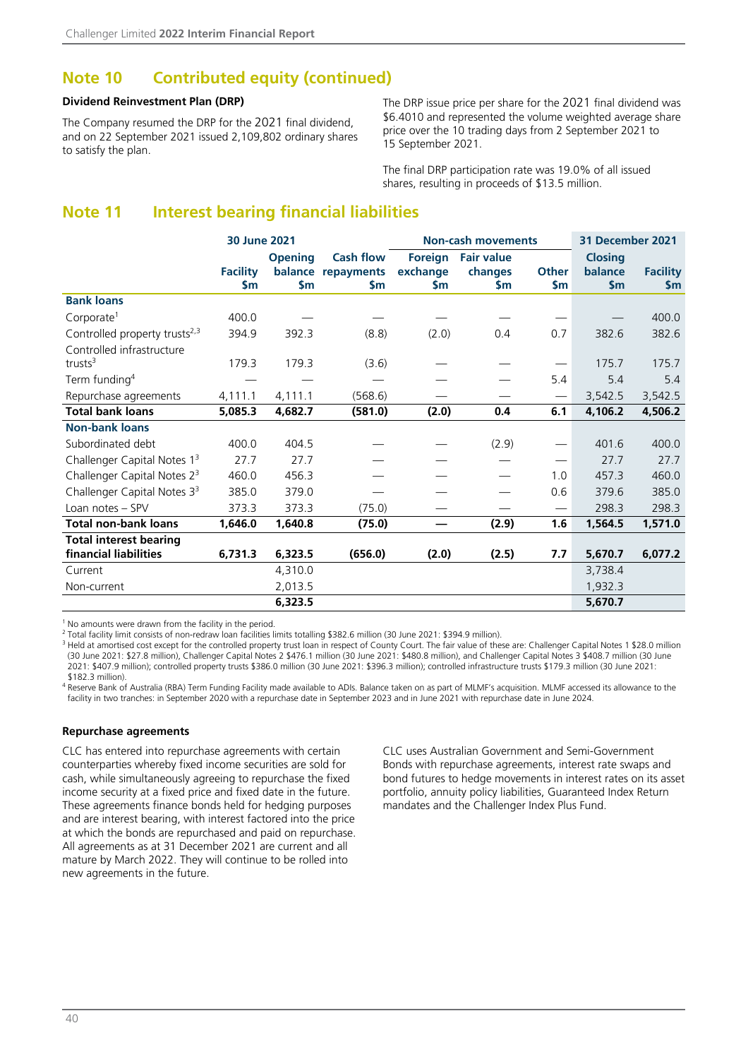## Note 10 Contributed equity (continued)

**Dividend Reinvestment Plan (DRP)**

The Company resumed the DRP for the 2021 final dividend, and on 22 September 2021 issued 2,109,802 ordinary shares to satisfy the plan.

The DRP issue price per share for the 2021 final dividend was $6.4010 and represented the volume weighted average share price over the 10 trading days from 2 September 2021 to 15 September 2021.

The final DRP participation rate was 19.0% of all issued shares, resulting in proceeds of $13.5 million.

## Note 11 Interest bearing financial liabilities

| | 30 June 2021 | | | Non-cash movements | | | 31 December 2021 | |
|---|---|---|---|---|---|---|---|---|
| | Facility $m | Opening balance $m | Cash flow repayments $m | Foreign exchange $m | Fair value changes $m | Other $m | Closing balance $m | Facility $m |
| **Bank loans** | | | | | | | | |
| Corporate[1] | 400.0 | — | — | — | — | — | — | 400.0 |
| Controlled property trusts[2,3] | 394.9 | 392.3 | (8.8) | (2.0) | 0.4 | 0.7 | 382.6 | 382.6 |
| Controlled infrastructure trusts[3] | 179.3 | 179.3 | (3.6) | — | — | — | 175.7 | 175.7 |
| Term funding[4] | — | — | — | — | — | 5.4 | 5.4 | 5.4 |
| Repurchase agreements | 4,111.1 | 4,111.1 | (568.6) | — | — | — | 3,542.5 | 3,542.5 |
| **Total bank loans** | **5,085.3** | **4,682.7** | **(581.0)** | **(2.0)** | **0.4** | **6.1** | **4,106.2** | **4,506.2** |
| **Non-bank loans** | | | | | | | | |
| Subordinated debt | 400.0 | 404.5 | — | — | (2.9) | — | 401.6 | 400.0 |
| Challenger Capital Notes 1[3] | 27.7 | 27.7 | — | — | — | — | 27.7 | 27.7 |
| Challenger Capital Notes 2[3] | 460.0 | 456.3 | — | — | — | 1.0 | 457.3 | 460.0 |
| Challenger Capital Notes 3[3] | 385.0 | 379.0 | — | — | — | 0.6 | 379.6 | 385.0 |
| Loan notes – SPV | 373.3 | 373.3 | (75.0) | — | — | — | 298.3 | 298.3 |
| **Total non-bank loans** | **1,646.0** | **1,640.8** | **(75.0)** | **—** | **(2.9)** | **1.6** | **1,564.5** | **1,571.0** |
| **Total interest bearing financial liabilities** | **6,731.3** | **6,323.5** | **(656.0)** | **(2.0)** | **(2.5)** | **7.7** | **5,670.7** | **6,077.2** |
| Current | | 4,310.0 | | | | | 3,738.4 | |
| Non-current | | 2,013.5 | | | | | 1,932.3 | |
| | | **6,323.5** | | | | | **5,670.7** | |

[1] No amounts were drawn from the facility in the period.

[2] Total facility limit consists of non-redraw loan facilities limits totalling $382.6 million (30 June 2021: $394.9 million).

[3] Held at amortised cost except for the controlled property trust loan in respect of County Court. The fair value of these are: Challenger Capital Notes 1 $28.0 million (30 June 2021: $27.8 million), Challenger Capital Notes 2 $476.1 million (30 June 2021: $480.8 million), and Challenger Capital Notes 3 $408.7 million (30 June 2021: $407.9 million); controlled property trusts $386.0 million (30 June 2021: $396.3 million); controlled infrastructure trusts $179.3 million (30 June 2021: $182.3 million).

[4] Reserve Bank of Australia (RBA) Term Funding Facility made available to ADIs. Balance taken on as part of MLMF's acquisition. MLMF accessed its allowance to the facility in two tranches: in September 2020 with a repurchase date in September 2023 and in June 2021 with repurchase date in June 2024.

**Repurchase agreements**

CLC has entered into repurchase agreements with certain counterparties whereby fixed income securities are sold for cash, while simultaneously agreeing to repurchase the fixed income security at a fixed price and fixed date in the future. These agreements finance bonds held for hedging purposes and are interest bearing, with interest factored into the price at which the bonds are repurchased and paid on repurchase. All agreements as at 31 December 2021 are current and all mature by March 2022. They will continue to be rolled into new agreements in the future.

CLC uses Australian Government and Semi-Government Bonds with repurchase agreements, interest rate swaps and bond futures to hedge movements in interest rates on its asset portfolio, annuity policy liabilities, Guaranteed Index Return mandates and the Challenger Index Plus Fund.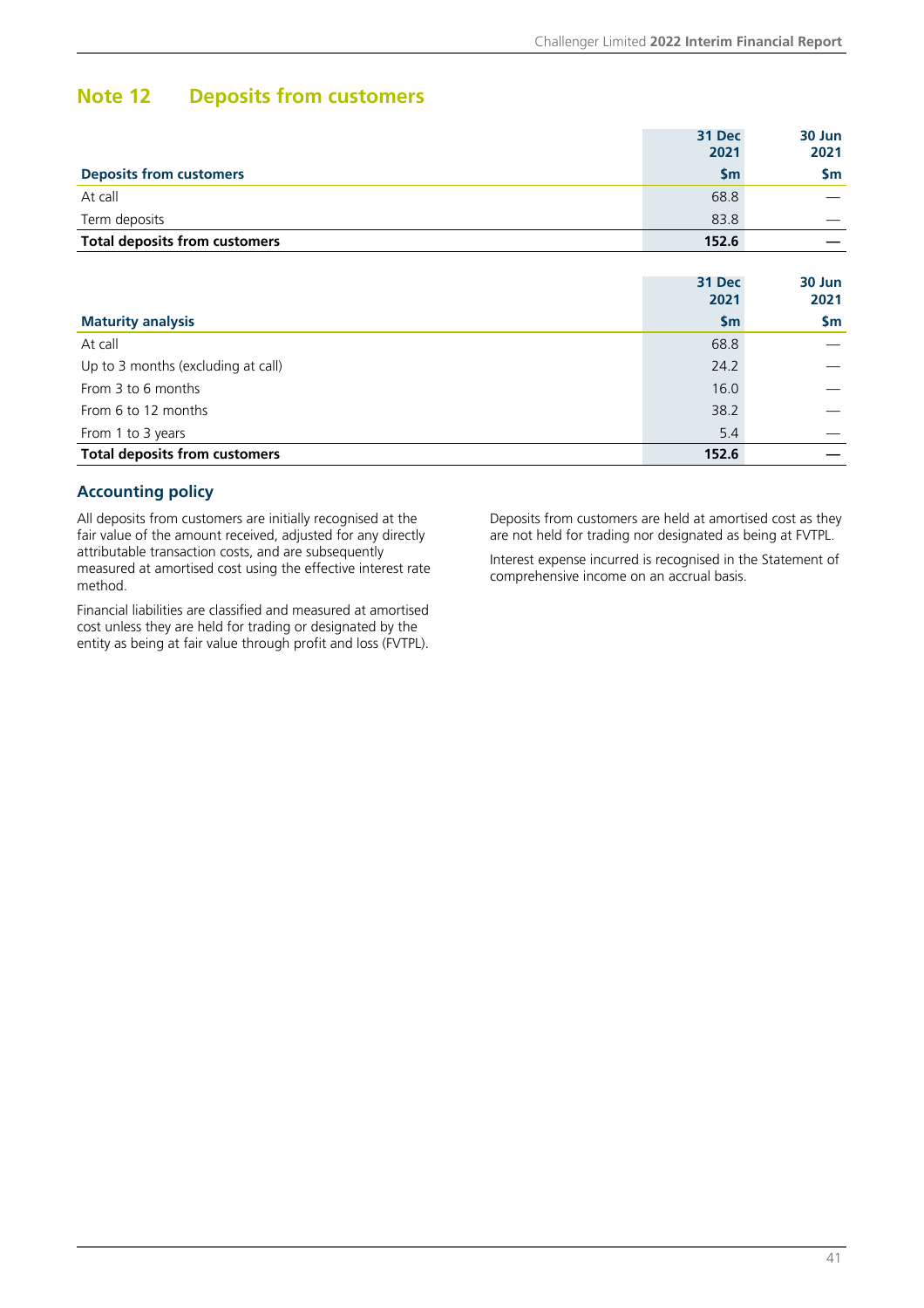## Note 12 Deposits from customers

| Deposits from customers | 31 Dec 2021 $m | 30 Jun 2021 $m |
|---|---|---|
| At call | 68.8 | — |
| Term deposits | 83.8 | — |
| **Total deposits from customers** | **152.6** | **—** |

| Maturity analysis | 31 Dec 2021 $m | 30 Jun 2021 $m |
|---|---|---|
| At call | 68.8 | — |
| Up to 3 months (excluding at call) | 24.2 | — |
| From 3 to 6 months | 16.0 | — |
| From 6 to 12 months | 38.2 | — |
| From 1 to 3 years | 5.4 | — |
| **Total deposits from customers** | **152.6** | **—** |

### Accounting policy

All deposits from customers are initially recognised at the fair value of the amount received, adjusted for any directly attributable transaction costs, and are subsequently measured at amortised cost using the effective interest rate method.

Financial liabilities are classified and measured at amortised cost unless they are held for trading or designated by the entity as being at fair value through profit and loss (FVTPL).

Deposits from customers are held at amortised cost as they are not held for trading nor designated as being at FVTPL.

Interest expense incurred is recognised in the Statement of comprehensive income on an accrual basis.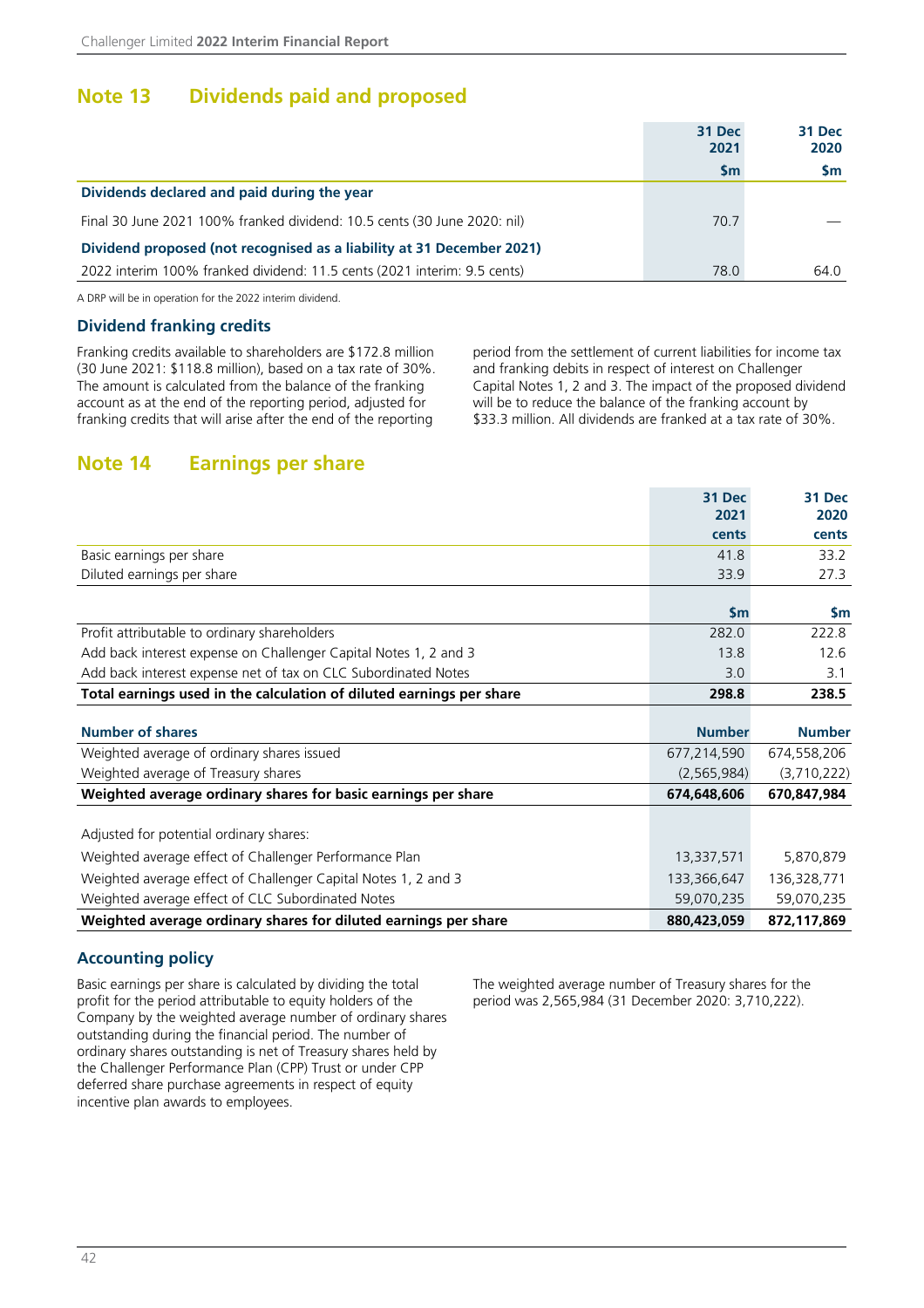## Note 13 Dividends paid and proposed

| | 31 Dec 2021 $m | 31 Dec 2020 $m |
|---|---|---|
| **Dividends declared and paid during the year** | | |
| Final 30 June 2021 100% franked dividend: 10.5 cents (30 June 2020: nil) | 70.7 | — |
| **Dividend proposed (not recognised as a liability at 31 December 2021)** | | |
| 2022 interim 100% franked dividend: 11.5 cents (2021 interim: 9.5 cents) | 78.0 | 64.0 |

A DRP will be in operation for the 2022 interim dividend.

### Dividend franking credits

Franking credits available to shareholders are $172.8 million (30 June 2021: $118.8 million), based on a tax rate of 30%. The amount is calculated from the balance of the franking account as at the end of the reporting period, adjusted for franking credits that will arise after the end of the reporting period from the settlement of current liabilities for income tax and franking debits in respect of interest on Challenger Capital Notes 1, 2 and 3. The impact of the proposed dividend will be to reduce the balance of the franking account by $33.3 million. All dividends are franked at a tax rate of 30%.

## Note 14 Earnings per share

| | 31 Dec 2021 cents | 31 Dec 2020 cents |
|---|---|---|
| Basic earnings per share | 41.8 | 33.2 |
| Diluted earnings per share | 33.9 | 27.3 |

| | $m | $m |
|---|---|---|
| Profit attributable to ordinary shareholders | 282.0 | 222.8 |
| Add back interest expense on Challenger Capital Notes 1, 2 and 3 | 13.8 | 12.6 |
| Add back interest expense net of tax on CLC Subordinated Notes | 3.0 | 3.1 |
| **Total earnings used in the calculation of diluted earnings per share** | **298.8** | **238.5** |

| **Number of shares** | **Number** | **Number** |
|---|---|---|
| Weighted average of ordinary shares issued | 677,214,590 | 674,558,206 |
| Weighted average of Treasury shares | (2,565,984) | (3,710,222) |
| **Weighted average ordinary shares for basic earnings per share** | **674,648,606** | **670,847,984** |
| Adjusted for potential ordinary shares: | | |
| Weighted average effect of Challenger Performance Plan | 13,337,571 | 5,870,879 |
| Weighted average effect of Challenger Capital Notes 1, 2 and 3 | 133,366,647 | 136,328,771 |
| Weighted average effect of CLC Subordinated Notes | 59,070,235 | 59,070,235 |
| **Weighted average ordinary shares for diluted earnings per share** | **880,423,059** | **872,117,869** |

### Accounting policy

Basic earnings per share is calculated by dividing the total profit for the period attributable to equity holders of the Company by the weighted average number of ordinary shares outstanding during the financial period. The number of ordinary shares outstanding is net of Treasury shares held by the Challenger Performance Plan (CPP) Trust or under CPP deferred share purchase agreements in respect of equity incentive plan awards to employees.

The weighted average number of Treasury shares for the period was 2,565,984 (31 December 2020: 3,710,222).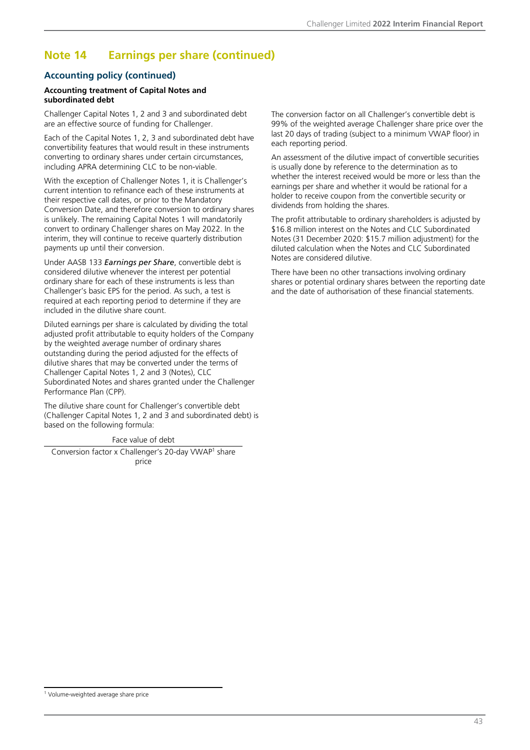## Note 14 Earnings per share (continued)

### Accounting policy (continued)

**Accounting treatment of Capital Notes and subordinated debt**

Challenger Capital Notes 1, 2 and 3 and subordinated debt are an effective source of funding for Challenger.

Each of the Capital Notes 1, 2, 3 and subordinated debt have convertibility features that would result in these instruments converting to ordinary shares under certain circumstances, including APRA determining CLC to be non-viable.

With the exception of Challenger Notes 1, it is Challenger's current intention to refinance each of these instruments at their respective call dates, or prior to the Mandatory Conversion Date, and therefore conversion to ordinary shares is unlikely. The remaining Capital Notes 1 will mandatorily convert to ordinary Challenger shares on May 2022. In the interim, they will continue to receive quarterly distribution payments up until their conversion.

Under AASB 133 ***Earnings per Share***, convertible debt is considered dilutive whenever the interest per potential ordinary share for each of these instruments is less than Challenger's basic EPS for the period. As such, a test is required at each reporting period to determine if they are included in the dilutive share count.

Diluted earnings per share is calculated by dividing the total adjusted profit attributable to equity holders of the Company by the weighted average number of ordinary shares outstanding during the period adjusted for the effects of dilutive shares that may be converted under the terms of Challenger Capital Notes 1, 2 and 3 (Notes), CLC Subordinated Notes and shares granted under the Challenger Performance Plan (CPP).

The dilutive share count for Challenger's convertible debt (Challenger Capital Notes 1, 2 and 3 and subordinated debt) is based on the following formula:

$$\frac{\text{Face value of debt}}{\text{Conversion factor x Challenger's 20-day VWAP}^{1}\text{ share price}}$$

The conversion factor on all Challenger's convertible debt is 99% of the weighted average Challenger share price over the last 20 days of trading (subject to a minimum VWAP floor) in each reporting period.

An assessment of the dilutive impact of convertible securities is usually done by reference to the determination as to whether the interest received would be more or less than the earnings per share and whether it would be rational for a holder to receive coupon from the convertible security or dividends from holding the shares.

The profit attributable to ordinary shareholders is adjusted by $16.8 million interest on the Notes and CLC Subordinated Notes (31 December 2020: $15.7 million adjustment) for the diluted calculation when the Notes and CLC Subordinated Notes are considered dilutive.

There have been no other transactions involving ordinary shares or potential ordinary shares between the reporting date and the date of authorisation of these financial statements.

[1] Volume-weighted average share price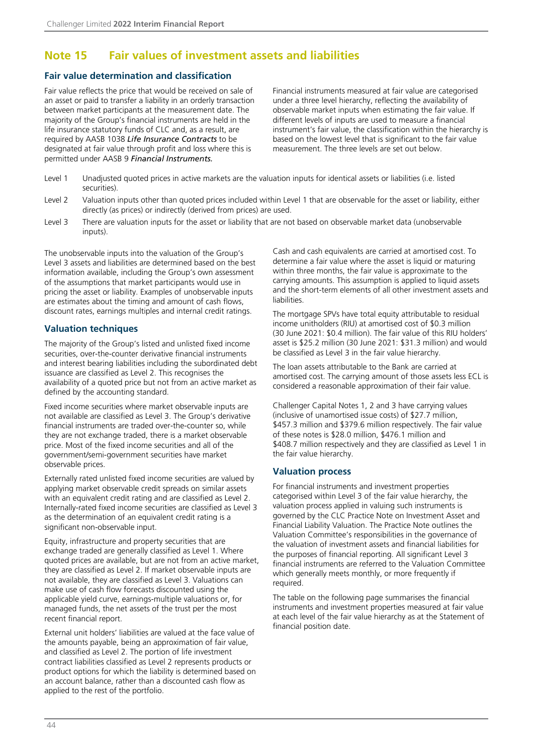## Note 15 Fair values of investment assets and liabilities

### Fair value determination and classification

Fair value reflects the price that would be received on sale of an asset or paid to transfer a liability in an orderly transaction between market participants at the measurement date. The majority of the Group's financial instruments are held in the life insurance statutory funds of CLC and, as a result, are required by AASB 1038 ***Life Insurance Contracts*** to be designated at fair value through profit and loss where this is permitted under AASB 9 ***Financial Instruments.***

Financial instruments measured at fair value are categorised under a three level hierarchy, reflecting the availability of observable market inputs when estimating the fair value. If different levels of inputs are used to measure a financial instrument's fair value, the classification within the hierarchy is based on the lowest level that is significant to the fair value measurement. The three levels are set out below.

- Level 1 Unadjusted quoted prices in active markets are the valuation inputs for identical assets or liabilities (i.e. listed securities).
- Level 2 Valuation inputs other than quoted prices included within Level 1 that are observable for the asset or liability, either directly (as prices) or indirectly (derived from prices) are used.
- Level 3 There are valuation inputs for the asset or liability that are not based on observable market data (unobservable inputs).

The unobservable inputs into the valuation of the Group's Level 3 assets and liabilities are determined based on the best information available, including the Group's own assessment of the assumptions that market participants would use in pricing the asset or liability. Examples of unobservable inputs are estimates about the timing and amount of cash flows, discount rates, earnings multiples and internal credit ratings.

### Valuation techniques

The majority of the Group's listed and unlisted fixed income securities, over-the-counter derivative financial instruments and interest bearing liabilities including the subordinated debt issuance are classified as Level 2. This recognises the availability of a quoted price but not from an active market as defined by the accounting standard.

Fixed income securities where market observable inputs are not available are classified as Level 3. The Group's derivative financial instruments are traded over-the-counter so, while they are not exchange traded, there is a market observable price. Most of the fixed income securities and all of the government/semi-government securities have market observable prices.

Externally rated unlisted fixed income securities are valued by applying market observable credit spreads on similar assets with an equivalent credit rating and are classified as Level 2. Internally-rated fixed income securities are classified as Level 3 as the determination of an equivalent credit rating is a significant non-observable input.

Equity, infrastructure and property securities that are exchange traded are generally classified as Level 1. Where quoted prices are available, but are not from an active market, they are classified as Level 2. If market observable inputs are not available, they are classified as Level 3. Valuations can make use of cash flow forecasts discounted using the applicable yield curve, earnings-multiple valuations or, for managed funds, the net assets of the trust per the most recent financial report.

External unit holders' liabilities are valued at the face value of the amounts payable, being an approximation of fair value, and classified as Level 2. The portion of life investment contract liabilities classified as Level 2 represents products or product options for which the liability is determined based on an account balance, rather than a discounted cash flow as applied to the rest of the portfolio.

Cash and cash equivalents are carried at amortised cost. To determine a fair value where the asset is liquid or maturing within three months, the fair value is approximate to the carrying amounts. This assumption is applied to liquid assets and the short-term elements of all other investment assets and liabilities.

The mortgage SPVs have total equity attributable to residual income unitholders (RIU) at amortised cost of \$0.3 million (30 June 2021: \$0.4 million). The fair value of this RIU holders' asset is \$25.2 million (30 June 2021: \$31.3 million) and would be classified as Level 3 in the fair value hierarchy.

The loan assets attributable to the Bank are carried at amortised cost. The carrying amount of those assets less ECL is considered a reasonable approximation of their fair value.

Challenger Capital Notes 1, 2 and 3 have carrying values (inclusive of unamortised issue costs) of \$27.7 million, \$457.3 million and \$379.6 million respectively. The fair value of these notes is \$28.0 million, \$476.1 million and \$408.7 million respectively and they are classified as Level 1 in the fair value hierarchy.

### Valuation process

For financial instruments and investment properties categorised within Level 3 of the fair value hierarchy, the valuation process applied in valuing such instruments is governed by the CLC Practice Note on Investment Asset and Financial Liability Valuation. The Practice Note outlines the Valuation Committee's responsibilities in the governance of the valuation of investment assets and financial liabilities for the purposes of financial reporting. All significant Level 3 financial instruments are referred to the Valuation Committee which generally meets monthly, or more frequently if required.

The table on the following page summarises the financial instruments and investment properties measured at fair value at each level of the fair value hierarchy as at the Statement of financial position date.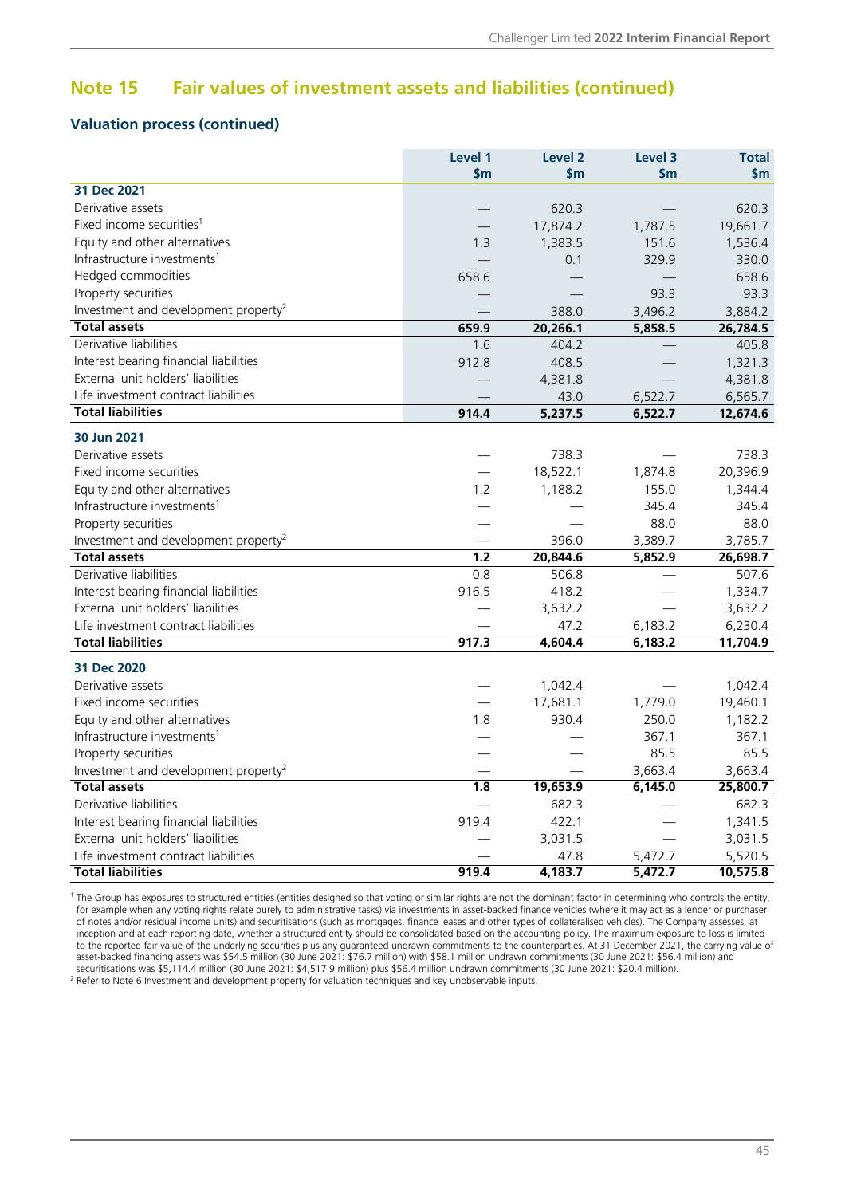## Note 15 Fair values of investment assets and liabilities (continued)

### Valuation process (continued)

| | Level 1 $m | Level 2 $m | Level 3 $m | Total $m |
|---|---|---|---|---|
| **31 Dec 2021** | | | | |
| Derivative assets | — | 620.3 | — | 620.3 |
| Fixed income securities[1] | — | 17,874.2 | 1,787.5 | 19,661.7 |
| Equity and other alternatives | 1.3 | 1,383.5 | 151.6 | 1,536.4 |
| Infrastructure investments[1] | — | 0.1 | 329.9 | 330.0 |
| Hedged commodities | 658.6 | — | — | 658.6 |
| Property securities | — | — | 93.3 | 93.3 |
| Investment and development property[2] | — | 388.0 | 3,496.2 | 3,884.2 |
| **Total assets** | **659.9** | **20,266.1** | **5,858.5** | **26,784.5** |
| Derivative liabilities | 1.6 | 404.2 | — | 405.8 |
| Interest bearing financial liabilities | 912.8 | 408.5 | — | 1,321.3 |
| External unit holders' liabilities | — | 4,381.8 | — | 4,381.8 |
| Life investment contract liabilities | — | 43.0 | 6,522.7 | 6,565.7 |
| **Total liabilities** | **914.4** | **5,237.5** | **6,522.7** | **12,674.6** |
| **30 Jun 2021** | | | | |
| Derivative assets | — | 738.3 | — | 738.3 |
| Fixed income securities | — | 18,522.1 | 1,874.8 | 20,396.9 |
| Equity and other alternatives | 1.2 | 1,188.2 | 155.0 | 1,344.4 |
| Infrastructure investments[1] | — | — | 345.4 | 345.4 |
| Property securities | — | — | 88.0 | 88.0 |
| Investment and development property[2] | — | 396.0 | 3,389.7 | 3,785.7 |
| **Total assets** | **1.2** | **20,844.6** | **5,852.9** | **26,698.7** |
| Derivative liabilities | 0.8 | 506.8 | — | 507.6 |
| Interest bearing financial liabilities | 916.5 | 418.2 | — | 1,334.7 |
| External unit holders' liabilities | — | 3,632.2 | — | 3,632.2 |
| Life investment contract liabilities | — | 47.2 | 6,183.2 | 6,230.4 |
| **Total liabilities** | **917.3** | **4,604.4** | **6,183.2** | **11,704.9** |
| **31 Dec 2020** | | | | |
| Derivative assets | — | 1,042.4 | — | 1,042.4 |
| Fixed income securities | — | 17,681.1 | 1,779.0 | 19,460.1 |
| Equity and other alternatives | 1.8 | 930.4 | 250.0 | 1,182.2 |
| Infrastructure investments[1] | — | — | 367.1 | 367.1 |
| Property securities | — | — | 85.5 | 85.5 |
| Investment and development property[2] | — | — | 3,663.4 | 3,663.4 |
| **Total assets** | **1.8** | **19,653.9** | **6,145.0** | **25,800.7** |
| Derivative liabilities | — | 682.3 | — | 682.3 |
| Interest bearing financial liabilities | 919.4 | 422.1 | — | 1,341.5 |
| External unit holders' liabilities | — | 3,031.5 | — | 3,031.5 |
| Life investment contract liabilities | — | 47.8 | 5,472.7 | 5,520.5 |
| **Total liabilities** | **919.4** | **4,183.7** | **5,472.7** | **10,575.8** |

[1] The Group has exposures to structured entities (entities designed so that voting or similar rights are not the dominant factor in determining who controls the entity, for example when any voting rights relate purely to administrative tasks) via investments in asset-backed finance vehicles (where it may act as a lender or purchaser of notes and/or residual income units) and securitisations (such as mortgages, finance leases and other types of collateralised vehicles). The Company assesses, at inception and at each reporting date, whether a structured entity should be consolidated based on the accounting policy. The maximum exposure to loss is limited to the reported fair value of the underlying securities plus any guaranteed undrawn commitments to the counterparties. At 31 December 2021, the carrying value of asset-backed financing assets was $54.5 million (30 June 2021: $76.7 million) with $58.1 million undrawn commitments (30 June 2021: $56.4 million) and securitisations was $5,114.4 million (30 June 2021: $4,517.9 million) plus $56.4 million undrawn commitments (30 June 2021: $20.4 million).

[2] Refer to Note 6 Investment and development property for valuation techniques and key unobservable inputs.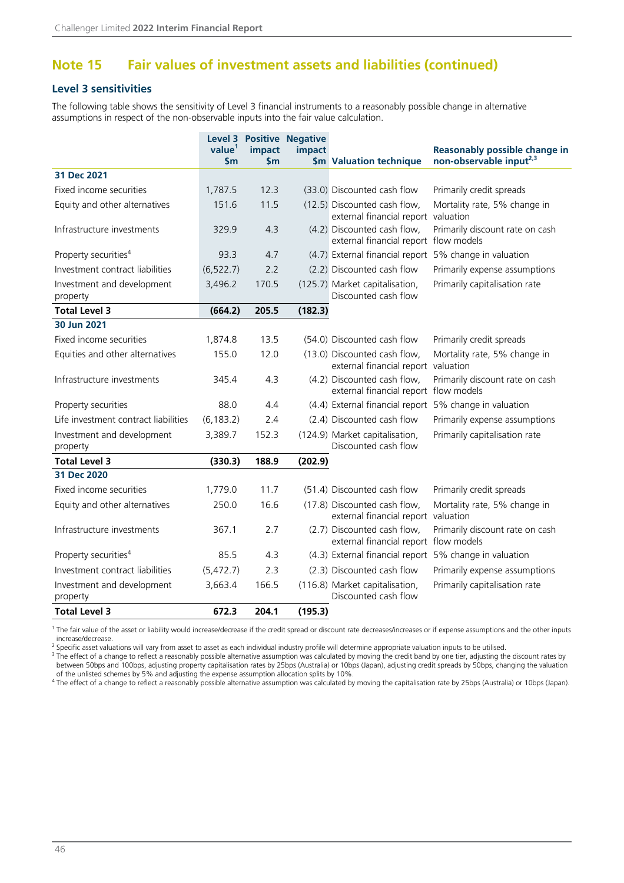## Note 15 Fair values of investment assets and liabilities (continued)

### Level 3 sensitivities

The following table shows the sensitivity of Level 3 financial instruments to a reasonably possible change in alternative assumptions in respect of the non-observable inputs into the fair value calculation.

| | Level 3 value[1] $m | Positive impact $m | Negative impact $m | Valuation technique | Reasonably possible change in non-observable input[2,3] |
|---|---|---|---|---|---|
| **31 Dec 2021** | | | | | |
| Fixed income securities | 1,787.5 | 12.3 | (33.0) | Discounted cash flow | Primarily credit spreads |
| Equity and other alternatives | 151.6 | 11.5 | (12.5) | Discounted cash flow, external financial report | Mortality rate, 5% change in valuation |
| Infrastructure investments | 329.9 | 4.3 | (4.2) | Discounted cash flow, external financial report | Primarily discount rate on cash flow models |
| Property securities[4] | 93.3 | 4.7 | (4.7) | External financial report | 5% change in valuation |
| Investment contract liabilities | (6,522.7) | 2.2 | (2.2) | Discounted cash flow | Primarily expense assumptions |
| Investment and development property | 3,496.2 | 170.5 | (125.7) | Market capitalisation, Discounted cash flow | Primarily capitalisation rate |
| **Total Level 3** | **(664.2)** | **205.5** | **(182.3)** | | |
| **30 Jun 2021** | | | | | |
| Fixed income securities | 1,874.8 | 13.5 | (54.0) | Discounted cash flow | Primarily credit spreads |
| Equities and other alternatives | 155.0 | 12.0 | (13.0) | Discounted cash flow, external financial report | Mortality rate, 5% change in valuation |
| Infrastructure investments | 345.4 | 4.3 | (4.2) | Discounted cash flow, external financial report | Primarily discount rate on cash flow models |
| Property securities | 88.0 | 4.4 | (4.4) | External financial report | 5% change in valuation |
| Life investment contract liabilities | (6,183.2) | 2.4 | (2.4) | Discounted cash flow | Primarily expense assumptions |
| Investment and development property | 3,389.7 | 152.3 | (124.9) | Market capitalisation, Discounted cash flow | Primarily capitalisation rate |
| **Total Level 3** | **(330.3)** | **188.9** | **(202.9)** | | |
| **31 Dec 2020** | | | | | |
| Fixed income securities | 1,779.0 | 11.7 | (51.4) | Discounted cash flow | Primarily credit spreads |
| Equity and other alternatives | 250.0 | 16.6 | (17.8) | Discounted cash flow, external financial report | Mortality rate, 5% change in valuation |
| Infrastructure investments | 367.1 | 2.7 | (2.7) | Discounted cash flow, external financial report | Primarily discount rate on cash flow models |
| Property securities[4] | 85.5 | 4.3 | (4.3) | External financial report | 5% change in valuation |
| Investment contract liabilities | (5,472.7) | 2.3 | (2.3) | Discounted cash flow | Primarily expense assumptions |
| Investment and development property | 3,663.4 | 166.5 | (116.8) | Market capitalisation, Discounted cash flow | Primarily capitalisation rate |
| **Total Level 3** | **672.3** | **204.1** | **(195.3)** | | |

[1] The fair value of the asset or liability would increase/decrease if the credit spread or discount rate decreases/increases or if expense assumptions and the other inputs increase/decrease.

[2] Specific asset valuations will vary from asset to asset as each individual industry profile will determine appropriate valuation inputs to be utilised.

[3] The effect of a change to reflect a reasonably possible alternative assumption was calculated by moving the credit band by one tier, adjusting the discount rates by between 50bps and 100bps, adjusting property capitalisation rates by 25bps (Australia) or 10bps (Japan), adjusting credit spreads by 50bps, changing the valuation of the unlisted schemes by 5% and adjusting the expense assumption allocation splits by 10%.

[4] The effect of a change to reflect a reasonably possible alternative assumption was calculated by moving the capitalisation rate by 25bps (Australia) or 10bps (Japan).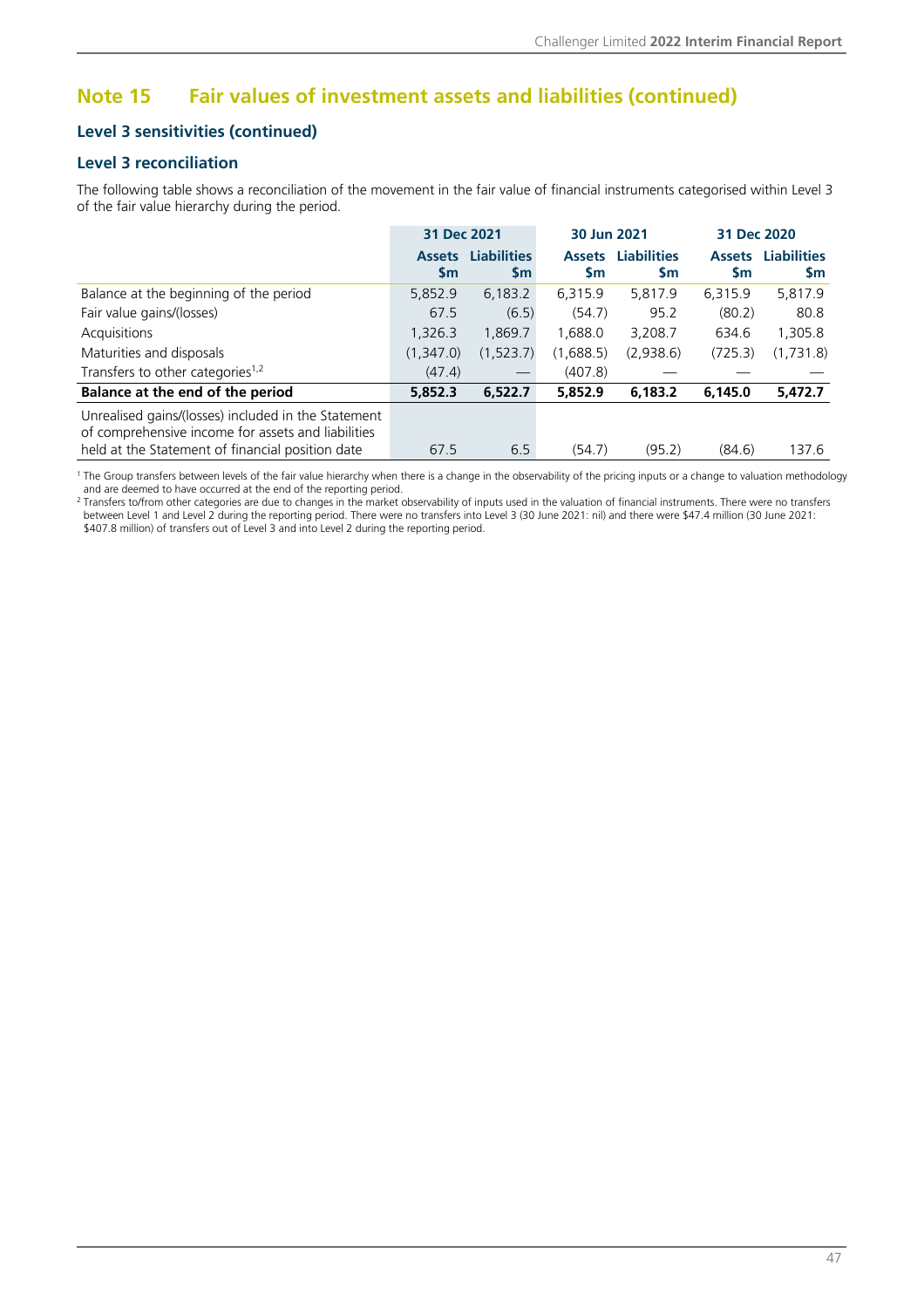## Note 15 Fair values of investment assets and liabilities (continued)

### Level 3 sensitivities (continued)

### Level 3 reconciliation

The following table shows a reconciliation of the movement in the fair value of financial instruments categorised within Level 3 of the fair value hierarchy during the period.

| | 31 Dec 2021 | | 30 Jun 2021 | | 31 Dec 2020 | |
|---|---|---|---|---|---|---|
| | Assets $m | Liabilities $m | Assets $m | Liabilities $m | Assets $m | Liabilities $m |
| Balance at the beginning of the period | 5,852.9 | 6,183.2 | 6,315.9 | 5,817.9 | 6,315.9 | 5,817.9 |
| Fair value gains/(losses) | 67.5 | (6.5) | (54.7) | 95.2 | (80.2) | 80.8 |
| Acquisitions | 1,326.3 | 1,869.7 | 1,688.0 | 3,208.7 | 634.6 | 1,305.8 |
| Maturities and disposals | (1,347.0) | (1,523.7) | (1,688.5) | (2,938.6) | (725.3) | (1,731.8) |
| Transfers to other categories[1,2] | (47.4) | — | (407.8) | — | — | — |
| **Balance at the end of the period** | **5,852.3** | **6,522.7** | **5,852.9** | **6,183.2** | **6,145.0** | **5,472.7** |
| Unrealised gains/(losses) included in the Statement of comprehensive income for assets and liabilities held at the Statement of financial position date | 67.5 | 6.5 | (54.7) | (95.2) | (84.6) | 137.6 |

[1] The Group transfers between levels of the fair value hierarchy when there is a change in the observability of the pricing inputs or a change to valuation methodology and are deemed to have occurred at the end of the reporting period.

[2] Transfers to/from other categories are due to changes in the market observability of inputs used in the valuation of financial instruments. There were no transfers between Level 1 and Level 2 during the reporting period. There were no transfers into Level 3 (30 June 2021: nil) and there were $47.4 million (30 June 2021: $407.8 million) of transfers out of Level 3 and into Level 2 during the reporting period.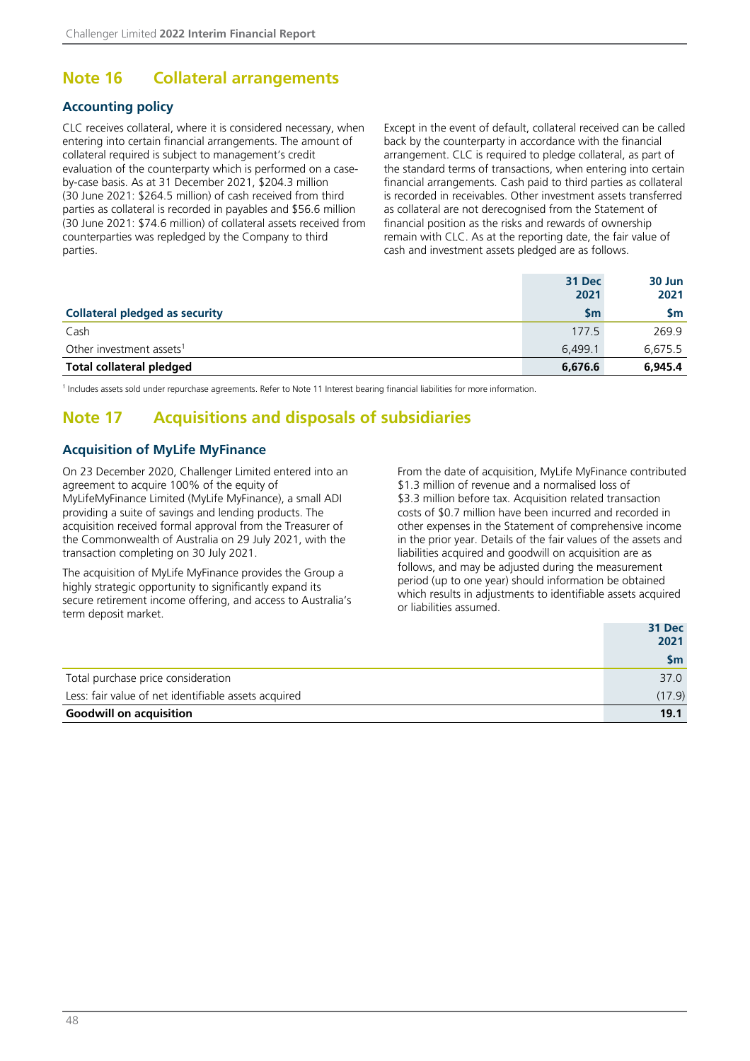## Note 16 Collateral arrangements

### Accounting policy

CLC receives collateral, where it is considered necessary, when entering into certain financial arrangements. The amount of collateral required is subject to management's credit evaluation of the counterparty which is performed on a case-by-case basis. As at 31 December 2021, $204.3 million (30 June 2021: $264.5 million) of cash received from third parties as collateral is recorded in payables and $56.6 million (30 June 2021: $74.6 million) of collateral assets received from counterparties was repledged by the Company to third parties.

Except in the event of default, collateral received can be called back by the counterparty in accordance with the financial arrangement. CLC is required to pledge collateral, as part of the standard terms of transactions, when entering into certain financial arrangements. Cash paid to third parties as collateral is recorded in receivables. Other investment assets transferred as collateral are not derecognised from the Statement of financial position as the risks and rewards of ownership remain with CLC. As at the reporting date, the fair value of cash and investment assets pledged are as follows.

| Collateral pledged as security | 31 Dec 2021 $m | 30 Jun 2021 $m |
|---|---|---|
| Cash | 177.5 | 269.9 |
| Other investment assets[1] | 6,499.1 | 6,675.5 |
| **Total collateral pledged** | **6,676.6** | **6,945.4** |

[1] Includes assets sold under repurchase agreements. Refer to Note 11 Interest bearing financial liabilities for more information.

## Note 17 Acquisitions and disposals of subsidiaries

### Acquisition of MyLife MyFinance

On 23 December 2020, Challenger Limited entered into an agreement to acquire 100% of the equity of MyLifeMyFinance Limited (MyLife MyFinance), a small ADI providing a suite of savings and lending products. The acquisition received formal approval from the Treasurer of the Commonwealth of Australia on 29 July 2021, with the transaction completing on 30 July 2021.

The acquisition of MyLife MyFinance provides the Group a highly strategic opportunity to significantly expand its secure retirement income offering, and access to Australia's term deposit market.

From the date of acquisition, MyLife MyFinance contributed $1.3 million of revenue and a normalised loss of $3.3 million before tax. Acquisition related transaction costs of $0.7 million have been incurred and recorded in other expenses in the Statement of comprehensive income in the prior year. Details of the fair values of the assets and liabilities acquired and goodwill on acquisition are as follows, and may be adjusted during the measurement period (up to one year) should information be obtained which results in adjustments to identifiable assets acquired or liabilities assumed.

| | 31 Dec 2021 $m |
|---|---|
| Total purchase price consideration | 37.0 |
| Less: fair value of net identifiable assets acquired | (17.9) |
| **Goodwill on acquisition** | **19.1** |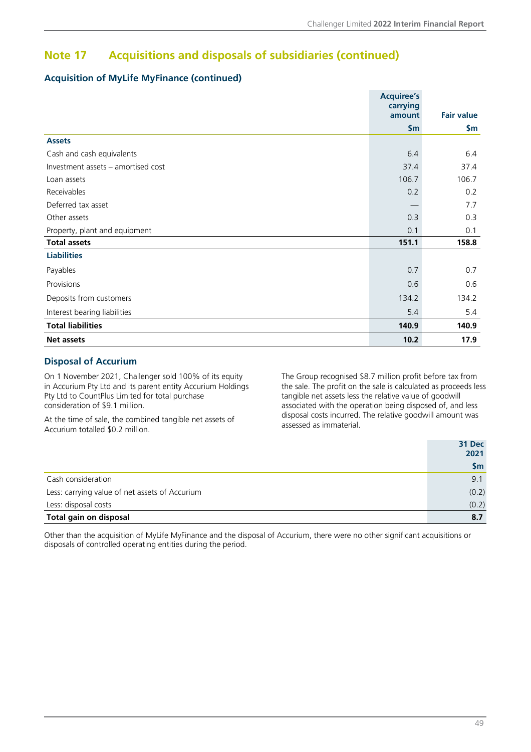## Note 17 Acquisitions and disposals of subsidiaries (continued)

### Acquisition of MyLife MyFinance (continued)

| | Acquiree's carrying amount $m | Fair value $m |
|---|---|---|
| **Assets** | | |
| Cash and cash equivalents | 6.4 | 6.4 |
| Investment assets – amortised cost | 37.4 | 37.4 |
| Loan assets | 106.7 | 106.7 |
| Receivables | 0.2 | 0.2 |
| Deferred tax asset | — | 7.7 |
| Other assets | 0.3 | 0.3 |
| Property, plant and equipment | 0.1 | 0.1 |
| **Total assets** | **151.1** | **158.8** |
| **Liabilities** | | |
| Payables | 0.7 | 0.7 |
| Provisions | 0.6 | 0.6 |
| Deposits from customers | 134.2 | 134.2 |
| Interest bearing liabilities | 5.4 | 5.4 |
| **Total liabilities** | **140.9** | **140.9** |
| **Net assets** | **10.2** | **17.9** |

### Disposal of Accurium

On 1 November 2021, Challenger sold 100% of its equity in Accurium Pty Ltd and its parent entity Accurium Holdings Pty Ltd to CountPlus Limited for total purchase consideration of $9.1 million.

At the time of sale, the combined tangible net assets of Accurium totalled $0.2 million.

The Group recognised $8.7 million profit before tax from the sale. The profit on the sale is calculated as proceeds less tangible net assets less the relative value of goodwill associated with the operation being disposed of, and less disposal costs incurred. The relative goodwill amount was assessed as immaterial.

| | 31 Dec 2021 $m |
|---|---|
| Cash consideration | 9.1 |
| Less: carrying value of net assets of Accurium | (0.2) |
| Less: disposal costs | (0.2) |
| **Total gain on disposal** | **8.7** |

Other than the acquisition of MyLife MyFinance and the disposal of Accurium, there were no other significant acquisitions or disposals of controlled operating entities during the period.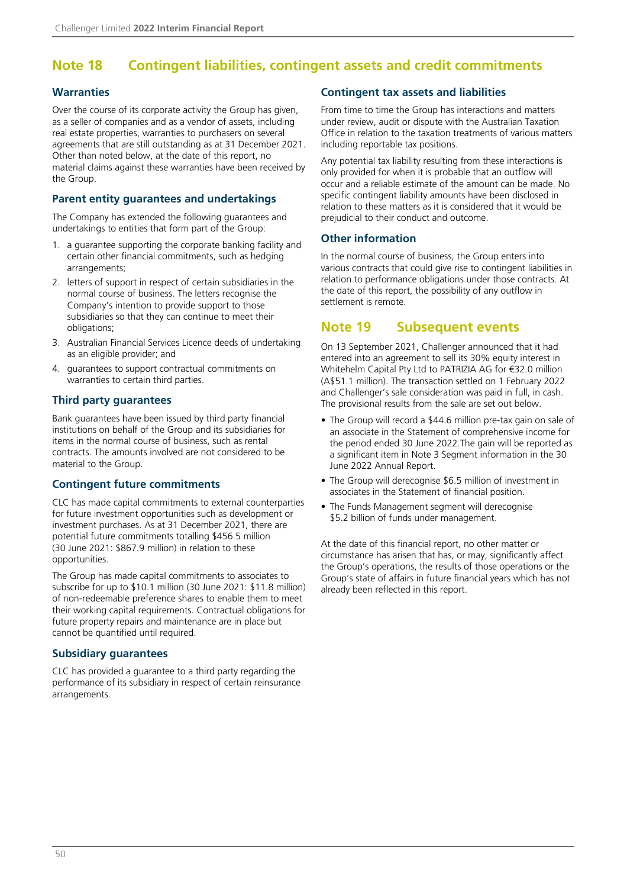## Note 18 Contingent liabilities, contingent assets and credit commitments

### Warranties

Over the course of its corporate activity the Group has given, as a seller of companies and as a vendor of assets, including real estate properties, warranties to purchasers on several agreements that are still outstanding as at 31 December 2021. Other than noted below, at the date of this report, no material claims against these warranties have been received by the Group.

### Parent entity guarantees and undertakings

The Company has extended the following guarantees and undertakings to entities that form part of the Group:

1. a guarantee supporting the corporate banking facility and certain other financial commitments, such as hedging arrangements;
2. letters of support in respect of certain subsidiaries in the normal course of business. The letters recognise the Company's intention to provide support to those subsidiaries so that they can continue to meet their obligations;
3. Australian Financial Services Licence deeds of undertaking as an eligible provider; and
4. guarantees to support contractual commitments on warranties to certain third parties.

### Third party guarantees

Bank guarantees have been issued by third party financial institutions on behalf of the Group and its subsidiaries for items in the normal course of business, such as rental contracts. The amounts involved are not considered to be material to the Group.

### Contingent future commitments

CLC has made capital commitments to external counterparties for future investment opportunities such as development or investment purchases. As at 31 December 2021, there are potential future commitments totalling $456.5 million (30 June 2021: $867.9 million) in relation to these opportunities.

The Group has made capital commitments to associates to subscribe for up to $10.1 million (30 June 2021: $11.8 million) of non-redeemable preference shares to enable them to meet their working capital requirements. Contractual obligations for future property repairs and maintenance are in place but cannot be quantified until required.

### Subsidiary guarantees

CLC has provided a guarantee to a third party regarding the performance of its subsidiary in respect of certain reinsurance arrangements.

### Contingent tax assets and liabilities

From time to time the Group has interactions and matters under review, audit or dispute with the Australian Taxation Office in relation to the taxation treatments of various matters including reportable tax positions.

Any potential tax liability resulting from these interactions is only provided for when it is probable that an outflow will occur and a reliable estimate of the amount can be made. No specific contingent liability amounts have been disclosed in relation to these matters as it is considered that it would be prejudicial to their conduct and outcome.

### Other information

In the normal course of business, the Group enters into various contracts that could give rise to contingent liabilities in relation to performance obligations under those contracts. At the date of this report, the possibility of any outflow in settlement is remote.

## Note 19 Subsequent events

On 13 September 2021, Challenger announced that it had entered into an agreement to sell its 30% equity interest in Whitehelm Capital Pty Ltd to PATRIZIA AG for €32.0 million (A$51.1 million). The transaction settled on 1 February 2022 and Challenger's sale consideration was paid in full, in cash. The provisional results from the sale are set out below.

- The Group will record a $44.6 million pre-tax gain on sale of an associate in the Statement of comprehensive income for the period ended 30 June 2022.The gain will be reported as a significant item in Note 3 Segment information in the 30 June 2022 Annual Report.
- The Group will derecognise $6.5 million of investment in associates in the Statement of financial position.
- The Funds Management segment will derecognise $5.2 billion of funds under management.

At the date of this financial report, no other matter or circumstance has arisen that has, or may, significantly affect the Group's operations, the results of those operations or the Group's state of affairs in future financial years which has not already been reflected in this report.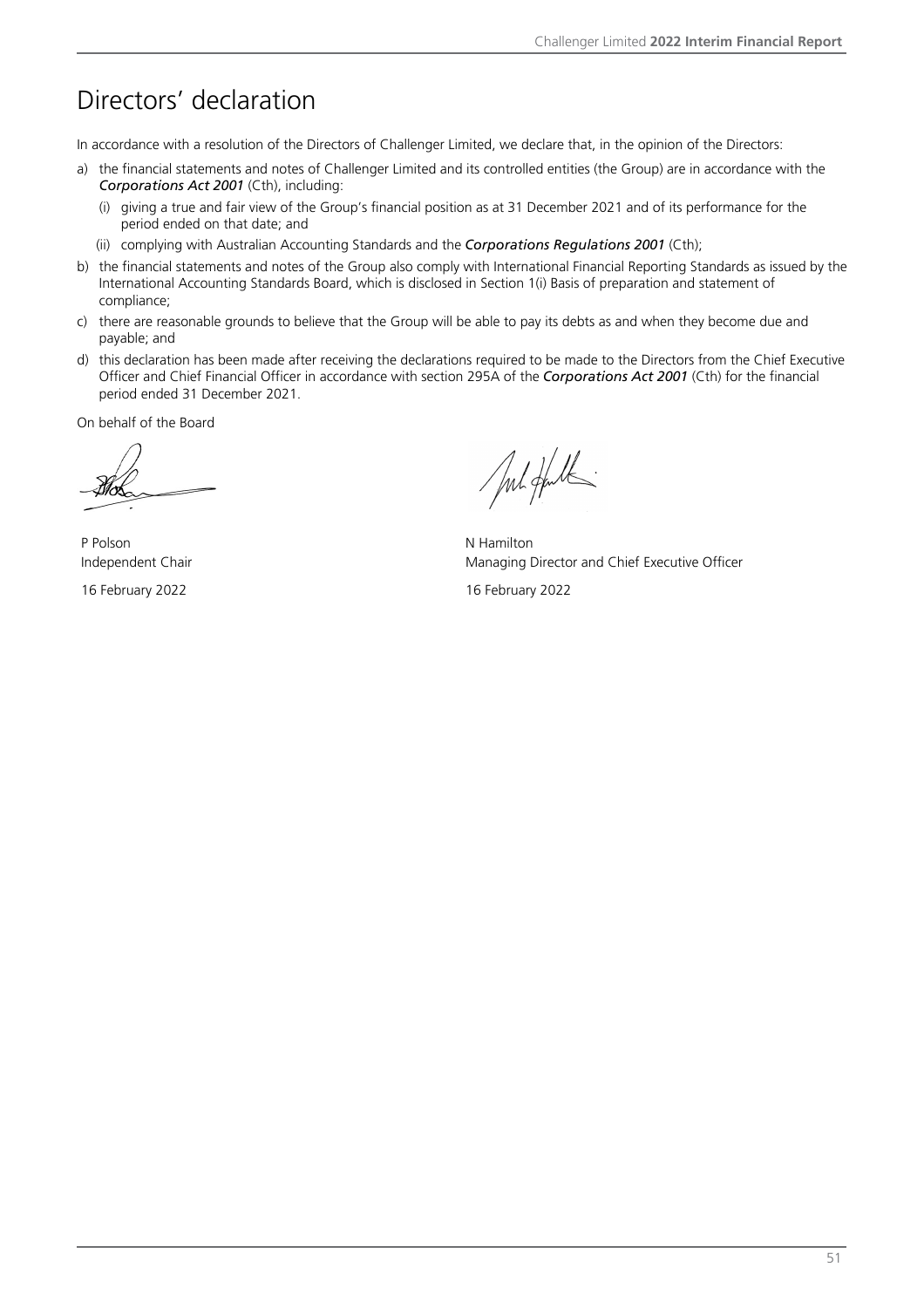# Directors' declaration

In accordance with a resolution of the Directors of Challenger Limited, we declare that, in the opinion of the Directors:

a) the financial statements and notes of Challenger Limited and its controlled entities (the Group) are in accordance with the ***Corporations Act 2001*** (Cth), including:

   (i) giving a true and fair view of the Group's financial position as at 31 December 2021 and of its performance for the period ended on that date; and

   (ii) complying with Australian Accounting Standards and the ***Corporations Regulations 2001*** (Cth);

b) the financial statements and notes of the Group also comply with International Financial Reporting Standards as issued by the International Accounting Standards Board, which is disclosed in Section 1(i) Basis of preparation and statement of compliance;

c) there are reasonable grounds to believe that the Group will be able to pay its debts as and when they become due and payable; and

d) this declaration has been made after receiving the declarations required to be made to the Directors from the Chief Executive Officer and Chief Financial Officer in accordance with section 295A of the ***Corporations Act 2001*** (Cth) for the financial period ended 31 December 2021.

On behalf of the Board

P Polson
Independent Chair
16 February 2022

N Hamilton
Managing Director and Chief Executive Officer
16 February 2022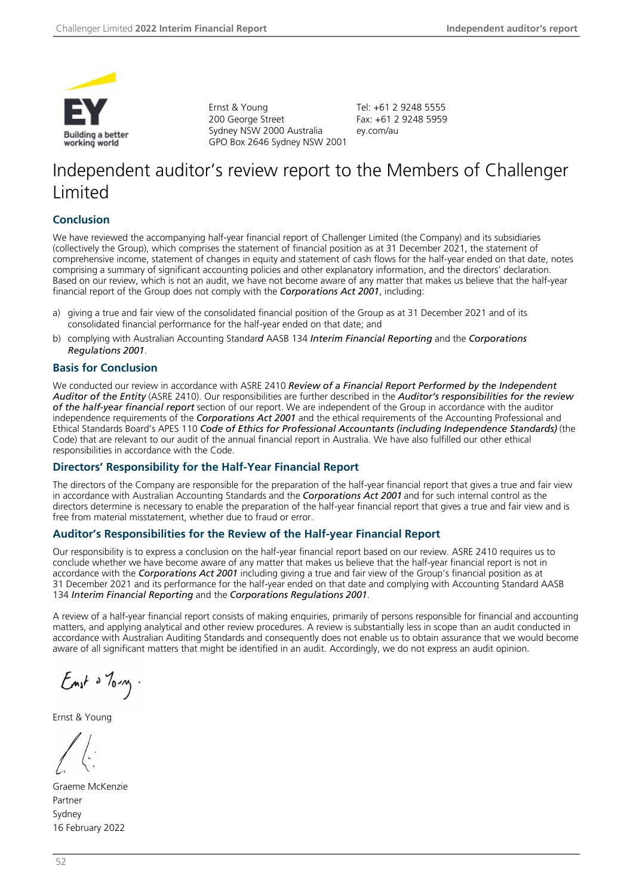Ernst & Young
200 George Street
Sydney NSW 2000 Australia
GPO Box 2646 Sydney NSW 2001

Tel: +61 2 9248 5555
Fax: +61 2 9248 5959
ey.com/au

# Independent auditor's review report to the Members of Challenger Limited

## Conclusion

We have reviewed the accompanying half-year financial report of Challenger Limited (the Company) and its subsidiaries (collectively the Group), which comprises the statement of financial position as at 31 December 2021, the statement of comprehensive income, statement of changes in equity and statement of cash flows for the half-year ended on that date, notes comprising a summary of significant accounting policies and other explanatory information, and the directors' declaration. Based on our review, which is not an audit, we have not become aware of any matter that makes us believe that the half-year financial report of the Group does not comply with the ***Corporations Act 2001***, including:

a) giving a true and fair view of the consolidated financial position of the Group as at 31 December 2021 and of its consolidated financial performance for the half-year ended on that date; and

b) complying with Australian Accounting Standard AASB 134 *Interim Financial Reporting* and the *Corporations Regulations 2001*.

## Basis for Conclusion

We conducted our review in accordance with ASRE 2410 *Review of a Financial Report Performed by the Independent Auditor of the Entity* (ASRE 2410). Our responsibilities are further described in the ***Auditor's responsibilities for the review of the half-year financial report*** section of our report. We are independent of the Group in accordance with the auditor independence requirements of the ***Corporations Act 2001*** and the ethical requirements of the Accounting Professional and Ethical Standards Board's APES 110 ***Code of Ethics for Professional Accountants (including Independence Standards)*** (the Code) that are relevant to our audit of the annual financial report in Australia. We have also fulfilled our other ethical responsibilities in accordance with the Code.

## Directors' Responsibility for the Half-Year Financial Report

The directors of the Company are responsible for the preparation of the half-year financial report that gives a true and fair view in accordance with Australian Accounting Standards and the ***Corporations Act 2001*** and for such internal control as the directors determine is necessary to enable the preparation of the half-year financial report that gives a true and fair view and is free from material misstatement, whether due to fraud or error.

## Auditor's Responsibilities for the Review of the Half-year Financial Report

Our responsibility is to express a conclusion on the half-year financial report based on our review. ASRE 2410 requires us to conclude whether we have become aware of any matter that makes us believe that the half-year financial report is not in accordance with the ***Corporations Act 2001*** including giving a true and fair view of the Group's financial position as at 31 December 2021 and its performance for the half-year ended on that date and complying with Accounting Standard AASB 134 *Interim Financial Reporting* and the *Corporations Regulations 2001*.

A review of a half-year financial report consists of making enquiries, primarily of persons responsible for financial and accounting matters, and applying analytical and other review procedures. A review is substantially less in scope than an audit conducted in accordance with Australian Auditing Standards and consequently does not enable us to obtain assurance that we would become aware of all significant matters that might be identified in an audit. Accordingly, we do not express an audit opinion.

Ernst & Young

Graeme McKenzie
Partner
Sydney
16 February 2022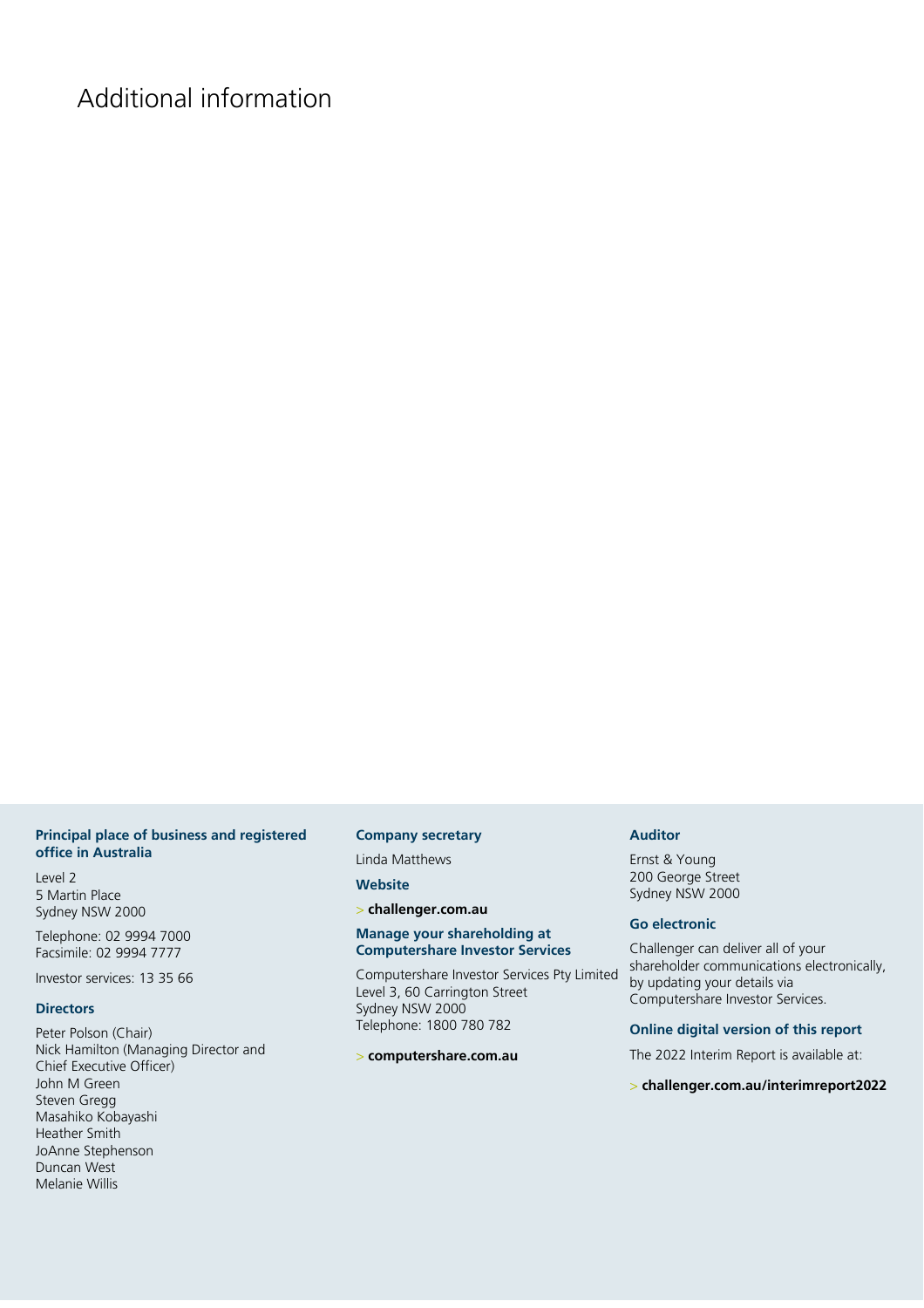# Additional information

### Principal place of business and registered office in Australia

Level 2
5 Martin Place
Sydney NSW 2000

Telephone: 02 9994 7000
Facsimile: 02 9994 7777

Investor services: 13 35 66

### Directors

Peter Polson (Chair)
Nick Hamilton (Managing Director and Chief Executive Officer)
John M Green
Steven Gregg
Masahiko Kobayashi
Heather Smith
JoAnne Stephenson
Duncan West
Melanie Willis

### Company secretary

Linda Matthews

### Website

> **challenger.com.au**

### Manage your shareholding at Computershare Investor Services

Computershare Investor Services Pty Limited
Level 3, 60 Carrington Street
Sydney NSW 2000
Telephone: 1800 780 782

> **computershare.com.au**

### Auditor

Ernst & Young
200 George Street
Sydney NSW 2000

### Go electronic

Challenger can deliver all of your shareholder communications electronically, by updating your details via Computershare Investor Services.

### Online digital version of this report

The 2022 Interim Report is available at:

> **challenger.com.au/interimreport2022**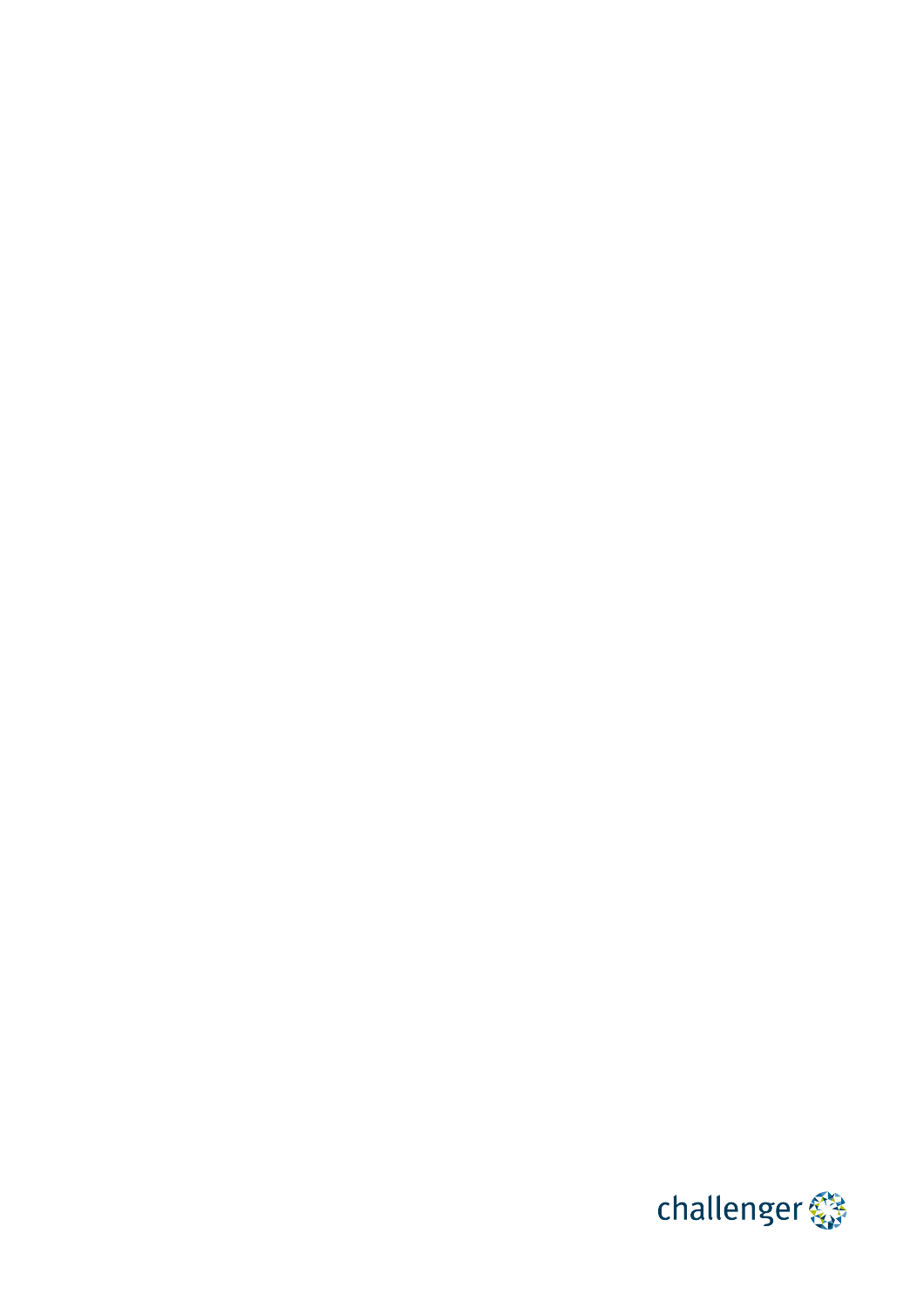challenger